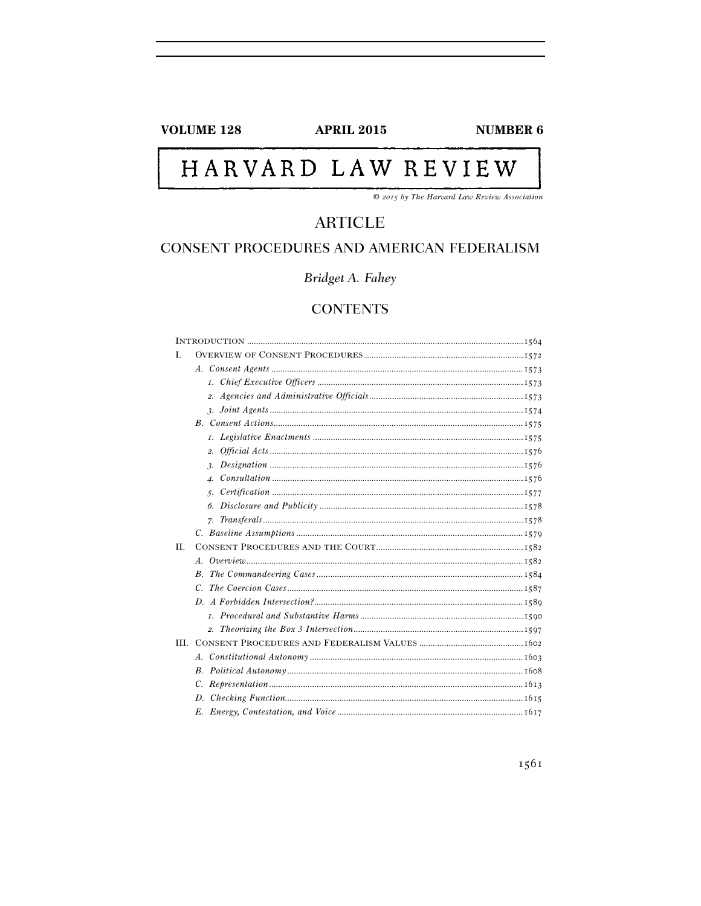VOLUME 128 APRIL 2015 NUMBER 6

# HARVARD LAW REVIEW

*© 2015 by The Harvard Law Review Association*

## ARTICLE

## CONSENT PROCEDURES AND AMERICAN FEDERALISM

*Bridget A. Fahey*

### CONTENTS

INTRODUCTION ........ 1564

I. OVERVIEW OF CONSENT PROCEDURES ........ 1572
- A. *Consent Agents* ........ 1573
  - 1. *Chief Executive Officers* ........ 1573
  - 2. *Agencies and Administrative Officials* ........ 1573
  - 3. *Joint Agents* ........ 1574
- B. *Consent Actions* ........ 1575
  - 1. *Legislative Enactments* ........ 1575
  - 2. *Official Acts* ........ 1576
  - 3. *Designation* ........ 1576
  - 4. *Consultation* ........ 1576
  - 5. *Certification* ........ 1577
  - 6. *Disclosure and Publicity* ........ 1578
  - 7. *Transferals* ........ 1578
- C. *Baseline Assumptions* ........ 1579

II. CONSENT PROCEDURES AND THE COURT ........ 1582
- A. *Overview* ........ 1582
- B. *The Commandeering Cases* ........ 1584
- C. *The Coercion Cases* ........ 1587
- D. *A Forbidden Intersection?* ........ 1589
  - 1. *Procedural and Substantive Harms* ........ 1590
  - 2. *Theorizing the Box 3 Intersection* ........ 1597

III. CONSENT PROCEDURES AND FEDERALISM VALUES ........ 1602
- A. *Constitutional Autonomy* ........ 1603
- B. *Political Autonomy* ........ 1608
- C. *Representation* ........ 1613
- D. *Checking Function* ........ 1615
- E. *Energy, Contestation, and Voice* ........ 1617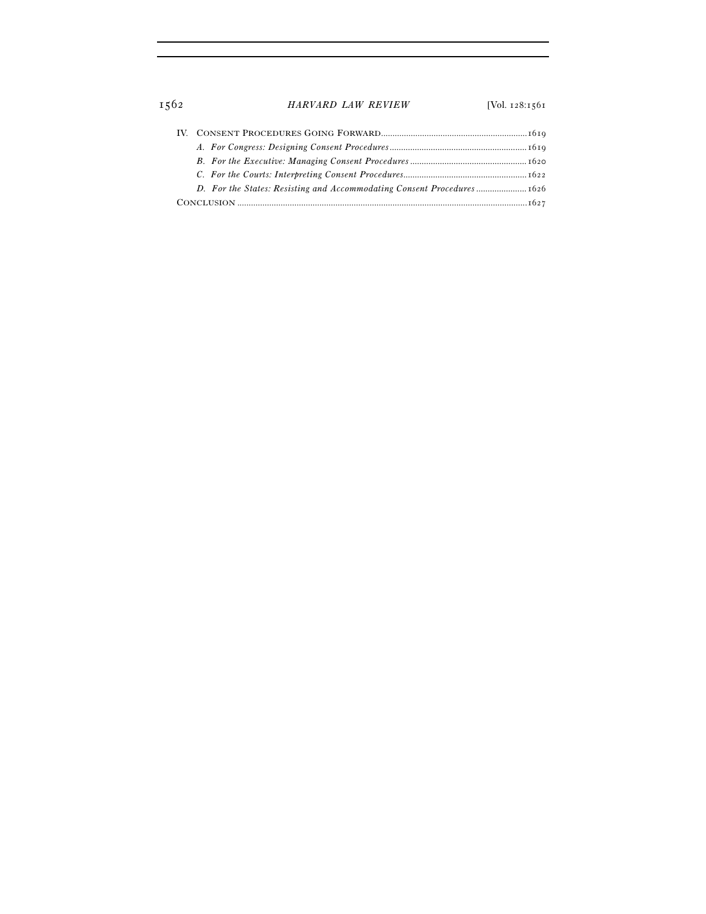IV. CONSENT PROCEDURES GOING FORWARD ............ 1619

*A. For Congress: Designing Consent Procedures* ............ 1619

*B. For the Executive: Managing Consent Procedures* ............ 1620

*C. For the Courts: Interpreting Consent Procedures* ............ 1622

*D. For the States: Resisting and Accommodating Consent Procedures* ............ 1626

CONCLUSION ............ 1627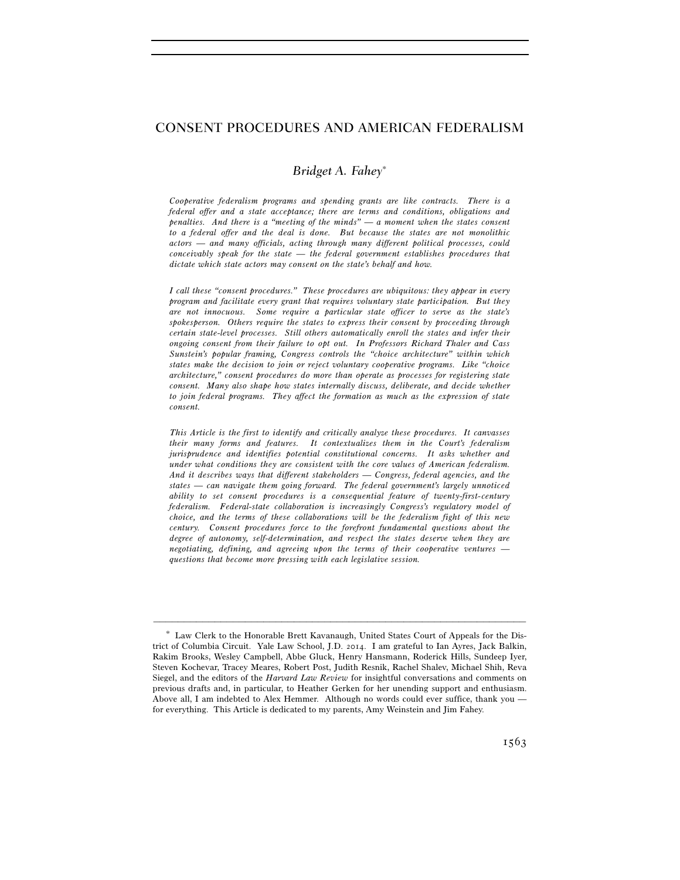# CONSENT PROCEDURES AND AMERICAN FEDERALISM

*Bridget A. Fahey*[*]

*Cooperative federalism programs and spending grants are like contracts. There is a federal offer and a state acceptance; there are terms and conditions, obligations and penalties. And there is a "meeting of the minds" — a moment when the states consent to a federal offer and the deal is done. But because the states are not monolithic actors — and many officials, acting through many different political processes, could conceivably speak for the state — the federal government establishes procedures that dictate which state actors may consent on the state's behalf and how.*

*I call these "consent procedures." These procedures are ubiquitous: they appear in every program and facilitate every grant that requires voluntary state participation. But they are not innocuous. Some require a particular state officer to serve as the state's spokesperson. Others require the states to express their consent by proceeding through certain state-level processes. Still others automatically enroll the states and infer their ongoing consent from their failure to opt out. In Professors Richard Thaler and Cass Sunstein's popular framing, Congress controls the "choice architecture" within which states make the decision to join or reject voluntary cooperative programs. Like "choice architecture," consent procedures do more than operate as processes for registering state consent. Many also shape how states internally discuss, deliberate, and decide whether to join federal programs. They affect the formation as much as the expression of state consent.*

*This Article is the first to identify and critically analyze these procedures. It canvasses their many forms and features. It contextualizes them in the Court's federalism jurisprudence and identifies potential constitutional concerns. It asks whether and under what conditions they are consistent with the core values of American federalism. And it describes ways that different stakeholders — Congress, federal agencies, and the states — can navigate them going forward. The federal government's largely unnoticed ability to set consent procedures is a consequential feature of twenty-first-century federalism. Federal-state collaboration is increasingly Congress's regulatory model of choice, and the terms of these collaborations will be the federalism fight of this new century. Consent procedures force to the forefront fundamental questions about the degree of autonomy, self-determination, and respect the states deserve when they are negotiating, defining, and agreeing upon the terms of their cooperative ventures — questions that become more pressing with each legislative session.*

---

[*] Law Clerk to the Honorable Brett Kavanaugh, United States Court of Appeals for the District of Columbia Circuit. Yale Law School, J.D. 2014. I am grateful to Ian Ayres, Jack Balkin, Rakim Brooks, Wesley Campbell, Abbe Gluck, Henry Hansmann, Roderick Hills, Sundeep Iyer, Steven Kochevar, Tracey Meares, Robert Post, Judith Resnik, Rachel Shalev, Michael Shih, Reva Siegel, and the editors of the *Harvard Law Review* for insightful conversations and comments on previous drafts and, in particular, to Heather Gerken for her unending support and enthusiasm. Above all, I am indebted to Alex Hemmer. Although no words could ever suffice, thank you — for everything. This Article is dedicated to my parents, Amy Weinstein and Jim Fahey.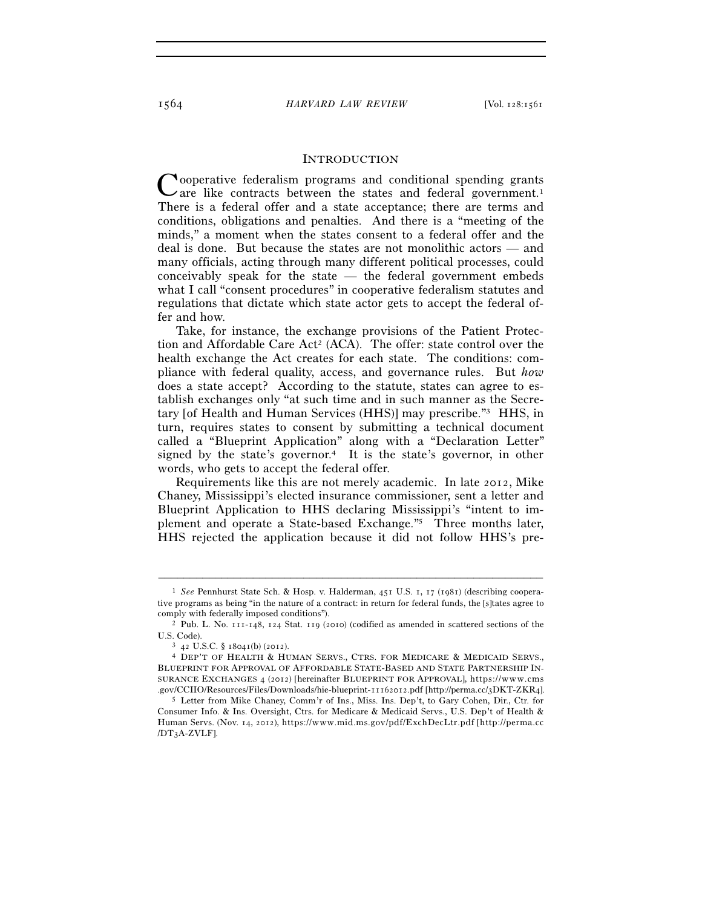## INTRODUCTION

Cooperative federalism programs and conditional spending grants are like contracts between the states and federal government.[1] There is a federal offer and a state acceptance; there are terms and conditions, obligations and penalties. And there is a "meeting of the minds," a moment when the states consent to a federal offer and the deal is done. But because the states are not monolithic actors — and many officials, acting through many different political processes, could conceivably speak for the state — the federal government embeds what I call "consent procedures" in cooperative federalism statutes and regulations that dictate which state actor gets to accept the federal offer and how.

Take, for instance, the exchange provisions of the Patient Protection and Affordable Care Act[2] (ACA). The offer: state control over the health exchange the Act creates for each state. The conditions: compliance with federal quality, access, and governance rules. But *how* does a state accept? According to the statute, states can agree to establish exchanges only "at such time and in such manner as the Secretary [of Health and Human Services (HHS)] may prescribe."[3] HHS, in turn, requires states to consent by submitting a technical document called a "Blueprint Application" along with a "Declaration Letter" signed by the state's governor.[4] It is the state's governor, in other words, who gets to accept the federal offer.

Requirements like this are not merely academic. In late 2012, Mike Chaney, Mississippi's elected insurance commissioner, sent a letter and Blueprint Application to HHS declaring Mississippi's "intent to implement and operate a State-based Exchange."[5] Three months later, HHS rejected the application because it did not follow HHS's pre-

---

[1] *See* Pennhurst State Sch. & Hosp. v. Halderman, 451 U.S. 1, 17 (1981) (describing cooperative programs as being "in the nature of a contract: in return for federal funds, the [s]tates agree to comply with federally imposed conditions").

[2] Pub. L. No. 111-148, 124 Stat. 119 (2010) (codified as amended in scattered sections of the U.S. Code).

[3] 42 U.S.C. § 18041(b) (2012).

[4] DEP'T OF HEALTH & HUMAN SERVS., CTRS. FOR MEDICARE & MEDICAID SERVS., BLUEPRINT FOR APPROVAL OF AFFORDABLE STATE-BASED AND STATE PARTNERSHIP INSURANCE EXCHANGES 4 (2012) [hereinafter BLUEPRINT FOR APPROVAL], https://www.cms.gov/CCIIO/Resources/Files/Downloads/hie-blueprint-11162012.pdf [http://perma.cc/3DKT-ZKR4].

[5] Letter from Mike Chaney, Comm'r of Ins., Miss. Ins. Dep't, to Gary Cohen, Dir., Ctr. for Consumer Info. & Ins. Oversight, Ctrs. for Medicare & Medicaid Servs., U.S. Dep't of Health & Human Servs. (Nov. 14, 2012), https://www.mid.ms.gov/pdf/ExchDecLtr.pdf [http://perma.cc/DT3A-ZVLF].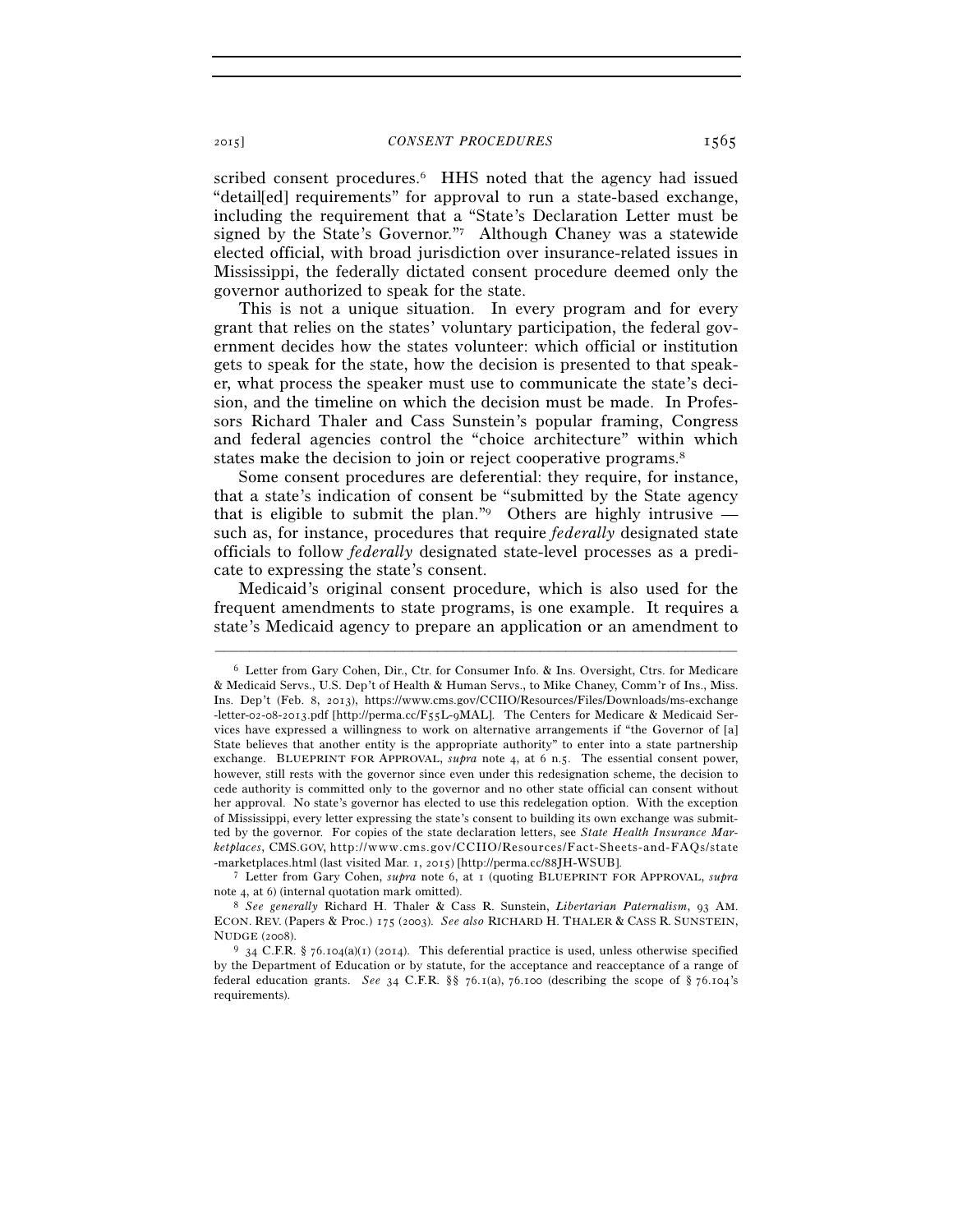scribed consent procedures.[6] HHS noted that the agency had issued "detail[ed] requirements" for approval to run a state-based exchange, including the requirement that a "State's Declaration Letter must be signed by the State's Governor."[7] Although Chaney was a statewide elected official, with broad jurisdiction over insurance-related issues in Mississippi, the federally dictated consent procedure deemed only the governor authorized to speak for the state.

This is not a unique situation. In every program and for every grant that relies on the states' voluntary participation, the federal government decides how the states volunteer: which official or institution gets to speak for the state, how the decision is presented to that speaker, what process the speaker must use to communicate the state's decision, and the timeline on which the decision must be made. In Professors Richard Thaler and Cass Sunstein's popular framing, Congress and federal agencies control the "choice architecture" within which states make the decision to join or reject cooperative programs.[8]

Some consent procedures are deferential: they require, for instance, that a state's indication of consent be "submitted by the State agency that is eligible to submit the plan."[9] Others are highly intrusive — such as, for instance, procedures that require *federally* designated state officials to follow *federally* designated state-level processes as a predicate to expressing the state's consent.

Medicaid's original consent procedure, which is also used for the frequent amendments to state programs, is one example. It requires a state's Medicaid agency to prepare an application or an amendment to

---

[6] Letter from Gary Cohen, Dir., Ctr. for Consumer Info. & Ins. Oversight, Ctrs. for Medicare & Medicaid Servs., U.S. Dep't of Health & Human Servs., to Mike Chaney, Comm'r of Ins., Miss. Ins. Dep't (Feb. 8, 2013), https://www.cms.gov/CCIIO/Resources/Files/Downloads/ms-exchange-letter-02-08-2013.pdf [http://perma.cc/F55L-9MAL]. The Centers for Medicare & Medicaid Services have expressed a willingness to work on alternative arrangements if "the Governor of [a] State believes that another entity is the appropriate authority" to enter into a state partnership exchange. BLUEPRINT FOR APPROVAL, *supra* note 4, at 6 n.5. The essential consent power, however, still rests with the governor since even under this redesignation scheme, the decision to cede authority is committed only to the governor and no other state official can consent without her approval. No state's governor has elected to use this redelegation option. With the exception of Mississippi, every letter expressing the state's consent to building its own exchange was submitted by the governor. For copies of the state declaration letters, see *State Health Insurance Marketplaces*, CMS.GOV, http://www.cms.gov/CCIIO/Resources/Fact-Sheets-and-FAQs/state-marketplaces.html (last visited Mar. 1, 2015) [http://perma.cc/88JH-WSUB].

[7] Letter from Gary Cohen, *supra* note 6, at 1 (quoting BLUEPRINT FOR APPROVAL, *supra* note 4, at 6) (internal quotation mark omitted).

[8] *See generally* Richard H. Thaler & Cass R. Sunstein, *Libertarian Paternalism*, 93 AM. ECON. REV. (Papers & Proc.) 175 (2003). *See also* RICHARD H. THALER & CASS R. SUNSTEIN, NUDGE (2008).

[9] 34 C.F.R. § 76.104(a)(1) (2014). This deferential practice is used, unless otherwise specified by the Department of Education or by statute, for the acceptance and reacceptance of a range of federal education grants. *See* 34 C.F.R. §§ 76.1(a), 76.100 (describing the scope of § 76.104's requirements).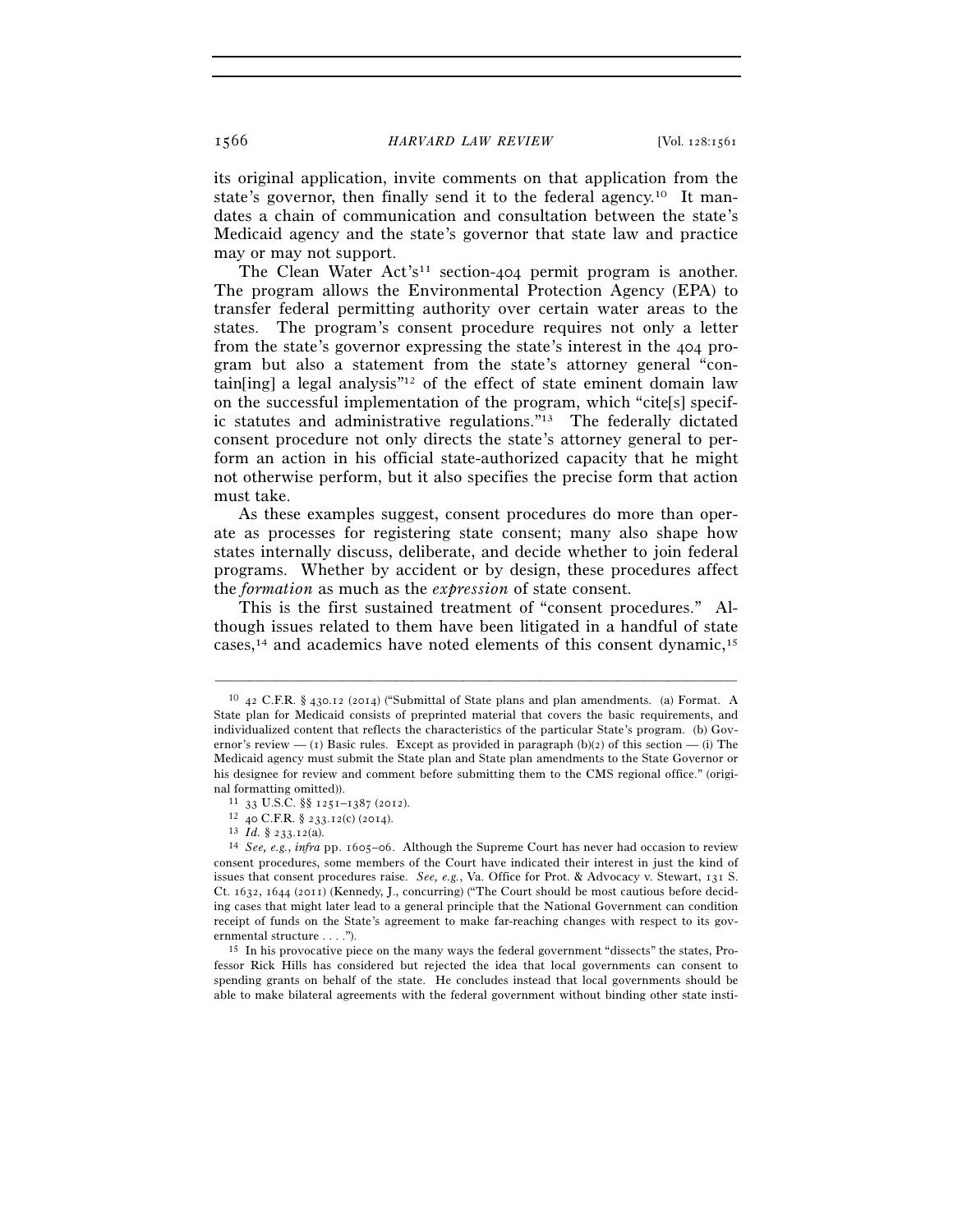its original application, invite comments on that application from the state's governor, then finally send it to the federal agency.[10] It mandates a chain of communication and consultation between the state's Medicaid agency and the state's governor that state law and practice may or may not support.

The Clean Water Act's[11] section-404 permit program is another. The program allows the Environmental Protection Agency (EPA) to transfer federal permitting authority over certain water areas to the states. The program's consent procedure requires not only a letter from the state's governor expressing the state's interest in the 404 program but also a statement from the state's attorney general "contain[ing] a legal analysis"[12] of the effect of state eminent domain law on the successful implementation of the program, which "cite[s] specific statutes and administrative regulations."[13] The federally dictated consent procedure not only directs the state's attorney general to perform an action in his official state-authorized capacity that he might not otherwise perform, but it also specifies the precise form that action must take.

As these examples suggest, consent procedures do more than operate as processes for registering state consent; many also shape how states internally discuss, deliberate, and decide whether to join federal programs. Whether by accident or by design, these procedures affect the *formation* as much as the *expression* of state consent.

This is the first sustained treatment of "consent procedures." Although issues related to them have been litigated in a handful of state cases,[14] and academics have noted elements of this consent dynamic,[15]

---

[10] 42 C.F.R. § 430.12 (2014) ("Submittal of State plans and plan amendments. (a) Format. A State plan for Medicaid consists of preprinted material that covers the basic requirements, and individualized content that reflects the characteristics of the particular State's program. (b) Governor's review — (1) Basic rules. Except as provided in paragraph (b)(2) of this section — (i) The Medicaid agency must submit the State plan and State plan amendments to the State Governor or his designee for review and comment before submitting them to the CMS regional office." (original formatting omitted)).

[11] 33 U.S.C. §§ 1251–1387 (2012).

[12] 40 C.F.R. § 233.12(c) (2014).

[13] *Id.* § 233.12(a).

[14] *See, e.g.*, *infra* pp. 1605–06. Although the Supreme Court has never had occasion to review consent procedures, some members of the Court have indicated their interest in just the kind of issues that consent procedures raise. *See, e.g.*, Va. Office for Prot. & Advocacy v. Stewart, 131 S. Ct. 1632, 1644 (2011) (Kennedy, J., concurring) ("The Court should be most cautious before deciding cases that might later lead to a general principle that the National Government can condition receipt of funds on the State's agreement to make far-reaching changes with respect to its governmental structure . . . .").

[15] In his provocative piece on the many ways the federal government "dissects" the states, Professor Rick Hills has considered but rejected the idea that local governments can consent to spending grants on behalf of the state. He concludes instead that local governments should be able to make bilateral agreements with the federal government without binding other state insti-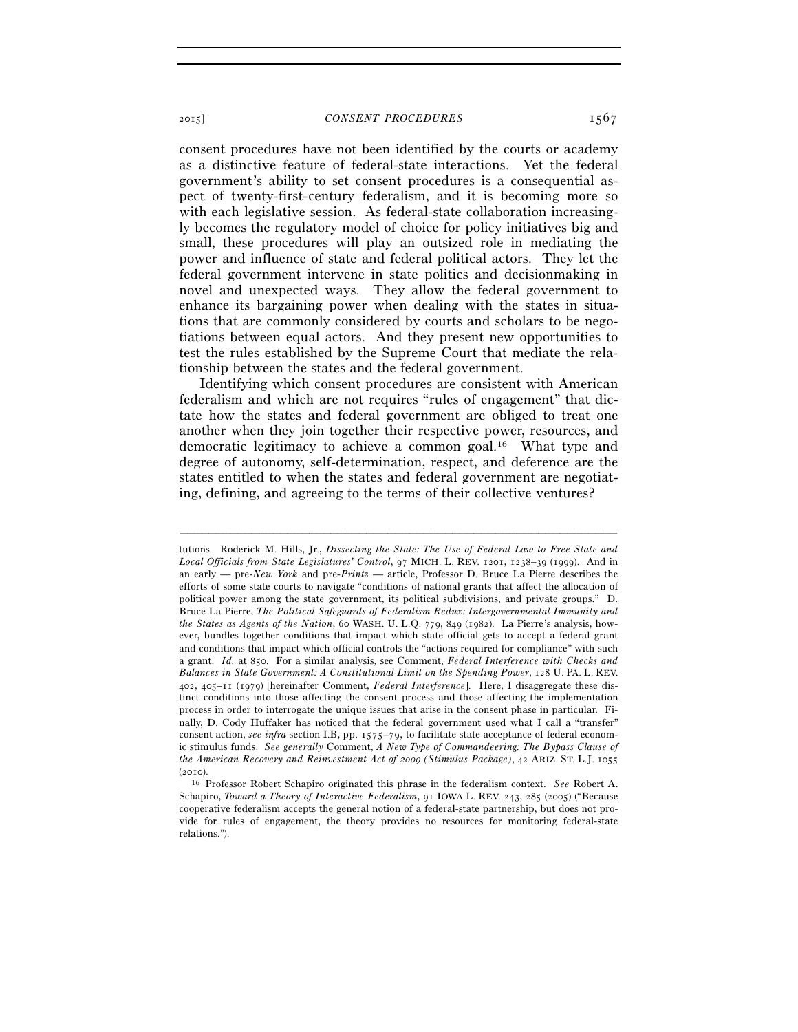consent procedures have not been identified by the courts or academy as a distinctive feature of federal-state interactions. Yet the federal government's ability to set consent procedures is a consequential aspect of twenty-first-century federalism, and it is becoming more so with each legislative session. As federal-state collaboration increasingly becomes the regulatory model of choice for policy initiatives big and small, these procedures will play an outsized role in mediating the power and influence of state and federal political actors. They let the federal government intervene in state politics and decisionmaking in novel and unexpected ways. They allow the federal government to enhance its bargaining power when dealing with the states in situations that are commonly considered by courts and scholars to be negotiations between equal actors. And they present new opportunities to test the rules established by the Supreme Court that mediate the relationship between the states and the federal government.

Identifying which consent procedures are consistent with American federalism and which are not requires "rules of engagement" that dictate how the states and federal government are obliged to treat one another when they join together their respective power, resources, and democratic legitimacy to achieve a common goal.[16] What type and degree of autonomy, self-determination, respect, and deference are the states entitled to when the states and federal government are negotiating, defining, and agreeing to the terms of their collective ventures?

---

tutions. Roderick M. Hills, Jr., *Dissecting the State: The Use of Federal Law to Free State and Local Officials from State Legislatures' Control*, 97 MICH. L. REV. 1201, 1238–39 (1999). And in an early — pre-*New York* and pre-*Printz* — article, Professor D. Bruce La Pierre describes the efforts of some state courts to navigate "conditions of national grants that affect the allocation of political power among the state government, its political subdivisions, and private groups." D. Bruce La Pierre, *The Political Safeguards of Federalism Redux: Intergovernmental Immunity and the States as Agents of the Nation*, 60 WASH. U. L.Q. 779, 849 (1982). La Pierre's analysis, however, bundles together conditions that impact which state official gets to accept a federal grant and conditions that impact which official controls the "actions required for compliance" with such a grant. *Id.* at 850. For a similar analysis, see Comment, *Federal Interference with Checks and Balances in State Government: A Constitutional Limit on the Spending Power*, 128 U. PA. L. REV. 402, 405–11 (1979) [hereinafter Comment, *Federal Interference*]. Here, I disaggregate these distinct conditions into those affecting the consent process and those affecting the implementation process in order to interrogate the unique issues that arise in the consent phase in particular. Finally, D. Cody Huffaker has noticed that the federal government used what I call a "transfer" consent action, *see infra* section I.B, pp. 1575–79, to facilitate state acceptance of federal economic stimulus funds. *See generally* Comment, *A New Type of Commandeering: The Bypass Clause of the American Recovery and Reinvestment Act of 2009 (Stimulus Package)*, 42 ARIZ. ST. L.J. 1055 (2010).

[16] Professor Robert Schapiro originated this phrase in the federalism context. *See* Robert A. Schapiro, *Toward a Theory of Interactive Federalism*, 91 IOWA L. REV. 243, 285 (2005) ("Because cooperative federalism accepts the general notion of a federal-state partnership, but does not provide for rules of engagement, the theory provides no resources for monitoring federal-state relations.").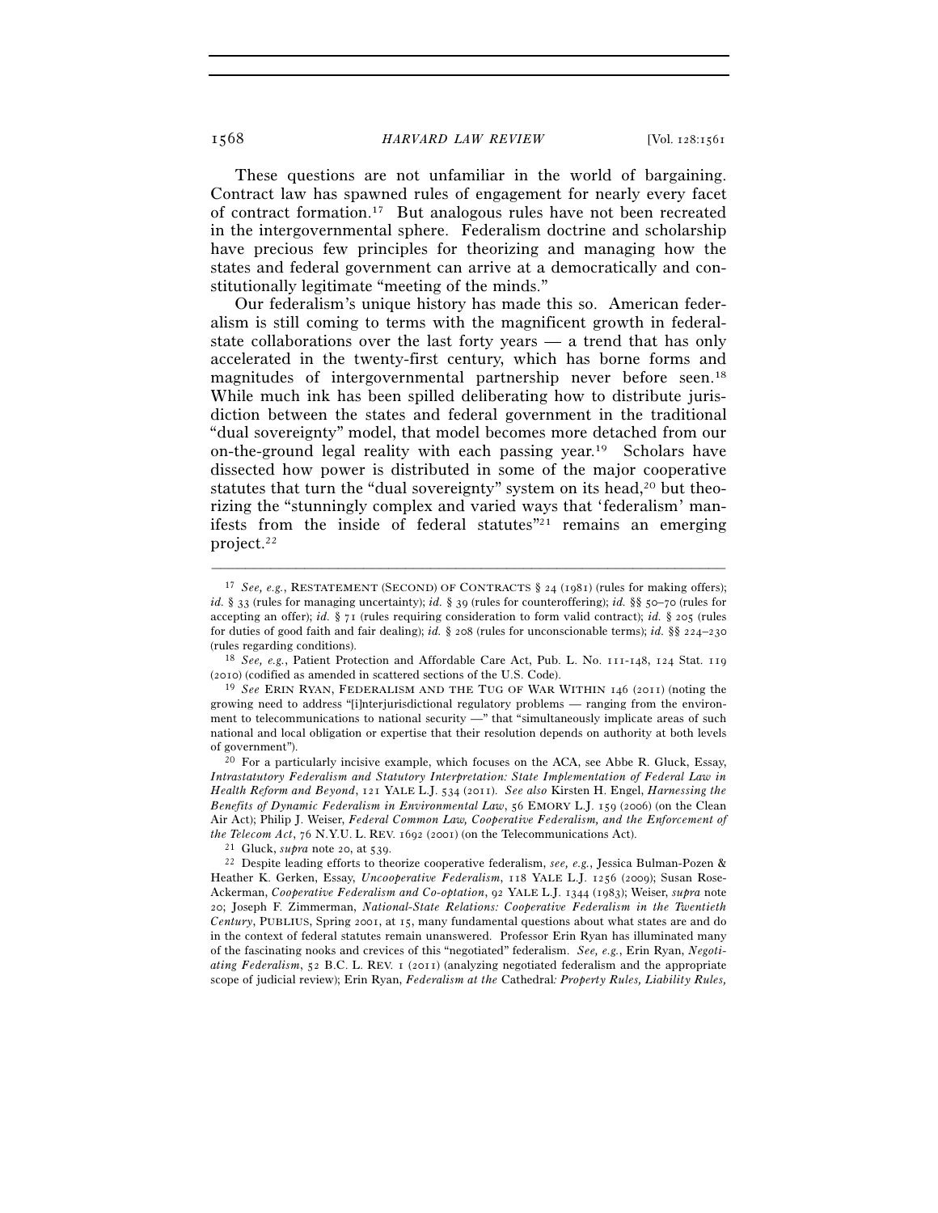These questions are not unfamiliar in the world of bargaining. Contract law has spawned rules of engagement for nearly every facet of contract formation.[17] But analogous rules have not been recreated in the intergovernmental sphere. Federalism doctrine and scholarship have precious few principles for theorizing and managing how the states and federal government can arrive at a democratically and constitutionally legitimate "meeting of the minds."

Our federalism's unique history has made this so. American federalism is still coming to terms with the magnificent growth in federal-state collaborations over the last forty years — a trend that has only accelerated in the twenty-first century, which has borne forms and magnitudes of intergovernmental partnership never before seen.[18] While much ink has been spilled deliberating how to distribute jurisdiction between the states and federal government in the traditional "dual sovereignty" model, that model becomes more detached from our on-the-ground legal reality with each passing year.[19] Scholars have dissected how power is distributed in some of the major cooperative statutes that turn the "dual sovereignty" system on its head,[20] but theorizing the "stunningly complex and varied ways that 'federalism' manifests from the inside of federal statutes"[21] remains an emerging project.[22]

---

[17] *See, e.g.*, RESTATEMENT (SECOND) OF CONTRACTS § 24 (1981) (rules for making offers); *id.* § 33 (rules for managing uncertainty); *id.* § 39 (rules for counteroffering); *id.* §§ 50–70 (rules for accepting an offer); *id.* § 71 (rules requiring consideration to form valid contract); *id.* § 205 (rules for duties of good faith and fair dealing); *id.* § 208 (rules for unconscionable terms); *id.* §§ 224–230 (rules regarding conditions).

[18] *See, e.g.*, Patient Protection and Affordable Care Act, Pub. L. No. 111-148, 124 Stat. 119 (2010) (codified as amended in scattered sections of the U.S. Code).

[19] *See* ERIN RYAN, FEDERALISM AND THE TUG OF WAR WITHIN 146 (2011) (noting the growing need to address "[i]nterjurisdictional regulatory problems — ranging from the environment to telecommunications to national security —" that "simultaneously implicate areas of such national and local obligation or expertise that their resolution depends on authority at both levels of government").

[20] For a particularly incisive example, which focuses on the ACA, see Abbe R. Gluck, Essay, *Intrastatutory Federalism and Statutory Interpretation: State Implementation of Federal Law in Health Reform and Beyond*, 121 YALE L.J. 534 (2011). *See also* Kirsten H. Engel, *Harnessing the Benefits of Dynamic Federalism in Environmental Law*, 56 EMORY L.J. 159 (2006) (on the Clean Air Act); Philip J. Weiser, *Federal Common Law, Cooperative Federalism, and the Enforcement of the Telecom Act*, 76 N.Y.U. L. REV. 1692 (2001) (on the Telecommunications Act).

[21] Gluck, *supra* note 20, at 539.

[22] Despite leading efforts to theorize cooperative federalism, *see, e.g.*, Jessica Bulman-Pozen & Heather K. Gerken, Essay, *Uncooperative Federalism*, 118 YALE L.J. 1256 (2009); Susan Rose-Ackerman, *Cooperative Federalism and Co-optation*, 92 YALE L.J. 1344 (1983); Weiser, *supra* note 20; Joseph F. Zimmerman, *National-State Relations: Cooperative Federalism in the Twentieth Century*, PUBLIUS, Spring 2001, at 15, many fundamental questions about what states are and do in the context of federal statutes remain unanswered. Professor Erin Ryan has illuminated many of the fascinating nooks and crevices of this "negotiated" federalism. *See, e.g.*, Erin Ryan, *Negotiating Federalism*, 52 B.C. L. REV. 1 (2011) (analyzing negotiated federalism and the appropriate scope of judicial review); Erin Ryan, *Federalism at the* Cathedral*: Property Rules, Liability Rules,*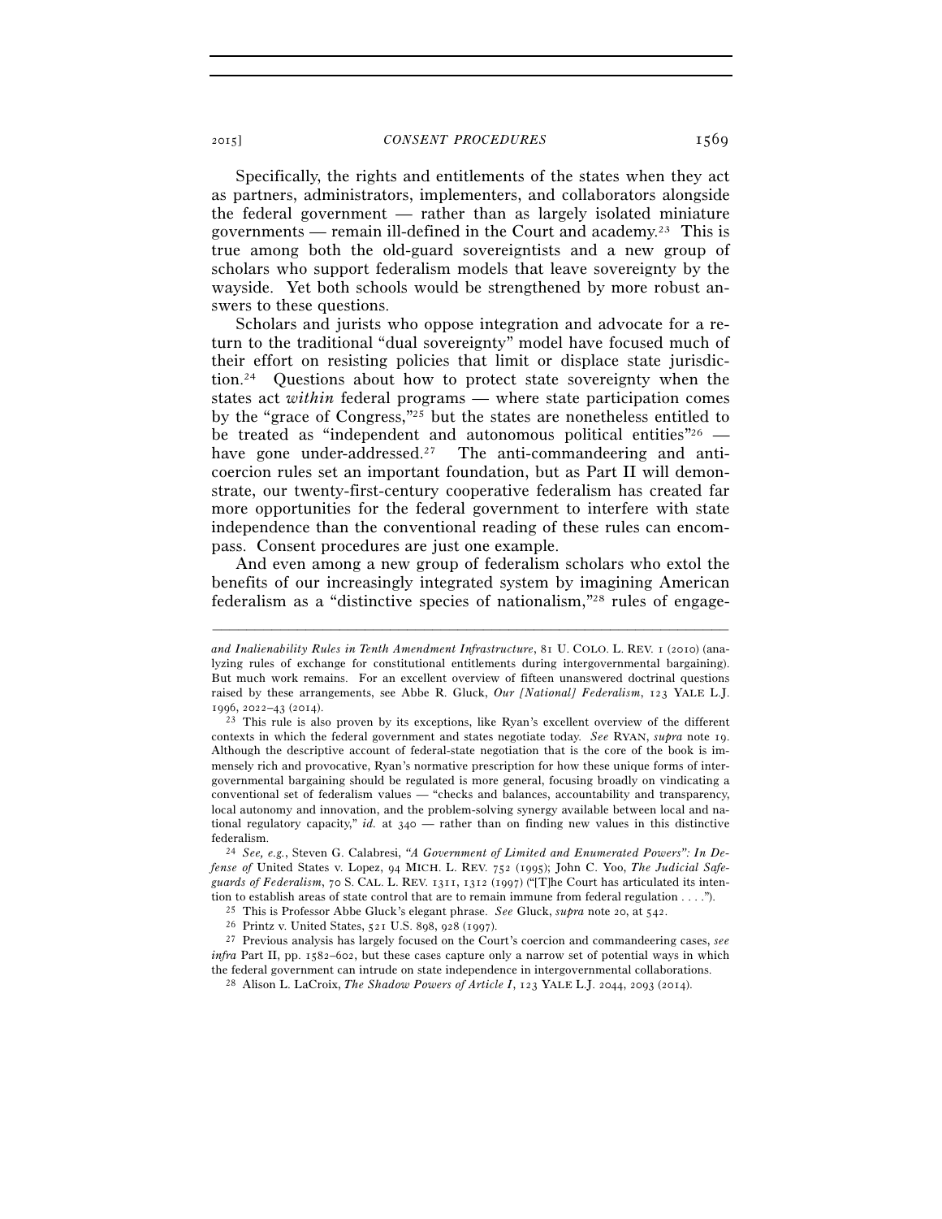Specifically, the rights and entitlements of the states when they act as partners, administrators, implementers, and collaborators alongside the federal government — rather than as largely isolated miniature governments — remain ill-defined in the Court and academy.[23] This is true among both the old-guard sovereigntists and a new group of scholars who support federalism models that leave sovereignty by the wayside. Yet both schools would be strengthened by more robust answers to these questions.

Scholars and jurists who oppose integration and advocate for a return to the traditional "dual sovereignty" model have focused much of their effort on resisting policies that limit or displace state jurisdiction.[24] Questions about how to protect state sovereignty when the states act *within* federal programs — where state participation comes by the "grace of Congress,"[25] but the states are nonetheless entitled to be treated as "independent and autonomous political entities"[26] — have gone under-addressed.[27] The anti-commandeering and anti-coercion rules set an important foundation, but as Part II will demonstrate, our twenty-first-century cooperative federalism has created far more opportunities for the federal government to interfere with state independence than the conventional reading of these rules can encompass. Consent procedures are just one example.

And even among a new group of federalism scholars who extol the benefits of our increasingly integrated system by imagining American federalism as a "distinctive species of nationalism,"[28] rules of engage-

---

*and Inalienability Rules in Tenth Amendment Infrastructure*, 81 U. COLO. L. REV. 1 (2010) (analyzing rules of exchange for constitutional entitlements during intergovernmental bargaining). But much work remains. For an excellent overview of fifteen unanswered doctrinal questions raised by these arrangements, see Abbe R. Gluck, *Our [National] Federalism*, 123 YALE L.J. 1996, 2022–43 (2014).

[23] This rule is also proven by its exceptions, like Ryan's excellent overview of the different contexts in which the federal government and states negotiate today. *See* RYAN, *supra* note 19. Although the descriptive account of federal-state negotiation that is the core of the book is immensely rich and provocative, Ryan's normative prescription for how these unique forms of intergovernmental bargaining should be regulated is more general, focusing broadly on vindicating a conventional set of federalism values — "checks and balances, accountability and transparency, local autonomy and innovation, and the problem-solving synergy available between local and national regulatory capacity," *id.* at 340 — rather than on finding new values in this distinctive federalism.

[24] *See, e.g.*, Steven G. Calabresi, *"A Government of Limited and Enumerated Powers": In Defense of* United States v. Lopez, 94 MICH. L. REV. 752 (1995); John C. Yoo, *The Judicial Safeguards of Federalism*, 70 S. CAL. L. REV. 1311, 1312 (1997) ("[T]he Court has articulated its intention to establish areas of state control that are to remain immune from federal regulation . . . .").

[25] This is Professor Abbe Gluck's elegant phrase. *See* Gluck, *supra* note 20, at 542.

[26] Printz v. United States, 521 U.S. 898, 928 (1997).

[27] Previous analysis has largely focused on the Court's coercion and commandeering cases, *see infra* Part II, pp. 1582–602, but these cases capture only a narrow set of potential ways in which the federal government can intrude on state independence in intergovernmental collaborations.

[28] Alison L. LaCroix, *The Shadow Powers of Article I*, 123 YALE L.J. 2044, 2093 (2014).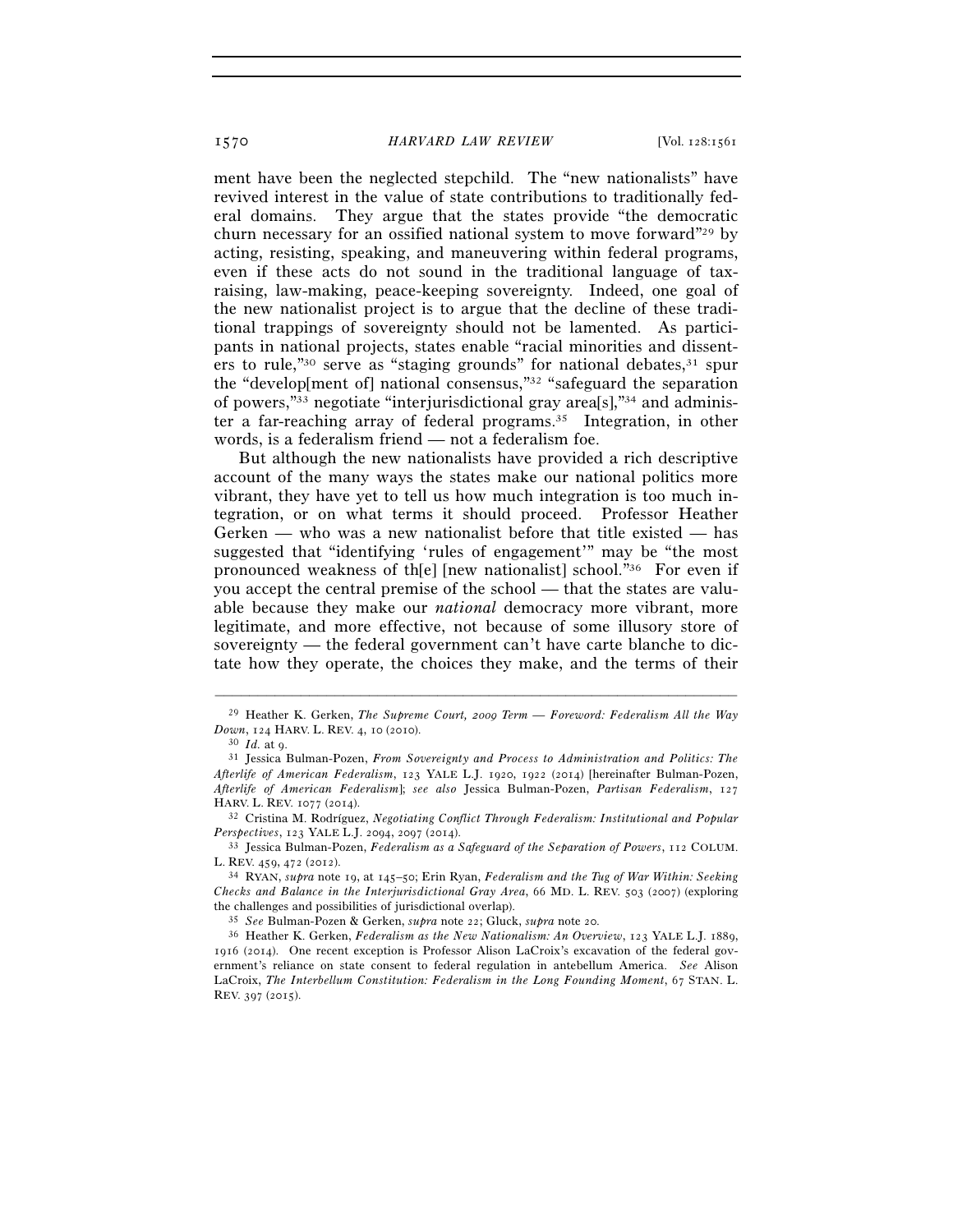ment have been the neglected stepchild. The "new nationalists" have revived interest in the value of state contributions to traditionally federal domains. They argue that the states provide "the democratic churn necessary for an ossified national system to move forward"[29] by acting, resisting, speaking, and maneuvering within federal programs, even if these acts do not sound in the traditional language of tax-raising, law-making, peace-keeping sovereignty. Indeed, one goal of the new nationalist project is to argue that the decline of these traditional trappings of sovereignty should not be lamented. As participants in national projects, states enable "racial minorities and dissenters to rule,"[30] serve as "staging grounds" for national debates,[31] spur the "develop[ment of] national consensus,"[32] "safeguard the separation of powers,"[33] negotiate "interjurisdictional gray area[s],"[34] and administer a far-reaching array of federal programs.[35] Integration, in other words, is a federalism friend — not a federalism foe.

But although the new nationalists have provided a rich descriptive account of the many ways the states make our national politics more vibrant, they have yet to tell us how much integration is too much integration, or on what terms it should proceed. Professor Heather Gerken — who was a new nationalist before that title existed — has suggested that "identifying 'rules of engagement'" may be "the most pronounced weakness of th[e] [new nationalist] school."[36] For even if you accept the central premise of the school — that the states are valuable because they make our *national* democracy more vibrant, more legitimate, and more effective, not because of some illusory store of sovereignty — the federal government can't have carte blanche to dictate how they operate, the choices they make, and the terms of their

---

[29] Heather K. Gerken, *The Supreme Court, 2009 Term — Foreword: Federalism All the Way Down*, 124 HARV. L. REV. 4, 10 (2010).

[30] *Id.* at 9.

[31] Jessica Bulman-Pozen, *From Sovereignty and Process to Administration and Politics: The Afterlife of American Federalism*, 123 YALE L.J. 1920, 1922 (2014) [hereinafter Bulman-Pozen, *Afterlife of American Federalism*]; *see also* Jessica Bulman-Pozen, *Partisan Federalism*, 127 HARV. L. REV. 1077 (2014).

[32] Cristina M. Rodríguez, *Negotiating Conflict Through Federalism: Institutional and Popular Perspectives*, 123 YALE L.J. 2094, 2097 (2014).

[33] Jessica Bulman-Pozen, *Federalism as a Safeguard of the Separation of Powers*, 112 COLUM. L. REV. 459, 472 (2012).

[34] RYAN, *supra* note 19, at 145–50; Erin Ryan, *Federalism and the Tug of War Within: Seeking Checks and Balance in the Interjurisdictional Gray Area*, 66 MD. L. REV. 503 (2007) (exploring the challenges and possibilities of jurisdictional overlap).

[35] *See* Bulman-Pozen & Gerken, *supra* note 22; Gluck, *supra* note 20.

[36] Heather K. Gerken, *Federalism as the New Nationalism: An Overview*, 123 YALE L.J. 1889, 1916 (2014). One recent exception is Professor Alison LaCroix's excavation of the federal government's reliance on state consent to federal regulation in antebellum America. *See* Alison LaCroix, *The Interbellum Constitution: Federalism in the Long Founding Moment*, 67 STAN. L. REV. 397 (2015).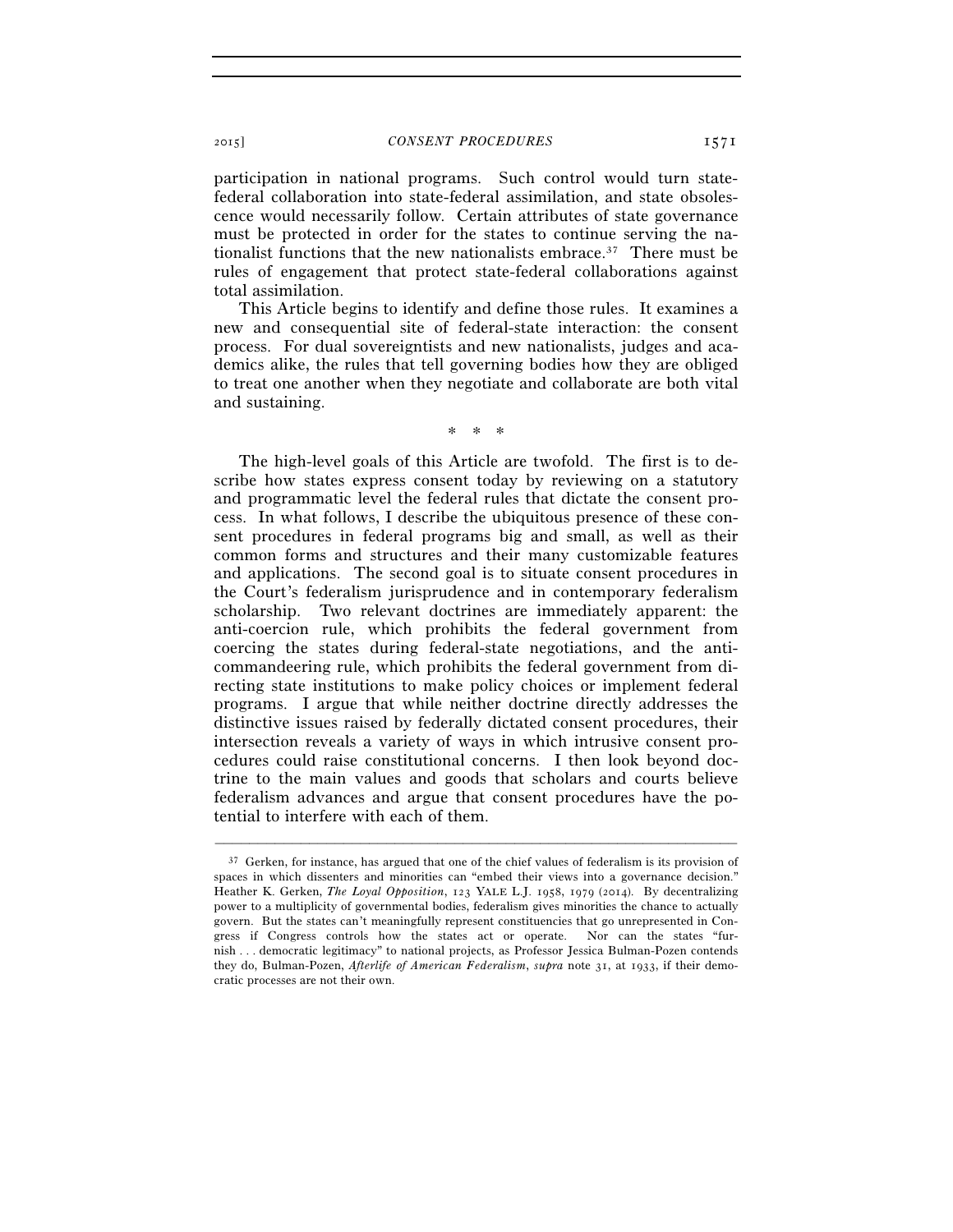participation in national programs. Such control would turn state-federal collaboration into state-federal assimilation, and state obsolescence would necessarily follow. Certain attributes of state governance must be protected in order for the states to continue serving the nationalist functions that the new nationalists embrace.[37] There must be rules of engagement that protect state-federal collaborations against total assimilation.

This Article begins to identify and define those rules. It examines a new and consequential site of federal-state interaction: the consent process. For dual sovereigntists and new nationalists, judges and academics alike, the rules that tell governing bodies how they are obliged to treat one another when they negotiate and collaborate are both vital and sustaining.

\* \* \*

The high-level goals of this Article are twofold. The first is to describe how states express consent today by reviewing on a statutory and programmatic level the federal rules that dictate the consent process. In what follows, I describe the ubiquitous presence of these consent procedures in federal programs big and small, as well as their common forms and structures and their many customizable features and applications. The second goal is to situate consent procedures in the Court's federalism jurisprudence and in contemporary federalism scholarship. Two relevant doctrines are immediately apparent: the anti-coercion rule, which prohibits the federal government from coercing the states during federal-state negotiations, and the anti-commandeering rule, which prohibits the federal government from directing state institutions to make policy choices or implement federal programs. I argue that while neither doctrine directly addresses the distinctive issues raised by federally dictated consent procedures, their intersection reveals a variety of ways in which intrusive consent procedures could raise constitutional concerns. I then look beyond doctrine to the main values and goods that scholars and courts believe federalism advances and argue that consent procedures have the potential to interfere with each of them.

---

[37] Gerken, for instance, has argued that one of the chief values of federalism is its provision of spaces in which dissenters and minorities can "embed their views into a governance decision." Heather K. Gerken, *The Loyal Opposition*, 123 YALE L.J. 1958, 1979 (2014). By decentralizing power to a multiplicity of governmental bodies, federalism gives minorities the chance to actually govern. But the states can't meaningfully represent constituencies that go unrepresented in Congress if Congress controls how the states act or operate. Nor can the states "furnish . . . democratic legitimacy" to national projects, as Professor Jessica Bulman-Pozen contends they do, Bulman-Pozen, *Afterlife of American Federalism*, *supra* note 31, at 1933, if their democratic processes are not their own.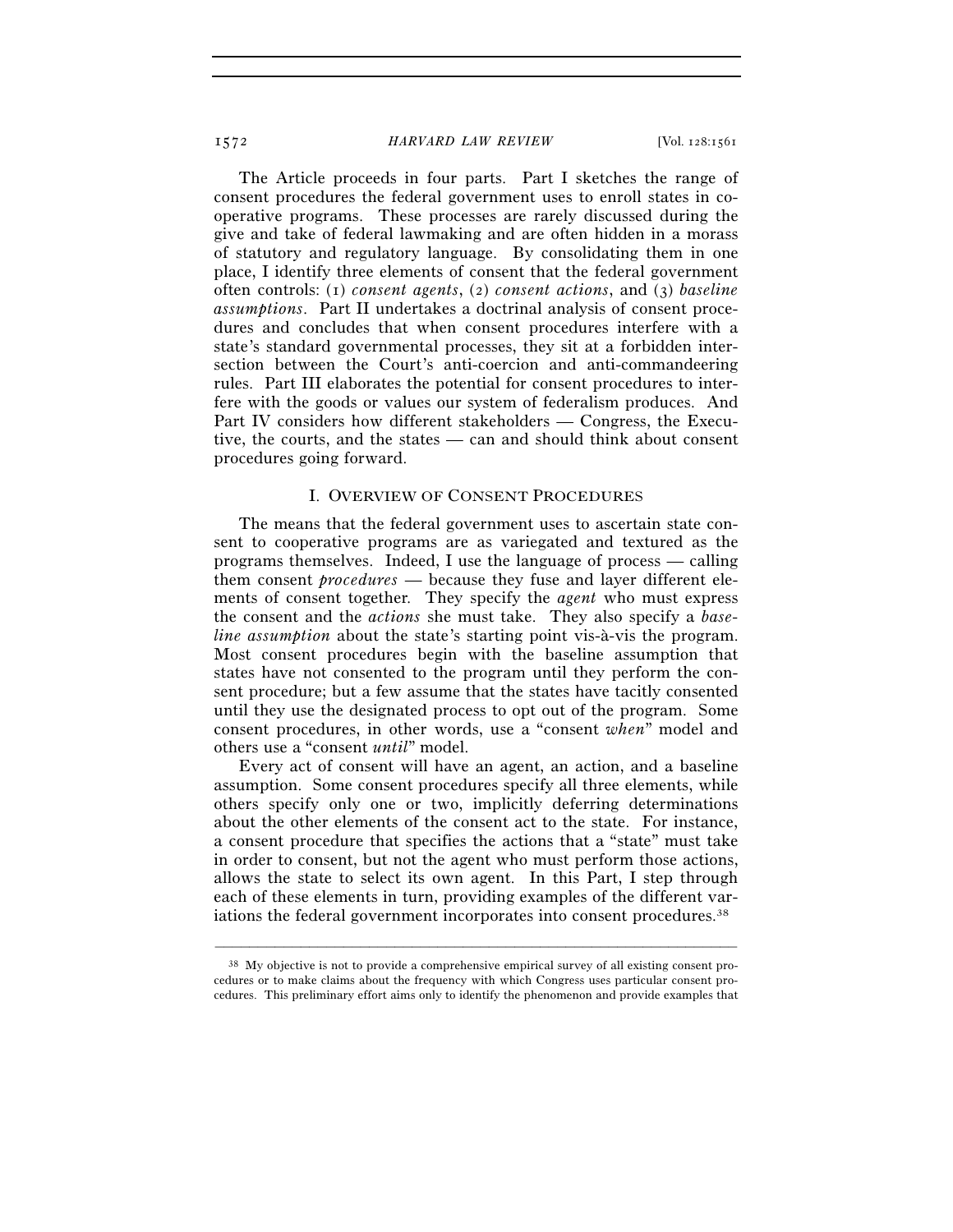The Article proceeds in four parts. Part I sketches the range of consent procedures the federal government uses to enroll states in cooperative programs. These processes are rarely discussed during the give and take of federal lawmaking and are often hidden in a morass of statutory and regulatory language. By consolidating them in one place, I identify three elements of consent that the federal government often controls: (1) *consent agents*, (2) *consent actions*, and (3) *baseline assumptions*. Part II undertakes a doctrinal analysis of consent procedures and concludes that when consent procedures interfere with a state's standard governmental processes, they sit at a forbidden intersection between the Court's anti-coercion and anti-commandeering rules. Part III elaborates the potential for consent procedures to interfere with the goods or values our system of federalism produces. And Part IV considers how different stakeholders — Congress, the Executive, the courts, and the states — can and should think about consent procedures going forward.

## I. OVERVIEW OF CONSENT PROCEDURES

The means that the federal government uses to ascertain state consent to cooperative programs are as variegated and textured as the programs themselves. Indeed, I use the language of process — calling them consent *procedures* — because they fuse and layer different elements of consent together. They specify the *agent* who must express the consent and the *actions* she must take. They also specify a *baseline assumption* about the state's starting point vis-à-vis the program. Most consent procedures begin with the baseline assumption that states have not consented to the program until they perform the consent procedure; but a few assume that the states have tacitly consented until they use the designated process to opt out of the program. Some consent procedures, in other words, use a "consent *when*" model and others use a "consent *until*" model.

Every act of consent will have an agent, an action, and a baseline assumption. Some consent procedures specify all three elements, while others specify only one or two, implicitly deferring determinations about the other elements of the consent act to the state. For instance, a consent procedure that specifies the actions that a "state" must take in order to consent, but not the agent who must perform those actions, allows the state to select its own agent. In this Part, I step through each of these elements in turn, providing examples of the different variations the federal government incorporates into consent procedures.[38]

---

[38] My objective is not to provide a comprehensive empirical survey of all existing consent procedures or to make claims about the frequency with which Congress uses particular consent procedures. This preliminary effort aims only to identify the phenomenon and provide examples that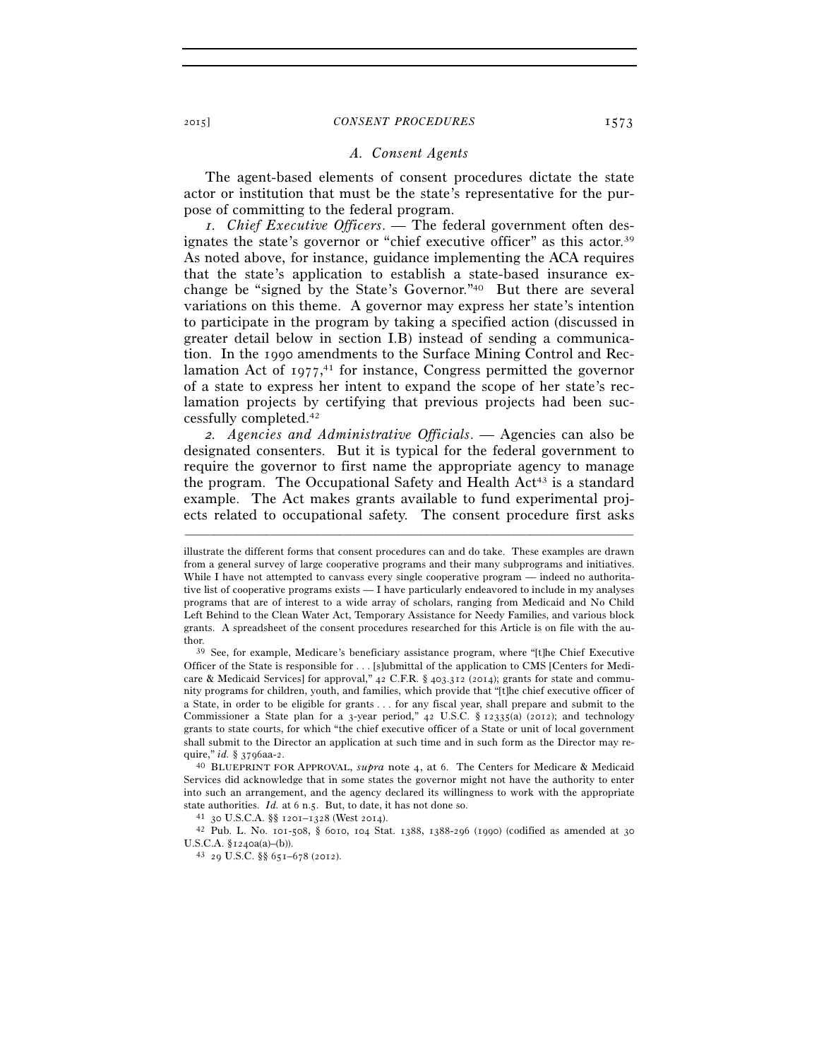### A. Consent Agents

The agent-based elements of consent procedures dictate the state actor or institution that must be the state's representative for the purpose of committing to the federal program.

*1. Chief Executive Officers*. — The federal government often designates the state's governor or "chief executive officer" as this actor.[39] As noted above, for instance, guidance implementing the ACA requires that the state's application to establish a state-based insurance exchange be "signed by the State's Governor."[40] But there are several variations on this theme. A governor may express her state's intention to participate in the program by taking a specified action (discussed in greater detail below in section I.B) instead of sending a communication. In the 1990 amendments to the Surface Mining Control and Reclamation Act of 1977,[41] for instance, Congress permitted the governor of a state to express her intent to expand the scope of her state's reclamation projects by certifying that previous projects had been successfully completed.[42]

*2. Agencies and Administrative Officials*. — Agencies can also be designated consenters. But it is typical for the federal government to require the governor to first name the appropriate agency to manage the program. The Occupational Safety and Health Act[43] is a standard example. The Act makes grants available to fund experimental projects related to occupational safety. The consent procedure first asks

---

illustrate the different forms that consent procedures can and do take. These examples are drawn from a general survey of large cooperative programs and their many subprograms and initiatives. While I have not attempted to canvass every single cooperative program — indeed no authoritative list of cooperative programs exists — I have particularly endeavored to include in my analyses programs that are of interest to a wide array of scholars, ranging from Medicaid and No Child Left Behind to the Clean Water Act, Temporary Assistance for Needy Families, and various block grants. A spreadsheet of the consent procedures researched for this Article is on file with the author.

[39] See, for example, Medicare's beneficiary assistance program, where "[t]he Chief Executive Officer of the State is responsible for . . . [s]ubmittal of the application to CMS [Centers for Medicare & Medicaid Services] for approval," 42 C.F.R. § 403.312 (2014); grants for state and community programs for children, youth, and families, which provide that "[t]he chief executive officer of a State, in order to be eligible for grants . . . for any fiscal year, shall prepare and submit to the Commissioner a State plan for a 3-year period," 42 U.S.C. § 12335(a) (2012); and technology grants to state courts, for which "the chief executive officer of a State or unit of local government shall submit to the Director an application at such time and in such form as the Director may require," *id.* § 3796aa-2.

[40] BLUEPRINT FOR APPROVAL, *supra* note 4, at 6. The Centers for Medicare & Medicaid Services did acknowledge that in some states the governor might not have the authority to enter into such an arrangement, and the agency declared its willingness to work with the appropriate state authorities. *Id.* at 6 n.5. But, to date, it has not done so.

[41] 30 U.S.C.A. §§ 1201–1328 (West 2014).

[42] Pub. L. No. 101-508, § 6010, 104 Stat. 1388, 1388-296 (1990) (codified as amended at 30 U.S.C.A. §1240a(a)–(b)).

[43] 29 U.S.C. §§ 651–678 (2012).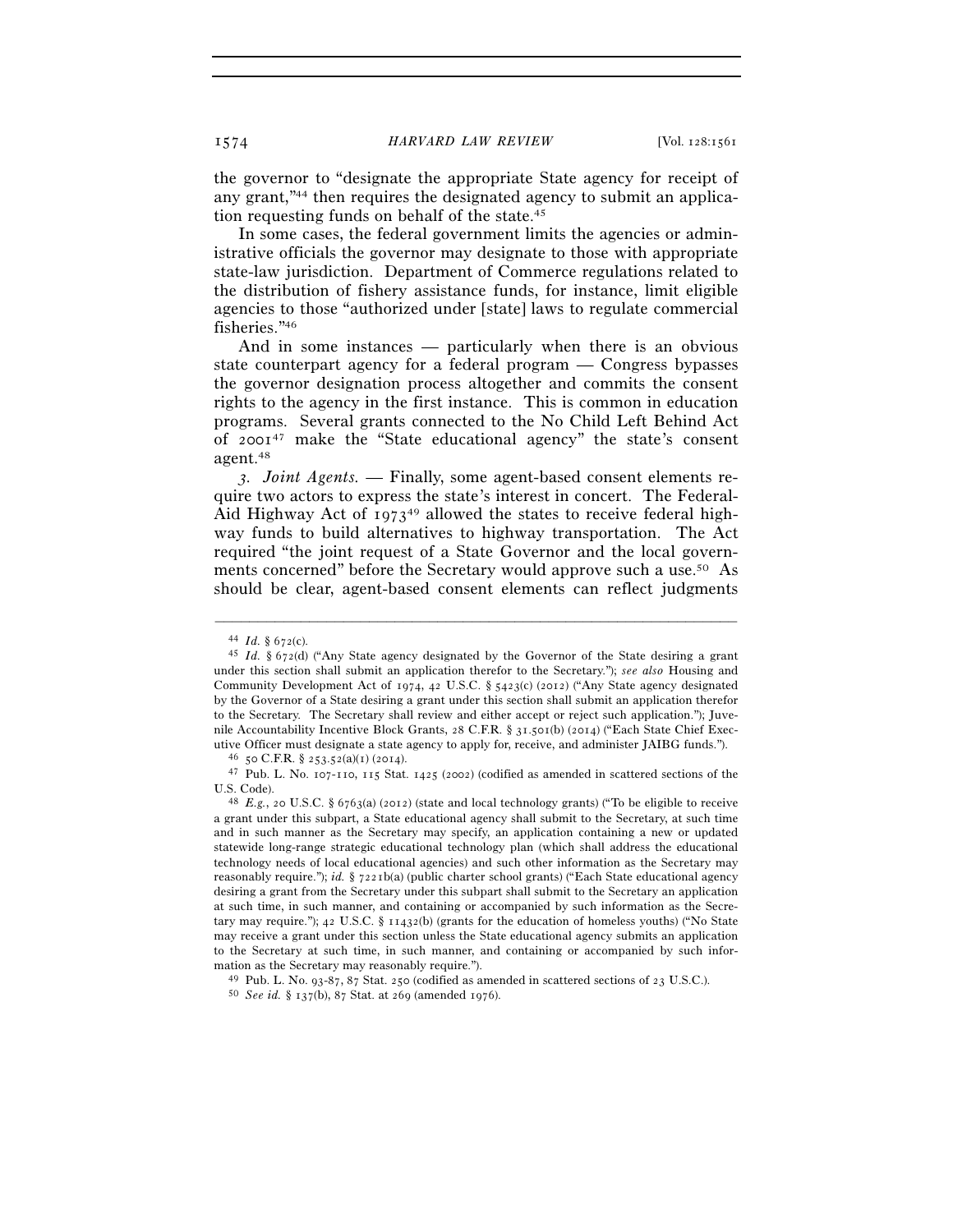the governor to "designate the appropriate State agency for receipt of any grant,"[44] then requires the designated agency to submit an application requesting funds on behalf of the state.[45]

In some cases, the federal government limits the agencies or administrative officials the governor may designate to those with appropriate state-law jurisdiction. Department of Commerce regulations related to the distribution of fishery assistance funds, for instance, limit eligible agencies to those "authorized under [state] laws to regulate commercial fisheries."[46]

And in some instances — particularly when there is an obvious state counterpart agency for a federal program — Congress bypasses the governor designation process altogether and commits the consent rights to the agency in the first instance. This is common in education programs. Several grants connected to the No Child Left Behind Act of 2001[47] make the "State educational agency" the state's consent agent.[48]

*3. Joint Agents.* — Finally, some agent-based consent elements require two actors to express the state's interest in concert. The Federal-Aid Highway Act of 1973[49] allowed the states to receive federal highway funds to build alternatives to highway transportation. The Act required "the joint request of a State Governor and the local governments concerned" before the Secretary would approve such a use.[50] As should be clear, agent-based consent elements can reflect judgments

---

[44] *Id.* § 672(c).

[45] *Id.* § 672(d) ("Any State agency designated by the Governor of the State desiring a grant under this section shall submit an application therefor to the Secretary."); *see also* Housing and Community Development Act of 1974, 42 U.S.C. § 5423(c) (2012) ("Any State agency designated by the Governor of a State desiring a grant under this section shall submit an application therefor to the Secretary. The Secretary shall review and either accept or reject such application."); Juvenile Accountability Incentive Block Grants, 28 C.F.R. § 31.501(b) (2014) ("Each State Chief Executive Officer must designate a state agency to apply for, receive, and administer JAIBG funds.").

[46] 50 C.F.R. § 253.52(a)(1) (2014).

[47] Pub. L. No. 107-110, 115 Stat. 1425 (2002) (codified as amended in scattered sections of the U.S. Code).

[48] *E.g.*, 20 U.S.C. § 6763(a) (2012) (state and local technology grants) ("To be eligible to receive a grant under this subpart, a State educational agency shall submit to the Secretary, at such time and in such manner as the Secretary may specify, an application containing a new or updated statewide long-range strategic educational technology plan (which shall address the educational technology needs of local educational agencies) and such other information as the Secretary may reasonably require."); *id.* § 7221b(a) (public charter school grants) ("Each State educational agency desiring a grant from the Secretary under this subpart shall submit to the Secretary an application at such time, in such manner, and containing or accompanied by such information as the Secretary may require."); 42 U.S.C. § 11432(b) (grants for the education of homeless youths) ("No State may receive a grant under this section unless the State educational agency submits an application to the Secretary at such time, in such manner, and containing or accompanied by such information as the Secretary may reasonably require.").

[49] Pub. L. No. 93-87, 87 Stat. 250 (codified as amended in scattered sections of 23 U.S.C.).

[50] *See id.* § 137(b), 87 Stat. at 269 (amended 1976).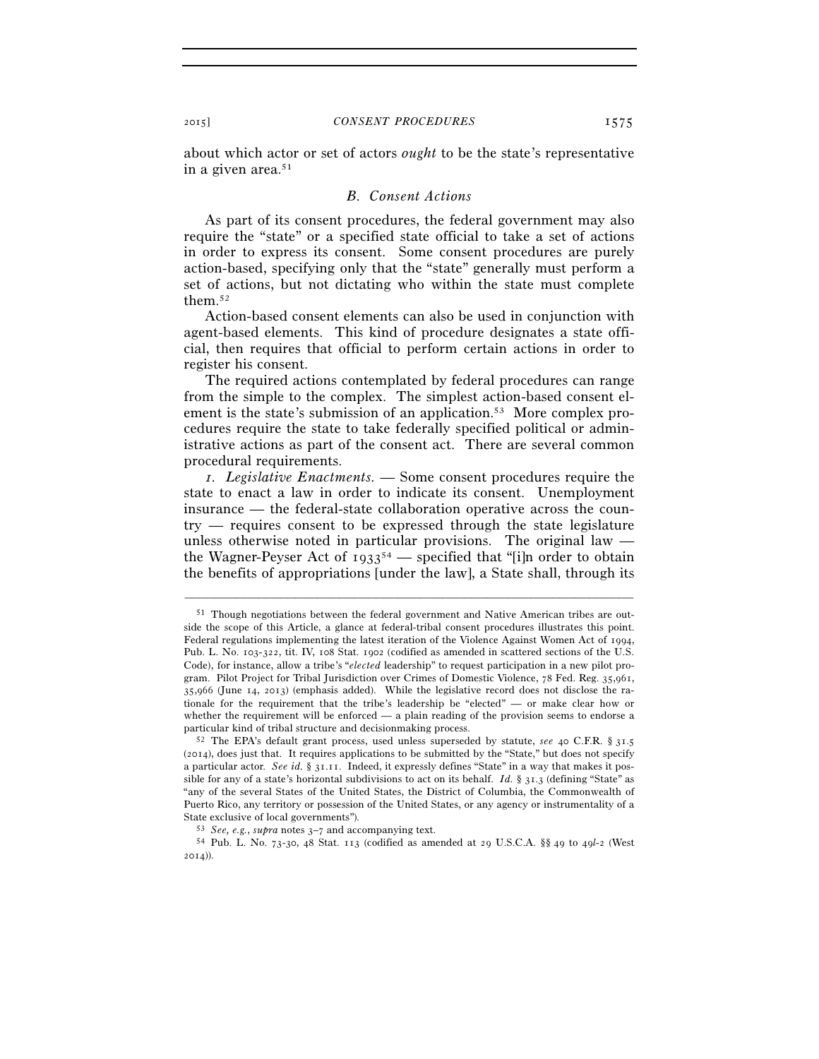about which actor or set of actors *ought* to be the state's representative in a given area.[51]

### *B. Consent Actions*

As part of its consent procedures, the federal government may also require the "state" or a specified state official to take a set of actions in order to express its consent. Some consent procedures are purely action-based, specifying only that the "state" generally must perform a set of actions, but not dictating who within the state must complete them.[52]

Action-based consent elements can also be used in conjunction with agent-based elements. This kind of procedure designates a state official, then requires that official to perform certain actions in order to register his consent.

The required actions contemplated by federal procedures can range from the simple to the complex. The simplest action-based consent element is the state's submission of an application.[53] More complex procedures require the state to take federally specified political or administrative actions as part of the consent act. There are several common procedural requirements.

*1. Legislative Enactments.* — Some consent procedures require the state to enact a law in order to indicate its consent. Unemployment insurance — the federal-state collaboration operative across the country — requires consent to be expressed through the state legislature unless otherwise noted in particular provisions. The original law — the Wagner-Peyser Act of 1933[54] — specified that "[i]n order to obtain the benefits of appropriations [under the law], a State shall, through its

---

[51] Though negotiations between the federal government and Native American tribes are outside the scope of this Article, a glance at federal-tribal consent procedures illustrates this point. Federal regulations implementing the latest iteration of the Violence Against Women Act of 1994, Pub. L. No. 103-322, tit. IV, 108 Stat. 1902 (codified as amended in scattered sections of the U.S. Code), for instance, allow a tribe's "*elected* leadership" to request participation in a new pilot program. Pilot Project for Tribal Jurisdiction over Crimes of Domestic Violence, 78 Fed. Reg. 35,961, 35,966 (June 14, 2013) (emphasis added). While the legislative record does not disclose the rationale for the requirement that the tribe's leadership be "elected" — or make clear how or whether the requirement will be enforced — a plain reading of the provision seems to endorse a particular kind of tribal structure and decisionmaking process.

[52] The EPA's default grant process, used unless superseded by statute, *see* 40 C.F.R. § 31.5 (2014), does just that. It requires applications to be submitted by the "State," but does not specify a particular actor. *See id.* § 31.11. Indeed, it expressly defines "State" in a way that makes it possible for any of a state's horizontal subdivisions to act on its behalf. *Id.* § 31.3 (defining "State" as "any of the several States of the United States, the District of Columbia, the Commonwealth of Puerto Rico, any territory or possession of the United States, or any agency or instrumentality of a State exclusive of local governments").

[53] *See, e.g.*, *supra* notes 3–7 and accompanying text.

[54] Pub. L. No. 73-30, 48 Stat. 113 (codified as amended at 29 U.S.C.A. §§ 49 to 49*l*-2 (West 2014)).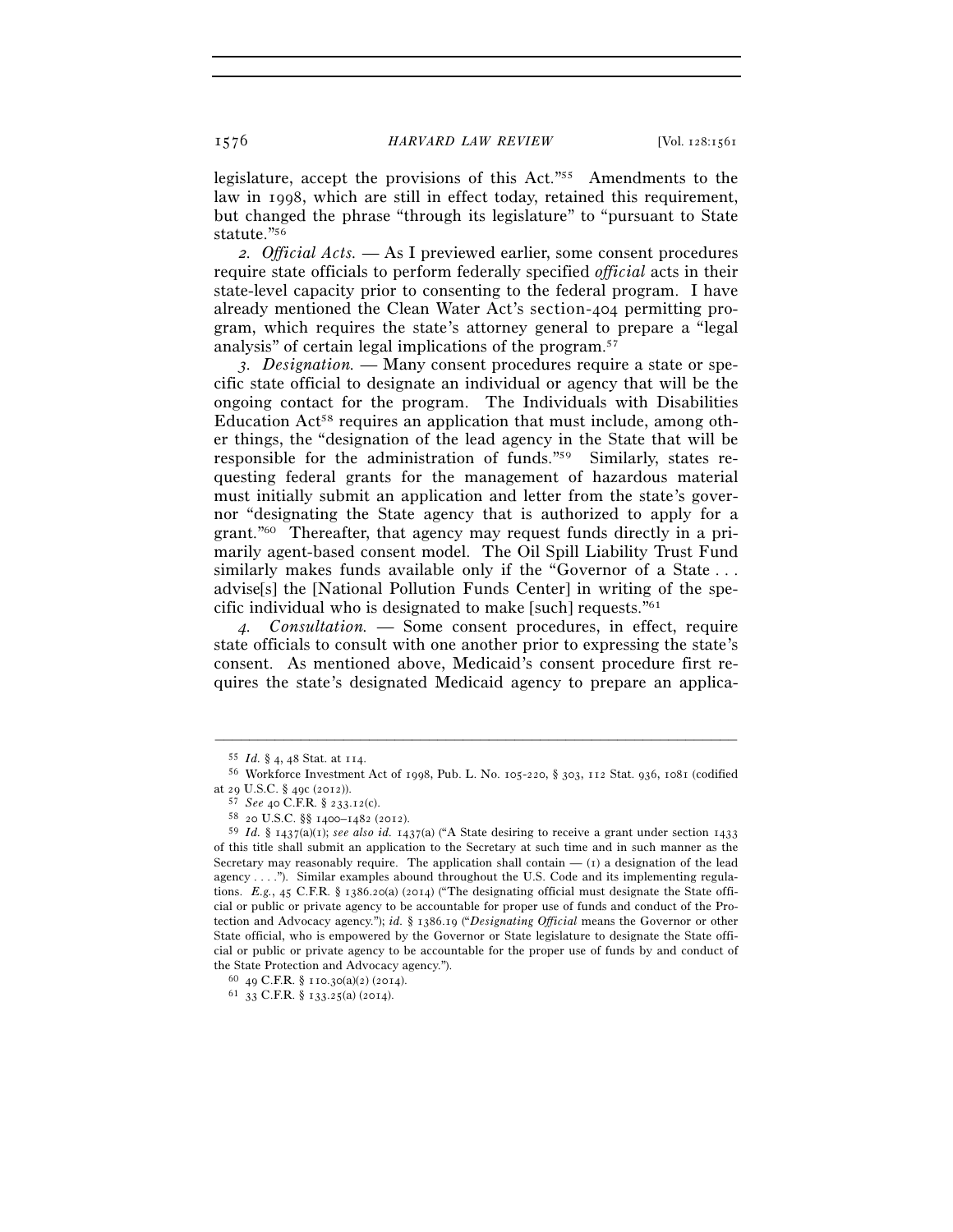legislature, accept the provisions of this Act."[55] Amendments to the law in 1998, which are still in effect today, retained this requirement, but changed the phrase "through its legislature" to "pursuant to State statute."[56]

*2. Official Acts.* — As I previewed earlier, some consent procedures require state officials to perform federally specified *official* acts in their state-level capacity prior to consenting to the federal program. I have already mentioned the Clean Water Act's section-404 permitting program, which requires the state's attorney general to prepare a "legal analysis" of certain legal implications of the program.[57]

*3. Designation.* — Many consent procedures require a state or specific state official to designate an individual or agency that will be the ongoing contact for the program. The Individuals with Disabilities Education Act[58] requires an application that must include, among other things, the "designation of the lead agency in the State that will be responsible for the administration of funds."[59] Similarly, states requesting federal grants for the management of hazardous material must initially submit an application and letter from the state's governor "designating the State agency that is authorized to apply for a grant."[60] Thereafter, that agency may request funds directly in a primarily agent-based consent model. The Oil Spill Liability Trust Fund similarly makes funds available only if the "Governor of a State . . . advise[s] the [National Pollution Funds Center] in writing of the specific individual who is designated to make [such] requests."[61]

*4. Consultation.* — Some consent procedures, in effect, require state officials to consult with one another prior to expressing the state's consent. As mentioned above, Medicaid's consent procedure first requires the state's designated Medicaid agency to prepare an applica-

---

[55] *Id.* § 4, 48 Stat. at 114.

[56] Workforce Investment Act of 1998, Pub. L. No. 105-220, § 303, 112 Stat. 936, 1081 (codified at 29 U.S.C. § 49c (2012)).

[57] *See* 40 C.F.R. § 233.12(c).

[58] 20 U.S.C. §§ 1400–1482 (2012).

[59] *Id.* § 1437(a)(1); *see also id.* 1437(a) ("A State desiring to receive a grant under section 1433 of this title shall submit an application to the Secretary at such time and in such manner as the Secretary may reasonably require. The application shall contain — (1) a designation of the lead agency . . . ."). Similar examples abound throughout the U.S. Code and its implementing regulations. *E.g.*, 45 C.F.R. § 1386.20(a) (2014) ("The designating official must designate the State official or public or private agency to be accountable for proper use of funds and conduct of the Protection and Advocacy agency."); *id.* § 1386.19 ("*Designating Official* means the Governor or other State official, who is empowered by the Governor or State legislature to designate the State official or public or private agency to be accountable for the proper use of funds by and conduct of the State Protection and Advocacy agency.").

[60] 49 C.F.R. § 110.30(a)(2) (2014).

[61] 33 C.F.R. § 133.25(a) (2014).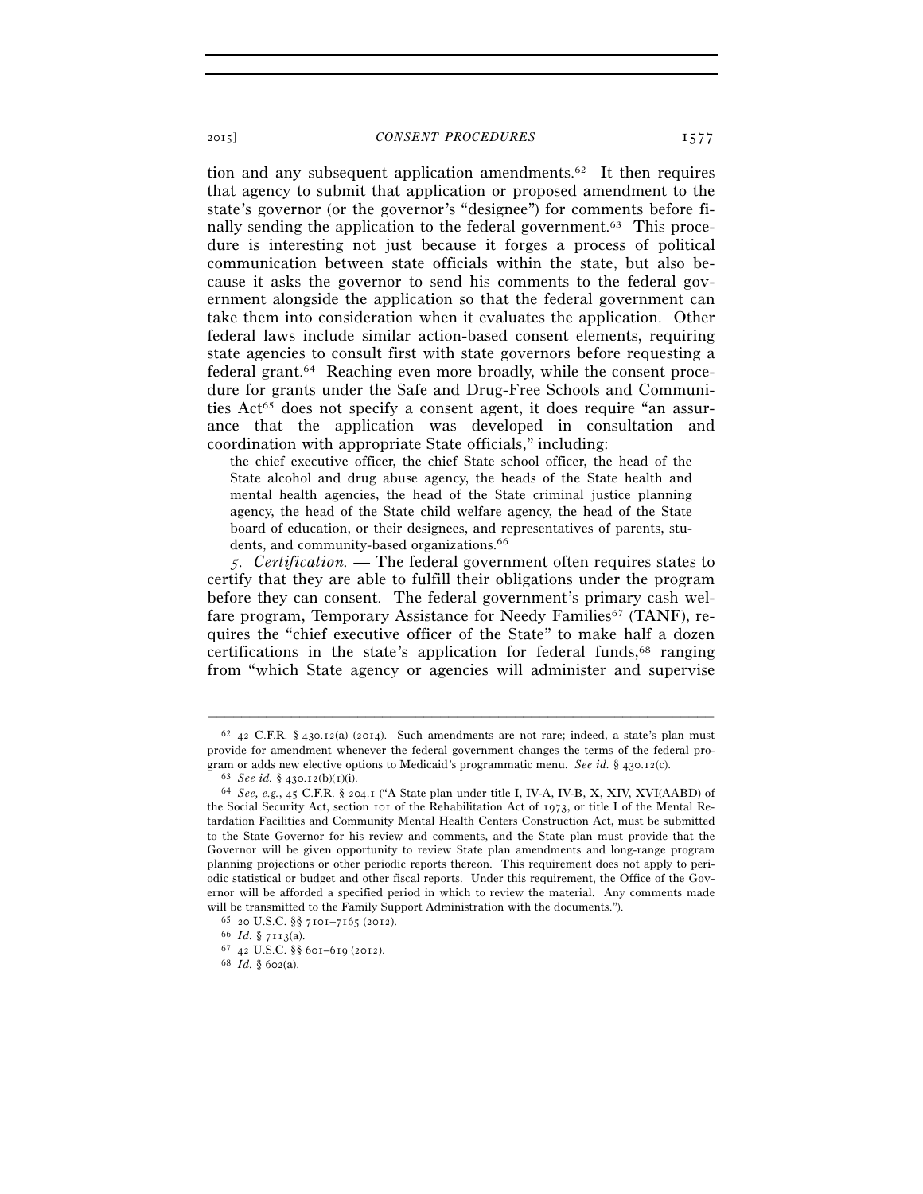tion and any subsequent application amendments.[62] It then requires that agency to submit that application or proposed amendment to the state's governor (or the governor's "designee") for comments before finally sending the application to the federal government.[63] This procedure is interesting not just because it forges a process of political communication between state officials within the state, but also because it asks the governor to send his comments to the federal government alongside the application so that the federal government can take them into consideration when it evaluates the application. Other federal laws include similar action-based consent elements, requiring state agencies to consult first with state governors before requesting a federal grant.[64] Reaching even more broadly, while the consent procedure for grants under the Safe and Drug-Free Schools and Communities Act[65] does not specify a consent agent, it does require "an assurance that the application was developed in consultation and coordination with appropriate State officials," including:

> the chief executive officer, the chief State school officer, the head of the State alcohol and drug abuse agency, the heads of the State health and mental health agencies, the head of the State criminal justice planning agency, the head of the State child welfare agency, the head of the State board of education, or their designees, and representatives of parents, students, and community-based organizations.[66]

*5. Certification.* — The federal government often requires states to certify that they are able to fulfill their obligations under the program before they can consent. The federal government's primary cash welfare program, Temporary Assistance for Needy Families[67] (TANF), requires the "chief executive officer of the State" to make half a dozen certifications in the state's application for federal funds,[68] ranging from "which State agency or agencies will administer and supervise

---

[62] 42 C.F.R. § 430.12(a) (2014). Such amendments are not rare; indeed, a state's plan must provide for amendment whenever the federal government changes the terms of the federal program or adds new elective options to Medicaid's programmatic menu. *See id.* § 430.12(c).

[63] *See id.* § 430.12(b)(1)(i).

[64] *See, e.g.*, 45 C.F.R. § 204.1 ("A State plan under title I, IV-A, IV-B, X, XIV, XVI(AABD) of the Social Security Act, section 101 of the Rehabilitation Act of 1973, or title I of the Mental Retardation Facilities and Community Mental Health Centers Construction Act, must be submitted to the State Governor for his review and comments, and the State plan must provide that the Governor will be given opportunity to review State plan amendments and long-range program planning projections or other periodic reports thereon. This requirement does not apply to periodic statistical or budget and other fiscal reports. Under this requirement, the Office of the Governor will be afforded a specified period in which to review the material. Any comments made will be transmitted to the Family Support Administration with the documents.").

[65] 20 U.S.C. §§ 7101–7165 (2012).

[66] *Id.* § 7113(a).

[67] 42 U.S.C. §§ 601–619 (2012).

[68] *Id.* § 602(a).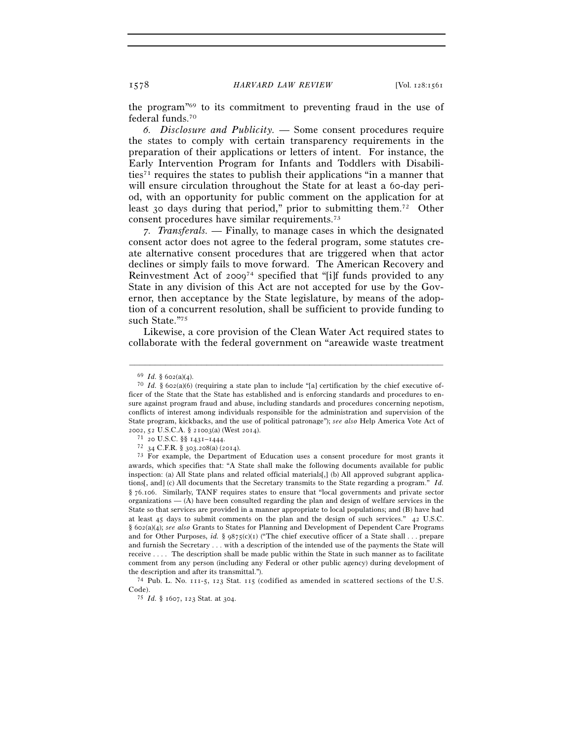the program"[69] to its commitment to preventing fraud in the use of federal funds.[70]

*6. Disclosure and Publicity.* — Some consent procedures require the states to comply with certain transparency requirements in the preparation of their applications or letters of intent. For instance, the Early Intervention Program for Infants and Toddlers with Disabilities[71] requires the states to publish their applications "in a manner that will ensure circulation throughout the State for at least a 60-day period, with an opportunity for public comment on the application for at least 30 days during that period," prior to submitting them.[72] Other consent procedures have similar requirements.[73]

*7. Transferals.* — Finally, to manage cases in which the designated consent actor does not agree to the federal program, some statutes create alternative consent procedures that are triggered when that actor declines or simply fails to move forward. The American Recovery and Reinvestment Act of 2009[74] specified that "[i]f funds provided to any State in any division of this Act are not accepted for use by the Governor, then acceptance by the State legislature, by means of the adoption of a concurrent resolution, shall be sufficient to provide funding to such State."[75]

Likewise, a core provision of the Clean Water Act required states to collaborate with the federal government on "areawide waste treatment

---

[69] *Id.* § 602(a)(4).

[70] *Id.* § 602(a)(6) (requiring a state plan to include "[a] certification by the chief executive officer of the State that the State has established and is enforcing standards and procedures to ensure against program fraud and abuse, including standards and procedures concerning nepotism, conflicts of interest among individuals responsible for the administration and supervision of the State program, kickbacks, and the use of political patronage"); *see also* Help America Vote Act of 2002, 52 U.S.C.A. § 21003(a) (West 2014).

[71] 20 U.S.C. §§ 1431–1444.

[72] 34 C.F.R. § 303.208(a) (2014).

[73] For example, the Department of Education uses a consent procedure for most grants it awards, which specifies that: "A State shall make the following documents available for public inspection: (a) All State plans and related official materials[,] (b) All approved subgrant applications[, and] (c) All documents that the Secretary transmits to the State regarding a program." *Id.* § 76.106. Similarly, TANF requires states to ensure that "local governments and private sector organizations — (A) have been consulted regarding the plan and design of welfare services in the State so that services are provided in a manner appropriate to local populations; and (B) have had at least 45 days to submit comments on the plan and the design of such services." 42 U.S.C. § 602(a)(4); *see also* Grants to States for Planning and Development of Dependent Care Programs and for Other Purposes, *id.* § 9875(c)(1) ("The chief executive officer of a State shall . . . prepare and furnish the Secretary . . . with a description of the intended use of the payments the State will receive . . . . The description shall be made public within the State in such manner as to facilitate comment from any person (including any Federal or other public agency) during development of the description and after its transmittal.").

[74] Pub. L. No. 111-5, 123 Stat. 115 (codified as amended in scattered sections of the U.S. Code).

[75] *Id.* § 1607, 123 Stat. at 304.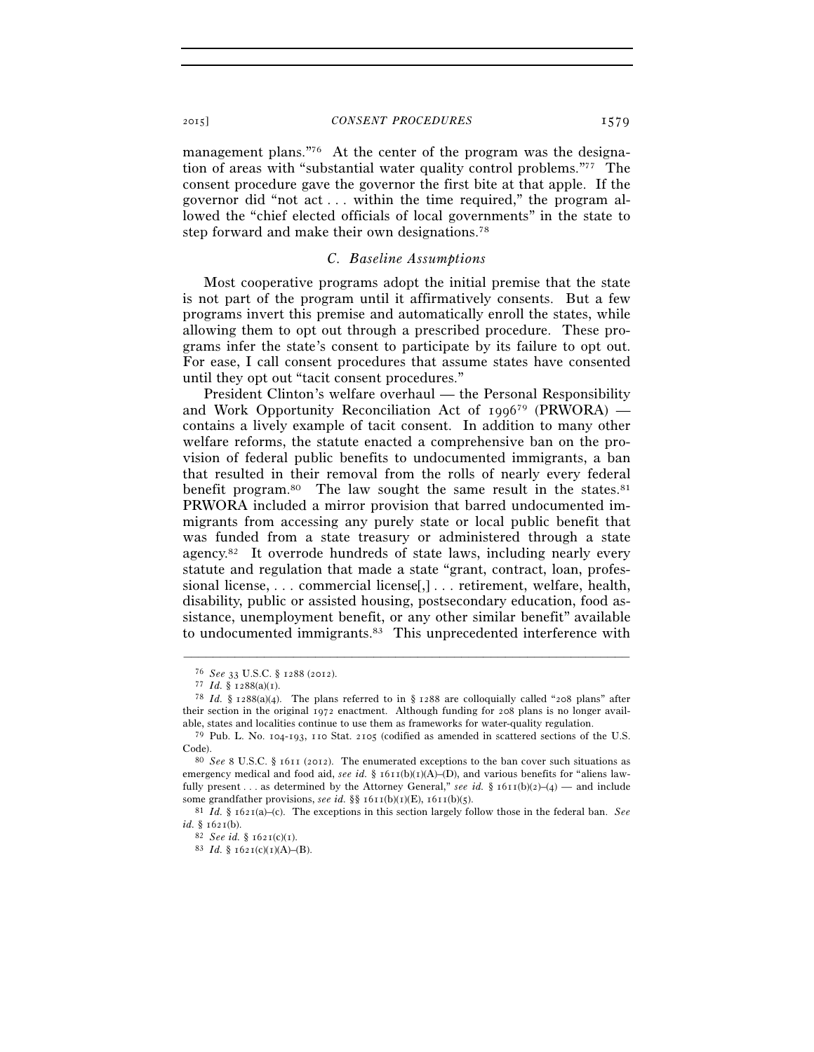management plans."[76] At the center of the program was the designation of areas with "substantial water quality control problems."[77] The consent procedure gave the governor the first bite at that apple. If the governor did "not act . . . within the time required," the program allowed the "chief elected officials of local governments" in the state to step forward and make their own designations.[78]

### C. Baseline Assumptions

Most cooperative programs adopt the initial premise that the state is not part of the program until it affirmatively consents. But a few programs invert this premise and automatically enroll the states, while allowing them to opt out through a prescribed procedure. These programs infer the state's consent to participate by its failure to opt out. For ease, I call consent procedures that assume states have consented until they opt out "tacit consent procedures."

President Clinton's welfare overhaul — the Personal Responsibility and Work Opportunity Reconciliation Act of 1996[79] (PRWORA) — contains a lively example of tacit consent. In addition to many other welfare reforms, the statute enacted a comprehensive ban on the provision of federal public benefits to undocumented immigrants, a ban that resulted in their removal from the rolls of nearly every federal benefit program.[80] The law sought the same result in the states.[81] PRWORA included a mirror provision that barred undocumented immigrants from accessing any purely state or local public benefit that was funded from a state treasury or administered through a state agency.[82] It overrode hundreds of state laws, including nearly every statute and regulation that made a state "grant, contract, loan, professional license, . . . commercial license[,] . . . retirement, welfare, health, disability, public or assisted housing, postsecondary education, food assistance, unemployment benefit, or any other similar benefit" available to undocumented immigrants.[83] This unprecedented interference with

---

[76] *See* 33 U.S.C. § 1288 (2012).

[77] *Id.* § 1288(a)(1).

[78] *Id.* § 1288(a)(4). The plans referred to in § 1288 are colloquially called "208 plans" after their section in the original 1972 enactment. Although funding for 208 plans is no longer available, states and localities continue to use them as frameworks for water-quality regulation.

[79] Pub. L. No. 104-193, 110 Stat. 2105 (codified as amended in scattered sections of the U.S. Code).

[80] *See* 8 U.S.C. § 1611 (2012). The enumerated exceptions to the ban cover such situations as emergency medical and food aid, *see id.* § 1611(b)(1)(A)–(D), and various benefits for "aliens lawfully present . . . as determined by the Attorney General," *see id.* § 1611(b)(2)–(4) — and include some grandfather provisions, *see id.* §§ 1611(b)(1)(E), 1611(b)(5).

[81] *Id.* § 1621(a)–(c). The exceptions in this section largely follow those in the federal ban. *See id.* § 1621(b).

[82] *See id.* § 1621(c)(1).

[83] *Id.* § 1621(c)(1)(A)–(B).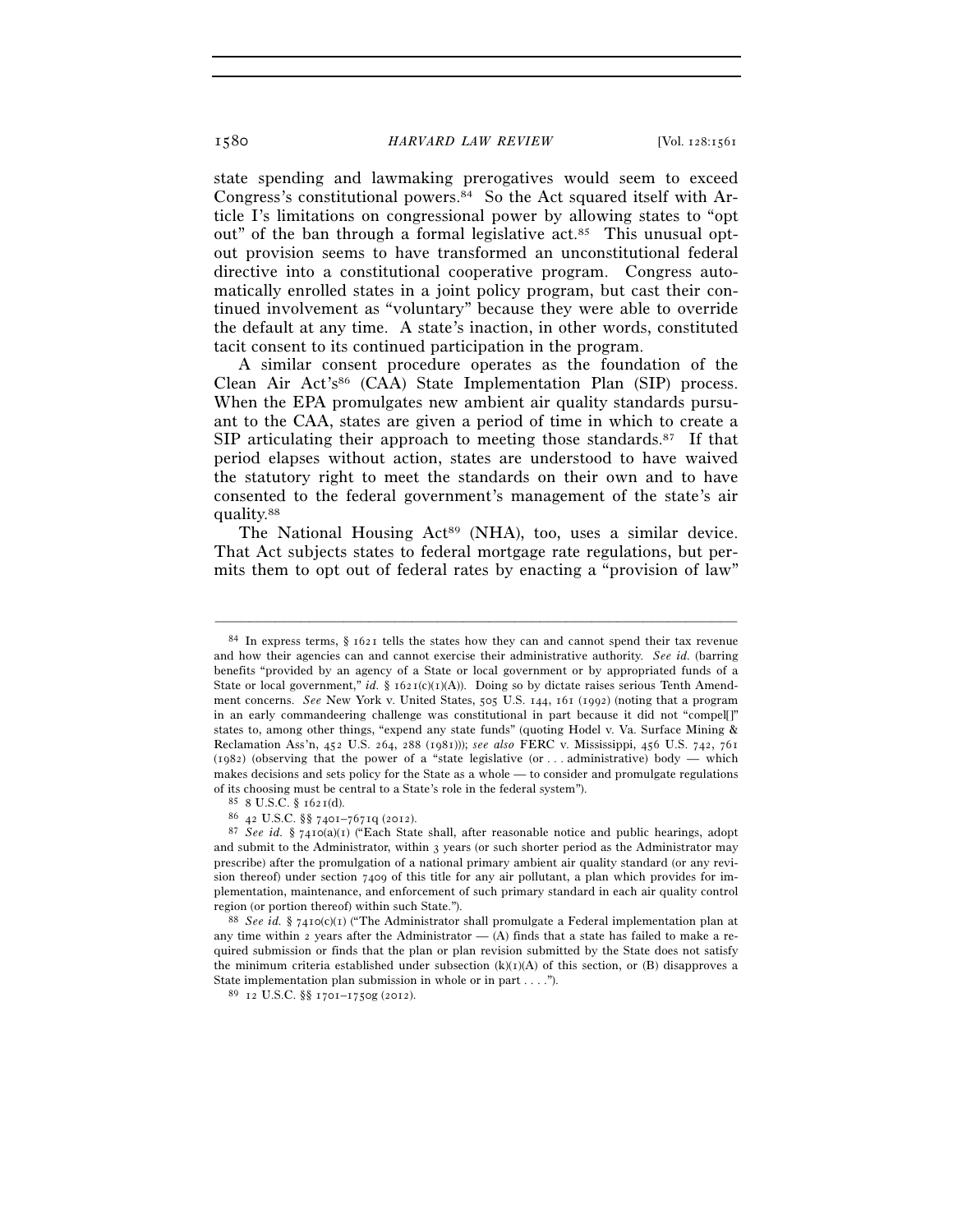state spending and lawmaking prerogatives would seem to exceed Congress's constitutional powers.[84] So the Act squared itself with Article I's limitations on congressional power by allowing states to "opt out" of the ban through a formal legislative act.[85] This unusual opt-out provision seems to have transformed an unconstitutional federal directive into a constitutional cooperative program. Congress automatically enrolled states in a joint policy program, but cast their continued involvement as "voluntary" because they were able to override the default at any time. A state's inaction, in other words, constituted tacit consent to its continued participation in the program.

A similar consent procedure operates as the foundation of the Clean Air Act's[86] (CAA) State Implementation Plan (SIP) process. When the EPA promulgates new ambient air quality standards pursuant to the CAA, states are given a period of time in which to create a SIP articulating their approach to meeting those standards.[87] If that period elapses without action, states are understood to have waived the statutory right to meet the standards on their own and to have consented to the federal government's management of the state's air quality.[88]

The National Housing Act[89] (NHA), too, uses a similar device. That Act subjects states to federal mortgage rate regulations, but permits them to opt out of federal rates by enacting a "provision of law"

---

[84] In express terms, § 1621 tells the states how they can and cannot spend their tax revenue and how their agencies can and cannot exercise their administrative authority. *See id.* (barring benefits "provided by an agency of a State or local government or by appropriated funds of a State or local government," *id.* § 1621(c)(1)(A)). Doing so by dictate raises serious Tenth Amendment concerns. *See* New York v. United States, 505 U.S. 144, 161 (1992) (noting that a program in an early commandeering challenge was constitutional in part because it did not "compel[]" states to, among other things, "expend any state funds" (quoting Hodel v. Va. Surface Mining & Reclamation Ass'n, 452 U.S. 264, 288 (1981))); *see also* FERC v. Mississippi, 456 U.S. 742, 761 (1982) (observing that the power of a "state legislative (or . . . administrative) body — which makes decisions and sets policy for the State as a whole — to consider and promulgate regulations of its choosing must be central to a State's role in the federal system").

[85] 8 U.S.C. § 1621(d).

[86] 42 U.S.C. §§ 7401–7671q (2012).

[87] *See id.* § 7410(a)(1) ("Each State shall, after reasonable notice and public hearings, adopt and submit to the Administrator, within 3 years (or such shorter period as the Administrator may prescribe) after the promulgation of a national primary ambient air quality standard (or any revision thereof) under section 7409 of this title for any air pollutant, a plan which provides for implementation, maintenance, and enforcement of such primary standard in each air quality control region (or portion thereof) within such State.").

[88] *See id.* § 7410(c)(1) ("The Administrator shall promulgate a Federal implementation plan at any time within 2 years after the Administrator — (A) finds that a state has failed to make a required submission or finds that the plan or plan revision submitted by the State does not satisfy the minimum criteria established under subsection (k)(1)(A) of this section, or (B) disapproves a State implementation plan submission in whole or in part . . . .").

[89] 12 U.S.C. §§ 1701–1750g (2012).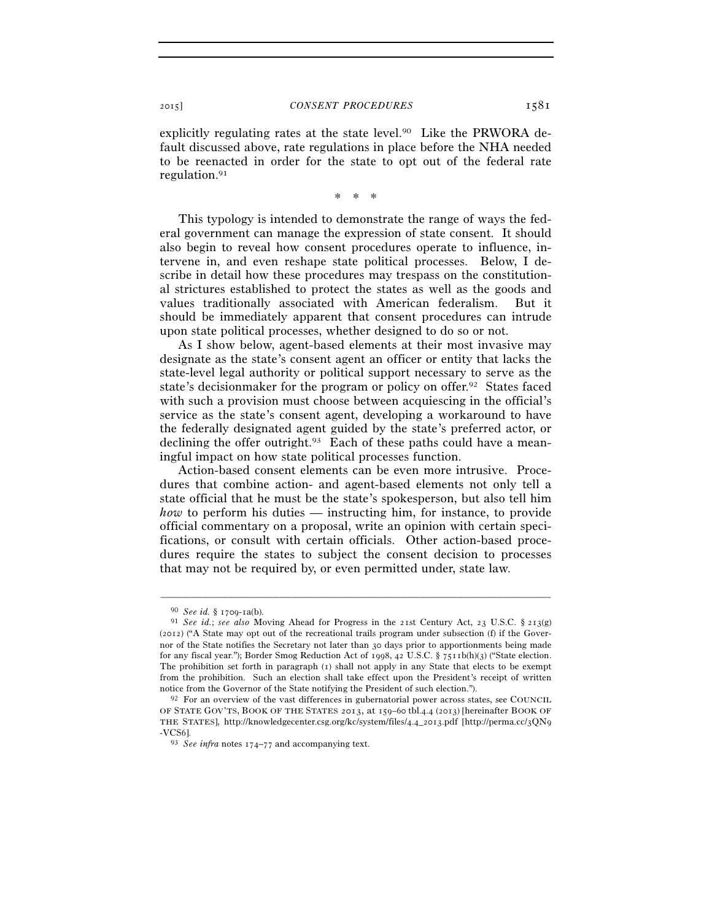explicitly regulating rates at the state level.[90] Like the PRWORA default discussed above, rate regulations in place before the NHA needed to be reenacted in order for the state to opt out of the federal rate regulation.[91]

\* \* \*

This typology is intended to demonstrate the range of ways the federal government can manage the expression of state consent. It should also begin to reveal how consent procedures operate to influence, intervene in, and even reshape state political processes. Below, I describe in detail how these procedures may trespass on the constitutional strictures established to protect the states as well as the goods and values traditionally associated with American federalism. But it should be immediately apparent that consent procedures can intrude upon state political processes, whether designed to do so or not.

As I show below, agent-based elements at their most invasive may designate as the state's consent agent an officer or entity that lacks the state-level legal authority or political support necessary to serve as the state's decisionmaker for the program or policy on offer.[92] States faced with such a provision must choose between acquiescing in the official's service as the state's consent agent, developing a workaround to have the federally designated agent guided by the state's preferred actor, or declining the offer outright.[93] Each of these paths could have a meaningful impact on how state political processes function.

Action-based consent elements can be even more intrusive. Procedures that combine action- and agent-based elements not only tell a state official that he must be the state's spokesperson, but also tell him *how* to perform his duties — instructing him, for instance, to provide official commentary on a proposal, write an opinion with certain specifications, or consult with certain officials. Other action-based procedures require the states to subject the consent decision to processes that may not be required by, or even permitted under, state law.

---

[90] *See id.* § 1709-1a(b).

[91] *See id.*; *see also* Moving Ahead for Progress in the 21st Century Act, 23 U.S.C. § 213(g) (2012) ("A State may opt out of the recreational trails program under subsection (f) if the Governor of the State notifies the Secretary not later than 30 days prior to apportionments being made for any fiscal year."); Border Smog Reduction Act of 1998, 42 U.S.C. § 7511b(h)(3) ("State election. The prohibition set forth in paragraph (1) shall not apply in any State that elects to be exempt from the prohibition. Such an election shall take effect upon the President's receipt of written notice from the Governor of the State notifying the President of such election.").

[92] For an overview of the vast differences in gubernatorial power across states, see COUNCIL OF STATE GOV'TS, BOOK OF THE STATES 2013, at 159–60 tbl.4.4 (2013) [hereinafter BOOK OF THE STATES], http://knowledgecenter.csg.org/kc/system/files/4.4_2013.pdf [http://perma.cc/3QN9-VCS6].

[93] *See infra* notes 174–77 and accompanying text.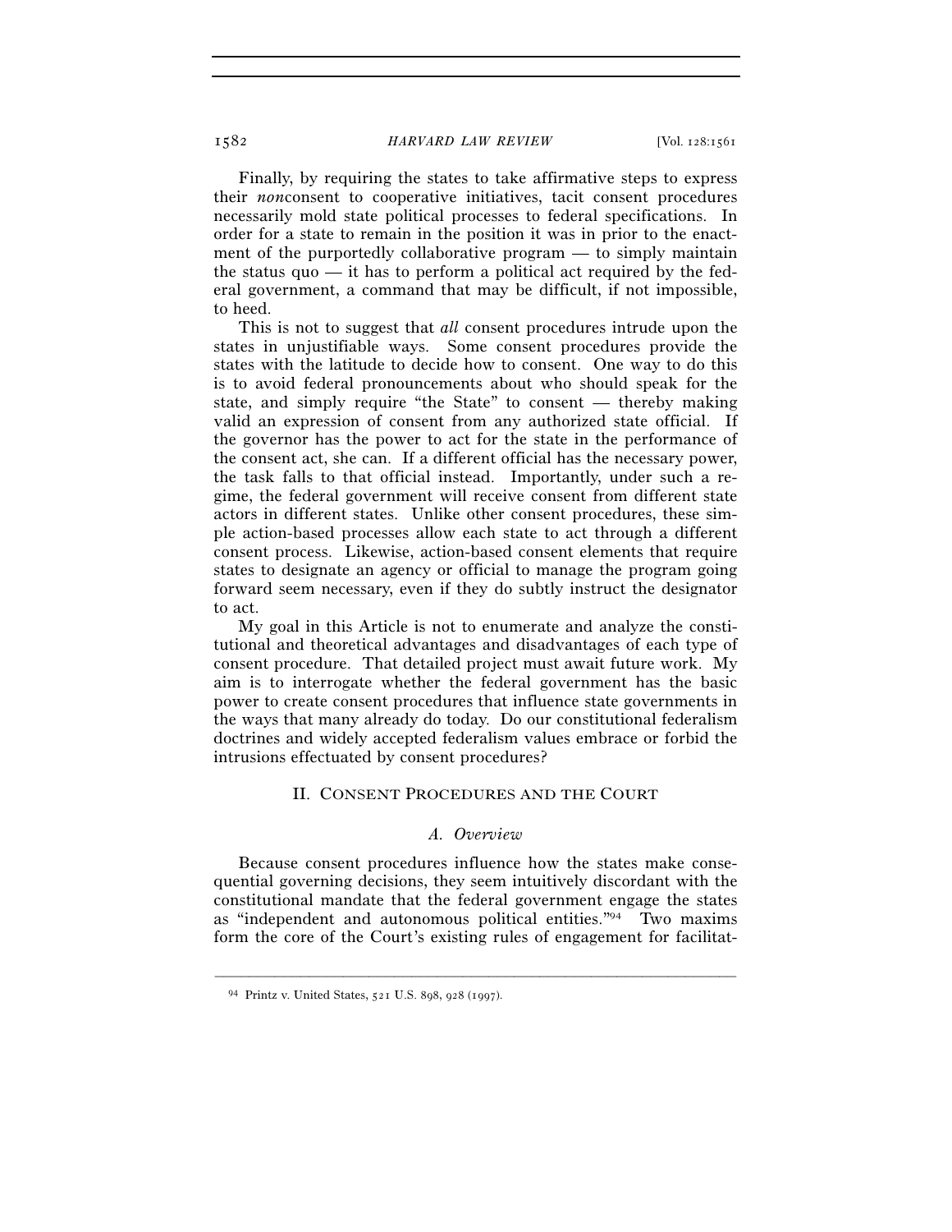Finally, by requiring the states to take affirmative steps to express their *non*consent to cooperative initiatives, tacit consent procedures necessarily mold state political processes to federal specifications. In order for a state to remain in the position it was in prior to the enactment of the purportedly collaborative program — to simply maintain the status quo — it has to perform a political act required by the federal government, a command that may be difficult, if not impossible, to heed.

This is not to suggest that *all* consent procedures intrude upon the states in unjustifiable ways. Some consent procedures provide the states with the latitude to decide how to consent. One way to do this is to avoid federal pronouncements about who should speak for the state, and simply require "the State" to consent — thereby making valid an expression of consent from any authorized state official. If the governor has the power to act for the state in the performance of the consent act, she can. If a different official has the necessary power, the task falls to that official instead. Importantly, under such a regime, the federal government will receive consent from different state actors in different states. Unlike other consent procedures, these simple action-based processes allow each state to act through a different consent process. Likewise, action-based consent elements that require states to designate an agency or official to manage the program going forward seem necessary, even if they do subtly instruct the designator to act.

My goal in this Article is not to enumerate and analyze the constitutional and theoretical advantages and disadvantages of each type of consent procedure. That detailed project must await future work. My aim is to interrogate whether the federal government has the basic power to create consent procedures that influence state governments in the ways that many already do today. Do our constitutional federalism doctrines and widely accepted federalism values embrace or forbid the intrusions effectuated by consent procedures?

## II. Consent Procedures and the Court

### A. *Overview*

Because consent procedures influence how the states make consequential governing decisions, they seem intuitively discordant with the constitutional mandate that the federal government engage the states as "independent and autonomous political entities."[94] Two maxims form the core of the Court's existing rules of engagement for facilitat-

---

[94] Printz v. United States, 521 U.S. 898, 928 (1997).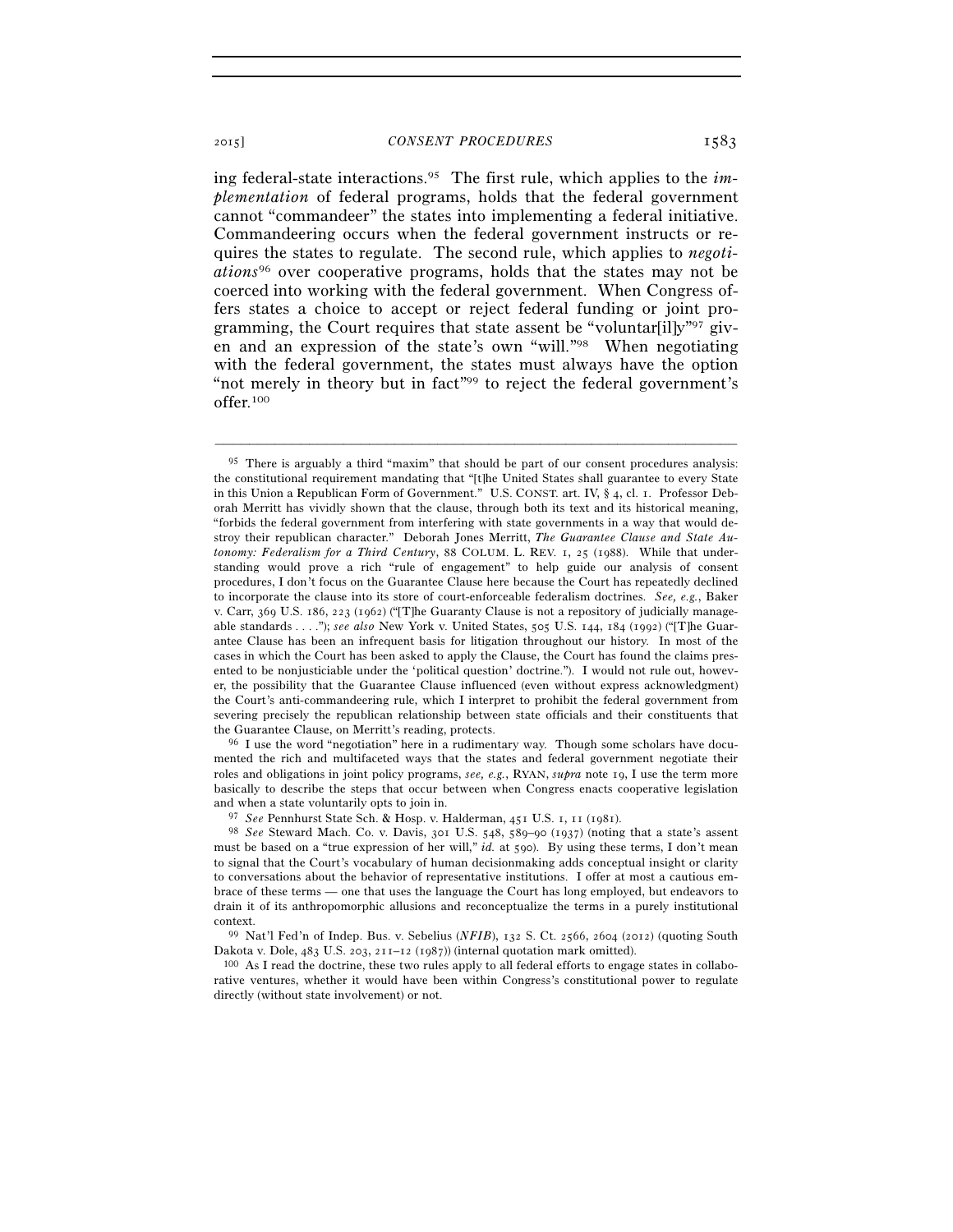ing federal-state interactions.[95] The first rule, which applies to the *implementation* of federal programs, holds that the federal government cannot "commandeer" the states into implementing a federal initiative. Commandeering occurs when the federal government instructs or requires the states to regulate. The second rule, which applies to *negotiations*[96] over cooperative programs, holds that the states may not be coerced into working with the federal government. When Congress offers states a choice to accept or reject federal funding or joint programming, the Court requires that state assent be "voluntar[il]y"[97] given and an expression of the state's own "will."[98] When negotiating with the federal government, the states must always have the option "not merely in theory but in fact"[99] to reject the federal government's offer.[100]

---

[95] There is arguably a third "maxim" that should be part of our consent procedures analysis: the constitutional requirement mandating that "[t]he United States shall guarantee to every State in this Union a Republican Form of Government." U.S. CONST. art. IV, § 4, cl. 1. Professor Deborah Merritt has vividly shown that the clause, through both its text and its historical meaning, "forbids the federal government from interfering with state governments in a way that would destroy their republican character." Deborah Jones Merritt, *The Guarantee Clause and State Autonomy: Federalism for a Third Century*, 88 COLUM. L. REV. 1, 25 (1988). While that understanding would prove a rich "rule of engagement" to help guide our analysis of consent procedures, I don't focus on the Guarantee Clause here because the Court has repeatedly declined to incorporate the clause into its store of court-enforceable federalism doctrines. *See, e.g.*, Baker v. Carr, 369 U.S. 186, 223 (1962) ("[T]he Guaranty Clause is not a repository of judicially manageable standards . . . ."); *see also* New York v. United States, 505 U.S. 144, 184 (1992) ("[T]he Guarantee Clause has been an infrequent basis for litigation throughout our history. In most of the cases in which the Court has been asked to apply the Clause, the Court has found the claims presented to be nonjusticiable under the 'political question' doctrine."). I would not rule out, however, the possibility that the Guarantee Clause influenced (even without express acknowledgment) the Court's anti-commandeering rule, which I interpret to prohibit the federal government from severing precisely the republican relationship between state officials and their constituents that the Guarantee Clause, on Merritt's reading, protects.

[96] I use the word "negotiation" here in a rudimentary way. Though some scholars have documented the rich and multifaceted ways that the states and federal government negotiate their roles and obligations in joint policy programs, *see, e.g.*, RYAN, *supra* note 19, I use the term more basically to describe the steps that occur between when Congress enacts cooperative legislation and when a state voluntarily opts to join in.

[97] *See* Pennhurst State Sch. & Hosp. v. Halderman, 451 U.S. 1, 11 (1981).

[98] *See* Steward Mach. Co. v. Davis, 301 U.S. 548, 589–90 (1937) (noting that a state's assent must be based on a "true expression of her will," *id.* at 590). By using these terms, I don't mean to signal that the Court's vocabulary of human decisionmaking adds conceptual insight or clarity to conversations about the behavior of representative institutions. I offer at most a cautious embrace of these terms — one that uses the language the Court has long employed, but endeavors to drain it of its anthropomorphic allusions and reconceptualize the terms in a purely institutional context.

[99] Nat'l Fed'n of Indep. Bus. v. Sebelius (*NFIB*), 132 S. Ct. 2566, 2604 (2012) (quoting South Dakota v. Dole, 483 U.S. 203, 211–12 (1987)) (internal quotation mark omitted).

[100] As I read the doctrine, these two rules apply to all federal efforts to engage states in collaborative ventures, whether it would have been within Congress's constitutional power to regulate directly (without state involvement) or not.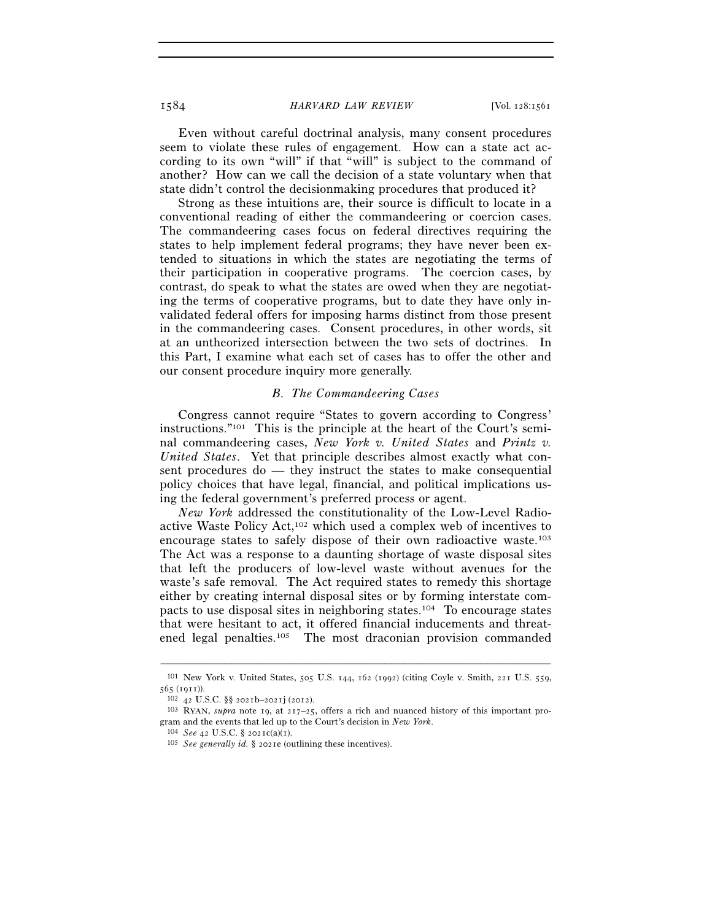Even without careful doctrinal analysis, many consent procedures seem to violate these rules of engagement. How can a state act according to its own "will" if that "will" is subject to the command of another? How can we call the decision of a state voluntary when that state didn't control the decisionmaking procedures that produced it?

Strong as these intuitions are, their source is difficult to locate in a conventional reading of either the commandeering or coercion cases. The commandeering cases focus on federal directives requiring the states to help implement federal programs; they have never been extended to situations in which the states are negotiating the terms of their participation in cooperative programs. The coercion cases, by contrast, do speak to what the states are owed when they are negotiating the terms of cooperative programs, but to date they have only invalidated federal offers for imposing harms distinct from those present in the commandeering cases. Consent procedures, in other words, sit at an untheorized intersection between the two sets of doctrines. In this Part, I examine what each set of cases has to offer the other and our consent procedure inquiry more generally.

### *B. The Commandeering Cases*

Congress cannot require "States to govern according to Congress' instructions."[101] This is the principle at the heart of the Court's seminal commandeering cases, *New York v. United States* and *Printz v. United States*. Yet that principle describes almost exactly what consent procedures do — they instruct the states to make consequential policy choices that have legal, financial, and political implications using the federal government's preferred process or agent.

*New York* addressed the constitutionality of the Low-Level Radioactive Waste Policy Act,[102] which used a complex web of incentives to encourage states to safely dispose of their own radioactive waste.[103] The Act was a response to a daunting shortage of waste disposal sites that left the producers of low-level waste without avenues for the waste's safe removal. The Act required states to remedy this shortage either by creating internal disposal sites or by forming interstate compacts to use disposal sites in neighboring states.[104] To encourage states that were hesitant to act, it offered financial inducements and threatened legal penalties.[105] The most draconian provision commanded

---

[101] New York v. United States, 505 U.S. 144, 162 (1992) (citing Coyle v. Smith, 221 U.S. 559, 565 (1911)).

[102] 42 U.S.C. §§ 2021b–2021j (2012).

[103] RYAN, *supra* note 19, at 217–25, offers a rich and nuanced history of this important program and the events that led up to the Court's decision in *New York*.

[104] *See* 42 U.S.C. § 2021c(a)(1).

[105] *See generally id.* § 2021e (outlining these incentives).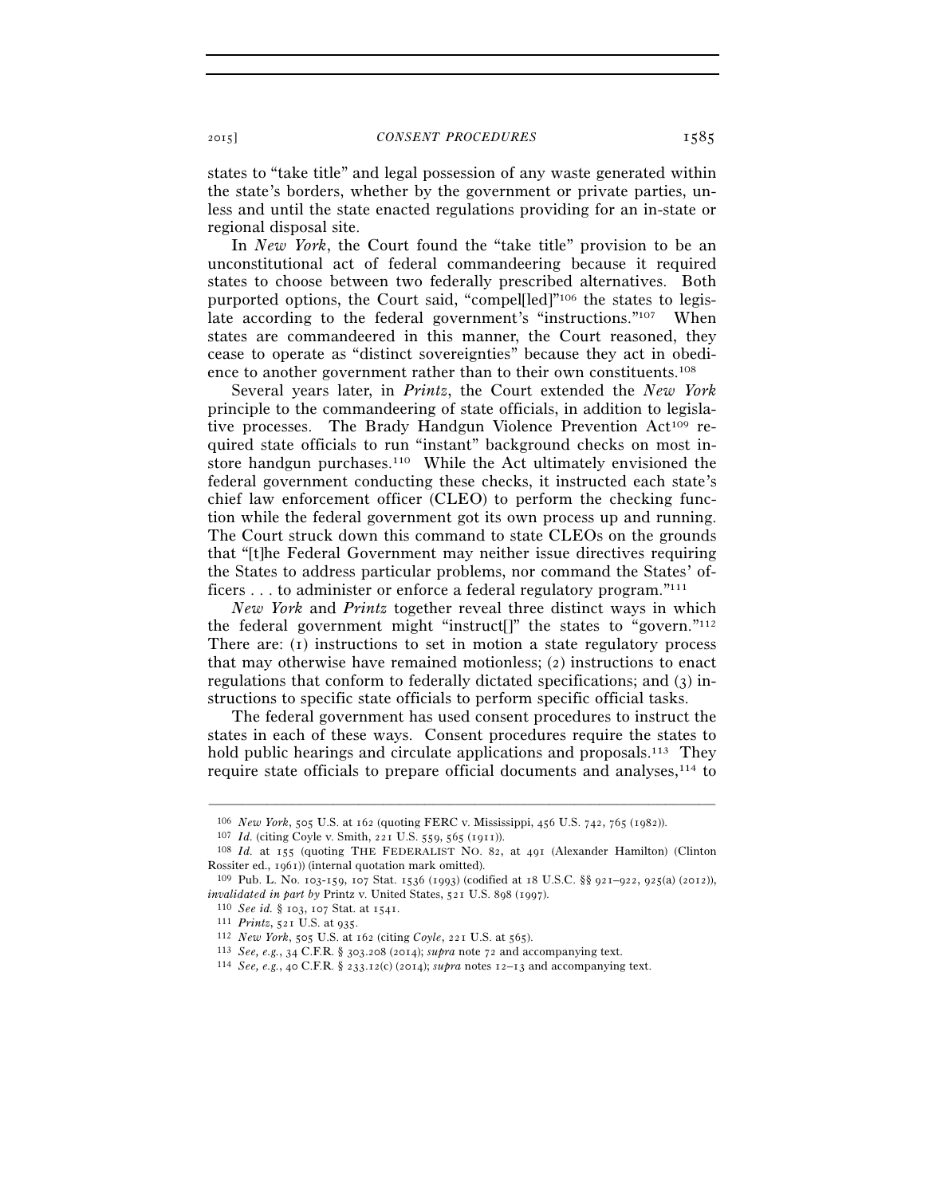states to "take title" and legal possession of any waste generated within the state's borders, whether by the government or private parties, unless and until the state enacted regulations providing for an in-state or regional disposal site.

In *New York*, the Court found the "take title" provision to be an unconstitutional act of federal commandeering because it required states to choose between two federally prescribed alternatives. Both purported options, the Court said, "compel[led]"[106] the states to legislate according to the federal government's "instructions."[107] When states are commandeered in this manner, the Court reasoned, they cease to operate as "distinct sovereignties" because they act in obedience to another government rather than to their own constituents.[108]

Several years later, in *Printz*, the Court extended the *New York* principle to the commandeering of state officials, in addition to legislative processes. The Brady Handgun Violence Prevention Act[109] required state officials to run "instant" background checks on most in-store handgun purchases.[110] While the Act ultimately envisioned the federal government conducting these checks, it instructed each state's chief law enforcement officer (CLEO) to perform the checking function while the federal government got its own process up and running. The Court struck down this command to state CLEOs on the grounds that "[t]he Federal Government may neither issue directives requiring the States to address particular problems, nor command the States' officers . . . to administer or enforce a federal regulatory program."[111]

*New York* and *Printz* together reveal three distinct ways in which the federal government might "instruct[]" the states to "govern."[112] There are: (1) instructions to set in motion a state regulatory process that may otherwise have remained motionless; (2) instructions to enact regulations that conform to federally dictated specifications; and (3) instructions to specific state officials to perform specific official tasks.

The federal government has used consent procedures to instruct the states in each of these ways. Consent procedures require the states to hold public hearings and circulate applications and proposals.[113] They require state officials to prepare official documents and analyses,[114] to

---

[106] *New York*, 505 U.S. at 162 (quoting FERC v. Mississippi, 456 U.S. 742, 765 (1982)).

[107] *Id.* (citing Coyle v. Smith, 221 U.S. 559, 565 (1911)).

[108] *Id.* at 155 (quoting THE FEDERALIST NO. 82, at 491 (Alexander Hamilton) (Clinton Rossiter ed., 1961)) (internal quotation mark omitted).

[109] Pub. L. No. 103-159, 107 Stat. 1536 (1993) (codified at 18 U.S.C. §§ 921–922, 925(a) (2012)), *invalidated in part by* Printz v. United States, 521 U.S. 898 (1997).

[110] *See id.* § 103, 107 Stat. at 1541.

[111] *Printz*, 521 U.S. at 935.

[112] *New York*, 505 U.S. at 162 (citing *Coyle*, 221 U.S. at 565).

[113] *See, e.g.*, 34 C.F.R. § 303.208 (2014); *supra* note 72 and accompanying text.

[114] *See, e.g.*, 40 C.F.R. § 233.12(c) (2014); *supra* notes 12–13 and accompanying text.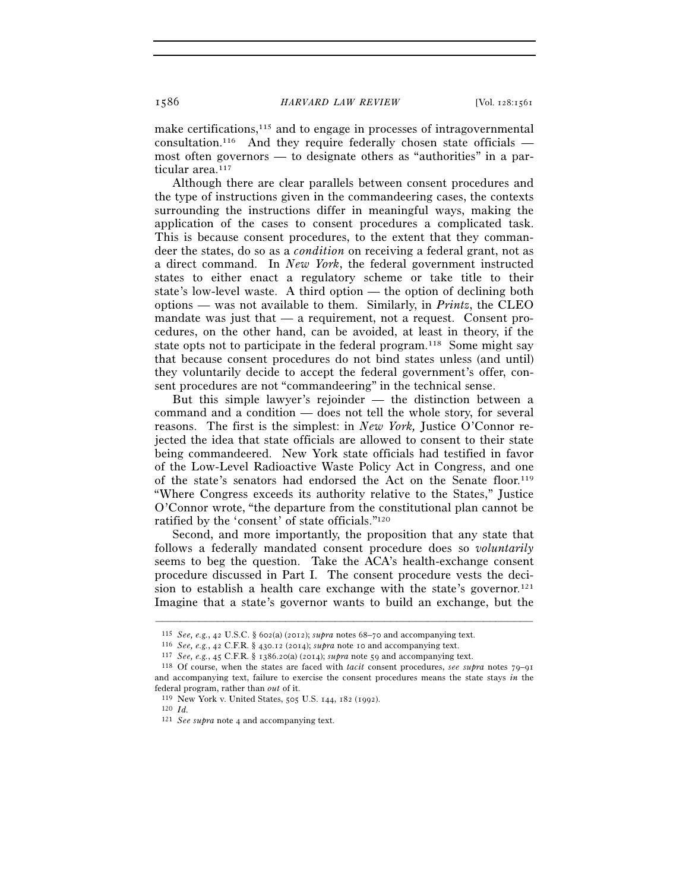make certifications,[115] and to engage in processes of intragovernmental consultation.[116] And they require federally chosen state officials — most often governors — to designate others as "authorities" in a particular area.[117]

Although there are clear parallels between consent procedures and the type of instructions given in the commandeering cases, the contexts surrounding the instructions differ in meaningful ways, making the application of the cases to consent procedures a complicated task. This is because consent procedures, to the extent that they commandeer the states, do so as a *condition* on receiving a federal grant, not as a direct command. In *New York*, the federal government instructed states to either enact a regulatory scheme or take title to their state's low-level waste. A third option — the option of declining both options — was not available to them. Similarly, in *Printz*, the CLEO mandate was just that — a requirement, not a request. Consent procedures, on the other hand, can be avoided, at least in theory, if the state opts not to participate in the federal program.[118] Some might say that because consent procedures do not bind states unless (and until) they voluntarily decide to accept the federal government's offer, consent procedures are not "commandeering" in the technical sense.

But this simple lawyer's rejoinder — the distinction between a command and a condition — does not tell the whole story, for several reasons. The first is the simplest: in *New York,* Justice O'Connor rejected the idea that state officials are allowed to consent to their state being commandeered. New York state officials had testified in favor of the Low-Level Radioactive Waste Policy Act in Congress, and one of the state's senators had endorsed the Act on the Senate floor.[119] "Where Congress exceeds its authority relative to the States," Justice O'Connor wrote, "the departure from the constitutional plan cannot be ratified by the 'consent' of state officials."[120]

Second, and more importantly, the proposition that any state that follows a federally mandated consent procedure does so *voluntarily* seems to beg the question. Take the ACA's health-exchange consent procedure discussed in Part I. The consent procedure vests the decision to establish a health care exchange with the state's governor.[121] Imagine that a state's governor wants to build an exchange, but the

---

[115] *See, e.g.*, 42 U.S.C. § 602(a) (2012); *supra* notes 68–70 and accompanying text.

[116] *See, e.g.*, 42 C.F.R. § 430.12 (2014); *supra* note 10 and accompanying text.

[117] *See, e.g.*, 45 C.F.R. § 1386.20(a) (2014); *supra* note 59 and accompanying text.

[118] Of course, when the states are faced with *tacit* consent procedures, *see supra* notes 79–91 and accompanying text, failure to exercise the consent procedures means the state stays *in* the federal program, rather than *out* of it.

[119] New York v. United States, 505 U.S. 144, 182 (1992).

[120] *Id.*

[121] *See supra* note 4 and accompanying text.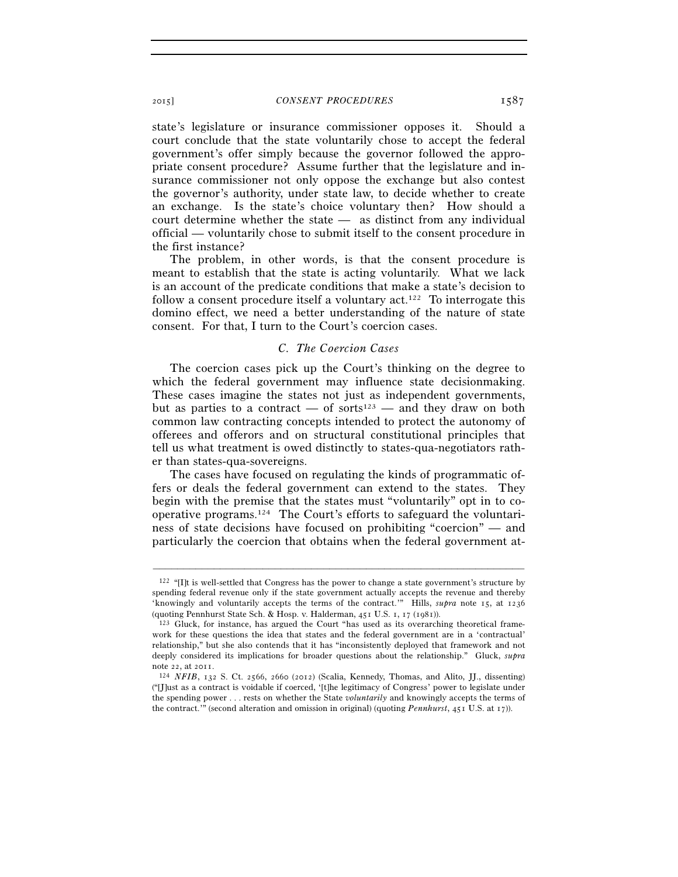state's legislature or insurance commissioner opposes it. Should a court conclude that the state voluntarily chose to accept the federal government's offer simply because the governor followed the appropriate consent procedure? Assume further that the legislature and insurance commissioner not only oppose the exchange but also contest the governor's authority, under state law, to decide whether to create an exchange. Is the state's choice voluntary then? How should a court determine whether the state — as distinct from any individual official — voluntarily chose to submit itself to the consent procedure in the first instance?

The problem, in other words, is that the consent procedure is meant to establish that the state is acting voluntarily. What we lack is an account of the predicate conditions that make a state's decision to follow a consent procedure itself a voluntary act.[122] To interrogate this domino effect, we need a better understanding of the nature of state consent. For that, I turn to the Court's coercion cases.

### *C. The Coercion Cases*

The coercion cases pick up the Court's thinking on the degree to which the federal government may influence state decisionmaking. These cases imagine the states not just as independent governments, but as parties to a contract — of sorts[123] — and they draw on both common law contracting concepts intended to protect the autonomy of offerees and offerors and on structural constitutional principles that tell us what treatment is owed distinctly to states-qua-negotiators rather than states-qua-sovereigns.

The cases have focused on regulating the kinds of programmatic offers or deals the federal government can extend to the states. They begin with the premise that the states must "voluntarily" opt in to cooperative programs.[124] The Court's efforts to safeguard the voluntariness of state decisions have focused on prohibiting "coercion" — and particularly the coercion that obtains when the federal government at-

---

[122] "[I]t is well-settled that Congress has the power to change a state government's structure by spending federal revenue only if the state government actually accepts the revenue and thereby 'knowingly and voluntarily accepts the terms of the contract.'" Hills, *supra* note 15, at 1236 (quoting Pennhurst State Sch. & Hosp. v. Halderman, 451 U.S. 1, 17 (1981)).

[123] Gluck, for instance, has argued the Court "has used as its overarching theoretical framework for these questions the idea that states and the federal government are in a 'contractual' relationship," but she also contends that it has "inconsistently deployed that framework and not deeply considered its implications for broader questions about the relationship." Gluck, *supra* note 22, at 2011.

[124] *NFIB*, 132 S. Ct. 2566, 2660 (2012) (Scalia, Kennedy, Thomas, and Alito, JJ., dissenting) ("[J]ust as a contract is voidable if coerced, '[t]he legitimacy of Congress' power to legislate under the spending power . . . rests on whether the State *voluntarily* and knowingly accepts the terms of the contract.'" (second alteration and omission in original) (quoting *Pennhurst*, 451 U.S. at 17)).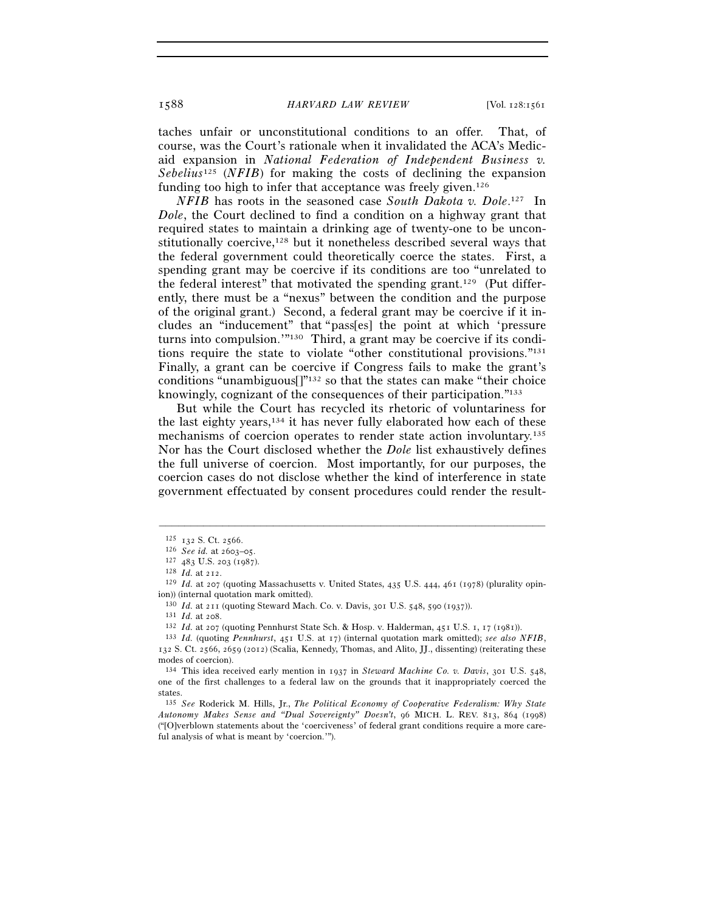taches unfair or unconstitutional conditions to an offer. That, of course, was the Court's rationale when it invalidated the ACA's Medicaid expansion in *National Federation of Independent Business v. Sebelius*[125] (*NFIB*) for making the costs of declining the expansion funding too high to infer that acceptance was freely given.[126]

*NFIB* has roots in the seasoned case *South Dakota v. Dole*.[127] In *Dole*, the Court declined to find a condition on a highway grant that required states to maintain a drinking age of twenty-one to be unconstitutionally coercive,[128] but it nonetheless described several ways that the federal government could theoretically coerce the states. First, a spending grant may be coercive if its conditions are too "unrelated to the federal interest" that motivated the spending grant.[129] (Put differently, there must be a "nexus" between the condition and the purpose of the original grant.) Second, a federal grant may be coercive if it includes an "inducement" that "pass[es] the point at which 'pressure turns into compulsion.'"[130] Third, a grant may be coercive if its conditions require the state to violate "other constitutional provisions."[131] Finally, a grant can be coercive if Congress fails to make the grant's conditions "unambiguous[]"[132] so that the states can make "their choice knowingly, cognizant of the consequences of their participation."[133]

But while the Court has recycled its rhetoric of voluntariness for the last eighty years,[134] it has never fully elaborated how each of these mechanisms of coercion operates to render state action involuntary.[135] Nor has the Court disclosed whether the *Dole* list exhaustively defines the full universe of coercion. Most importantly, for our purposes, the coercion cases do not disclose whether the kind of interference in state government effectuated by consent procedures could render the result-

---

[125] 132 S. Ct. 2566.

[126] *See id.* at 2603–05.

[127] 483 U.S. 203 (1987).

[128] *Id.* at 212.

[129] *Id.* at 207 (quoting Massachusetts v. United States, 435 U.S. 444, 461 (1978) (plurality opinion)) (internal quotation mark omitted).

[130] *Id.* at 211 (quoting Steward Mach. Co. v. Davis, 301 U.S. 548, 590 (1937)).

[131] *Id.* at 208.

[132] *Id.* at 207 (quoting Pennhurst State Sch. & Hosp. v. Halderman, 451 U.S. 1, 17 (1981)).

[133] *Id.* (quoting *Pennhurst*, 451 U.S. at 17) (internal quotation mark omitted); *see also NFIB*, 132 S. Ct. 2566, 2659 (2012) (Scalia, Kennedy, Thomas, and Alito, JJ., dissenting) (reiterating these modes of coercion).

[134] This idea received early mention in 1937 in *Steward Machine Co. v. Davis*, 301 U.S. 548, one of the first challenges to a federal law on the grounds that it inappropriately coerced the states.

[135] *See* Roderick M. Hills, Jr., *The Political Economy of Cooperative Federalism: Why State Autonomy Makes Sense and "Dual Sovereignty" Doesn't*, 96 MICH. L. REV. 813, 864 (1998) ("[O]verblown statements about the 'coerciveness' of federal grant conditions require a more careful analysis of what is meant by 'coercion.'").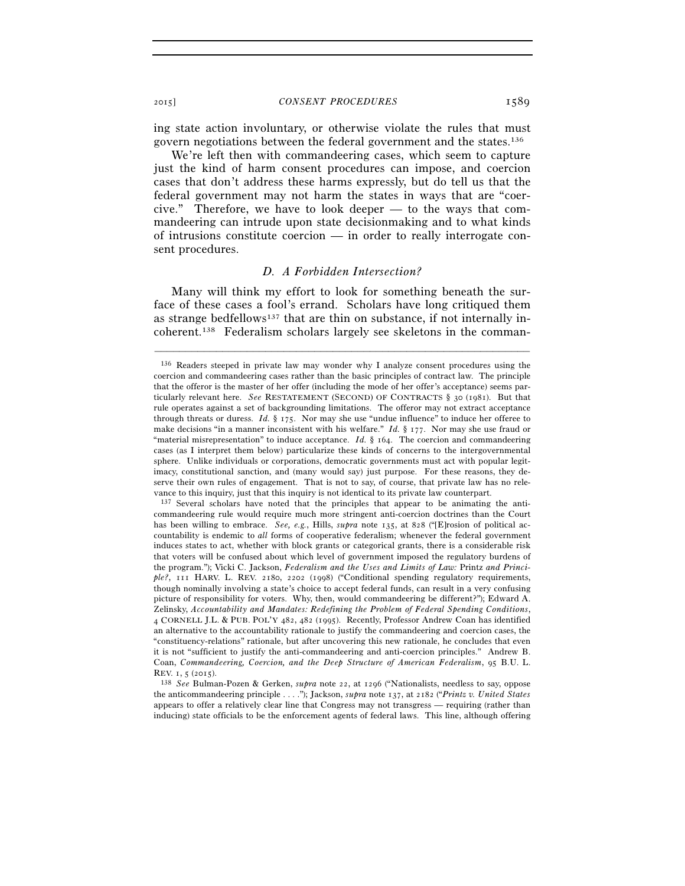ing state action involuntary, or otherwise violate the rules that must govern negotiations between the federal government and the states.[136]

We're left then with commandeering cases, which seem to capture just the kind of harm consent procedures can impose, and coercion cases that don't address these harms expressly, but do tell us that the federal government may not harm the states in ways that are "coercive." Therefore, we have to look deeper — to the ways that commandeering can intrude upon state decisionmaking and to what kinds of intrusions constitute coercion — in order to really interrogate consent procedures.

### *D. A Forbidden Intersection?*

Many will think my effort to look for something beneath the surface of these cases a fool's errand. Scholars have long critiqued them as strange bedfellows[137] that are thin on substance, if not internally incoherent.[138] Federalism scholars largely see skeletons in the comman-

---

[136] Readers steeped in private law may wonder why I analyze consent procedures using the coercion and commandeering cases rather than the basic principles of contract law. The principle that the offeror is the master of her offer (including the mode of her offer's acceptance) seems particularly relevant here. *See* RESTATEMENT (SECOND) OF CONTRACTS § 30 (1981). But that rule operates against a set of backgrounding limitations. The offeror may not extract acceptance through threats or duress. *Id.* § 175. Nor may she use "undue influence" to induce her offeree to make decisions "in a manner inconsistent with his welfare." *Id.* § 177. Nor may she use fraud or "material misrepresentation" to induce acceptance. *Id.* § 164. The coercion and commandeering cases (as I interpret them below) particularize these kinds of concerns to the intergovernmental sphere. Unlike individuals or corporations, democratic governments must act with popular legitimacy, constitutional sanction, and (many would say) just purpose. For these reasons, they deserve their own rules of engagement. That is not to say, of course, that private law has no relevance to this inquiry, just that this inquiry is not identical to its private law counterpart.

[137] Several scholars have noted that the principles that appear to be animating the anti-commandeering rule would require much more stringent anti-coercion doctrines than the Court has been willing to embrace. *See, e.g.*, Hills, *supra* note 135, at 828 ("[E]rosion of political accountability is endemic to *all* forms of cooperative federalism; whenever the federal government induces states to act, whether with block grants or categorical grants, there is a considerable risk that voters will be confused about which level of government imposed the regulatory burdens of the program."); Vicki C. Jackson, *Federalism and the Uses and Limits of Law:* Printz *and Principle?*, 111 HARV. L. REV. 2180, 2202 (1998) ("Conditional spending regulatory requirements, though nominally involving a state's choice to accept federal funds, can result in a very confusing picture of responsibility for voters. Why, then, would commandeering be different?"); Edward A. Zelinsky, *Accountability and Mandates: Redefining the Problem of Federal Spending Conditions*, 4 CORNELL J.L. & PUB. POL'Y 482, 482 (1995). Recently, Professor Andrew Coan has identified an alternative to the accountability rationale to justify the commandeering and coercion cases, the "constituency-relations" rationale, but after uncovering this new rationale, he concludes that even it is not "sufficient to justify the anti-commandeering and anti-coercion principles." Andrew B. Coan, *Commandeering, Coercion, and the Deep Structure of American Federalism*, 95 B.U. L. REV. 1, 5 (2015).

[138] *See* Bulman-Pozen & Gerken, *supra* note 22, at 1296 ("Nationalists, needless to say, oppose the anticommandeering principle . . . ."); Jackson, *supra* note 137, at 2182 ("*Printz v. United States* appears to offer a relatively clear line that Congress may not transgress — requiring (rather than inducing) state officials to be the enforcement agents of federal laws. This line, although offering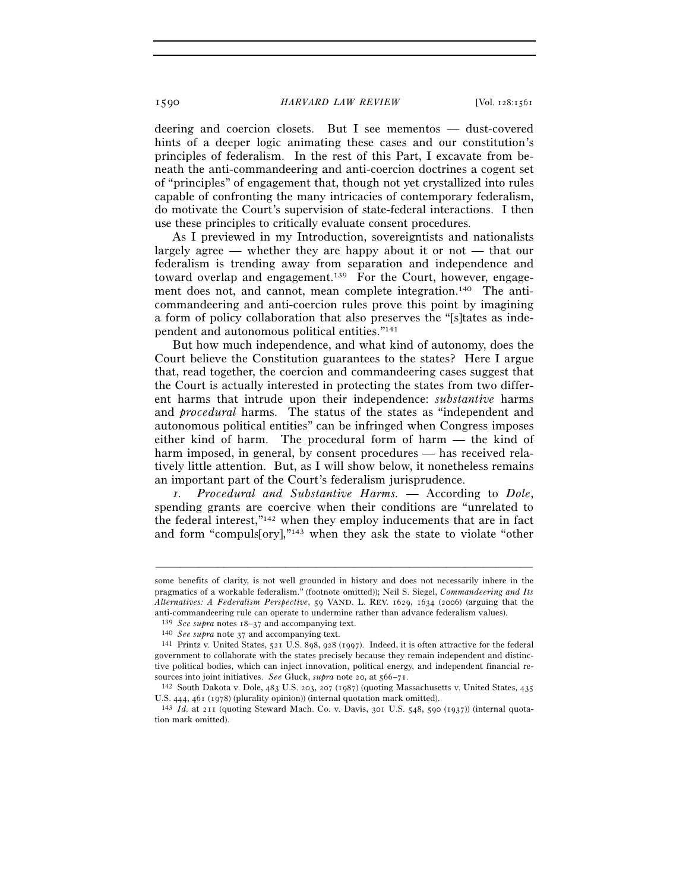deering and coercion closets. But I see mementos — dust-covered hints of a deeper logic animating these cases and our constitution's principles of federalism. In the rest of this Part, I excavate from beneath the anti-commandeering and anti-coercion doctrines a cogent set of "principles" of engagement that, though not yet crystallized into rules capable of confronting the many intricacies of contemporary federalism, do motivate the Court's supervision of state-federal interactions. I then use these principles to critically evaluate consent procedures.

As I previewed in my Introduction, sovereigntists and nationalists largely agree — whether they are happy about it or not — that our federalism is trending away from separation and independence and toward overlap and engagement.[139] For the Court, however, engagement does not, and cannot, mean complete integration.[140] The anti-commandeering and anti-coercion rules prove this point by imagining a form of policy collaboration that also preserves the "[s]tates as independent and autonomous political entities."[141]

But how much independence, and what kind of autonomy, does the Court believe the Constitution guarantees to the states? Here I argue that, read together, the coercion and commandeering cases suggest that the Court is actually interested in protecting the states from two different harms that intrude upon their independence: *substantive* harms and *procedural* harms. The status of the states as "independent and autonomous political entities" can be infringed when Congress imposes either kind of harm. The procedural form of harm — the kind of harm imposed, in general, by consent procedures — has received relatively little attention. But, as I will show below, it nonetheless remains an important part of the Court's federalism jurisprudence.

*1. Procedural and Substantive Harms.* — According to *Dole*, spending grants are coercive when their conditions are "unrelated to the federal interest,"[142] when they employ inducements that are in fact and form "compuls[ory],"[143] when they ask the state to violate "other

---

some benefits of clarity, is not well grounded in history and does not necessarily inhere in the pragmatics of a workable federalism." (footnote omitted)); Neil S. Siegel, *Commandeering and Its Alternatives: A Federalism Perspective*, 59 VAND. L. REV. 1629, 1634 (2006) (arguing that the anti-commandeering rule can operate to undermine rather than advance federalism values).

[139] *See supra* notes 18–37 and accompanying text.

[140] *See supra* note 37 and accompanying text.

[141] Printz v. United States, 521 U.S. 898, 928 (1997). Indeed, it is often attractive for the federal government to collaborate with the states precisely because they remain independent and distinctive political bodies, which can inject innovation, political energy, and independent financial resources into joint initiatives. *See* Gluck, *supra* note 20, at 566–71.

[142] South Dakota v. Dole, 483 U.S. 203, 207 (1987) (quoting Massachusetts v. United States, 435 U.S. 444, 461 (1978) (plurality opinion)) (internal quotation mark omitted).

[143] *Id.* at 211 (quoting Steward Mach. Co. v. Davis, 301 U.S. 548, 590 (1937)) (internal quotation mark omitted).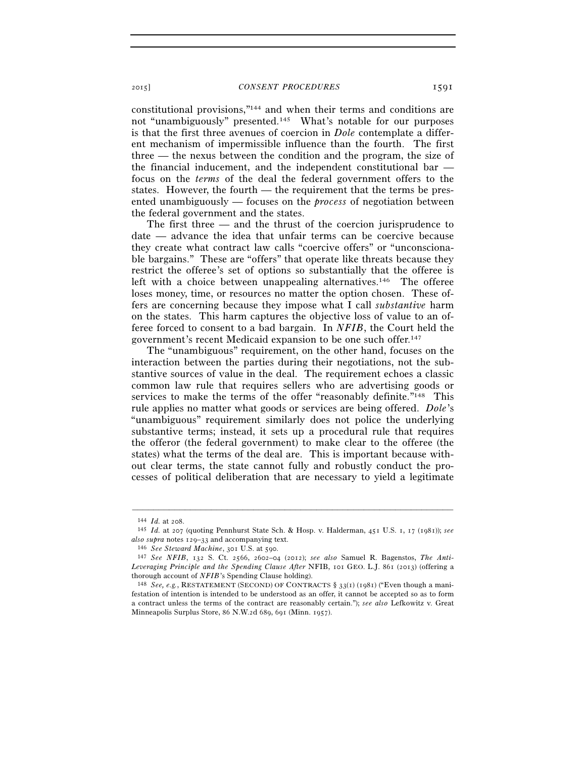constitutional provisions,"[144] and when their terms and conditions are not "unambiguously" presented.[145] What's notable for our purposes is that the first three avenues of coercion in *Dole* contemplate a different mechanism of impermissible influence than the fourth. The first three — the nexus between the condition and the program, the size of the financial inducement, and the independent constitutional bar — focus on the *terms* of the deal the federal government offers to the states. However, the fourth — the requirement that the terms be presented unambiguously — focuses on the *process* of negotiation between the federal government and the states.

The first three — and the thrust of the coercion jurisprudence to date — advance the idea that unfair terms can be coercive because they create what contract law calls "coercive offers" or "unconscionable bargains." These are "offers" that operate like threats because they restrict the offeree's set of options so substantially that the offeree is left with a choice between unappealing alternatives.[146] The offeree loses money, time, or resources no matter the option chosen. These offers are concerning because they impose what I call *substantive* harm on the states. This harm captures the objective loss of value to an offeree forced to consent to a bad bargain. In *NFIB*, the Court held the government's recent Medicaid expansion to be one such offer.[147]

The "unambiguous" requirement, on the other hand, focuses on the interaction between the parties during their negotiations, not the substantive sources of value in the deal. The requirement echoes a classic common law rule that requires sellers who are advertising goods or services to make the terms of the offer "reasonably definite."[148] This rule applies no matter what goods or services are being offered. *Dole*'s "unambiguous" requirement similarly does not police the underlying substantive terms; instead, it sets up a procedural rule that requires the offeror (the federal government) to make clear to the offeree (the states) what the terms of the deal are. This is important because without clear terms, the state cannot fully and robustly conduct the processes of political deliberation that are necessary to yield a legitimate

---

[144] *Id.* at 208.

[145] *Id.* at 207 (quoting Pennhurst State Sch. & Hosp. v. Halderman, 451 U.S. 1, 17 (1981)); *see also supra* notes 129–33 and accompanying text.

[146] *See Steward Machine*, 301 U.S. at 590.

[147] *See NFIB*, 132 S. Ct. 2566, 2602–04 (2012); *see also* Samuel R. Bagenstos, *The Anti-Leveraging Principle and the Spending Clause After* NFIB, 101 GEO. L.J. 861 (2013) (offering a thorough account of *NFIB*'s Spending Clause holding).

[148] *See, e.g.*, RESTATEMENT (SECOND) OF CONTRACTS § 33(1) (1981) ("Even though a manifestation of intention is intended to be understood as an offer, it cannot be accepted so as to form a contract unless the terms of the contract are reasonably certain."); *see also* Lefkowitz v. Great Minneapolis Surplus Store, 86 N.W.2d 689, 691 (Minn. 1957).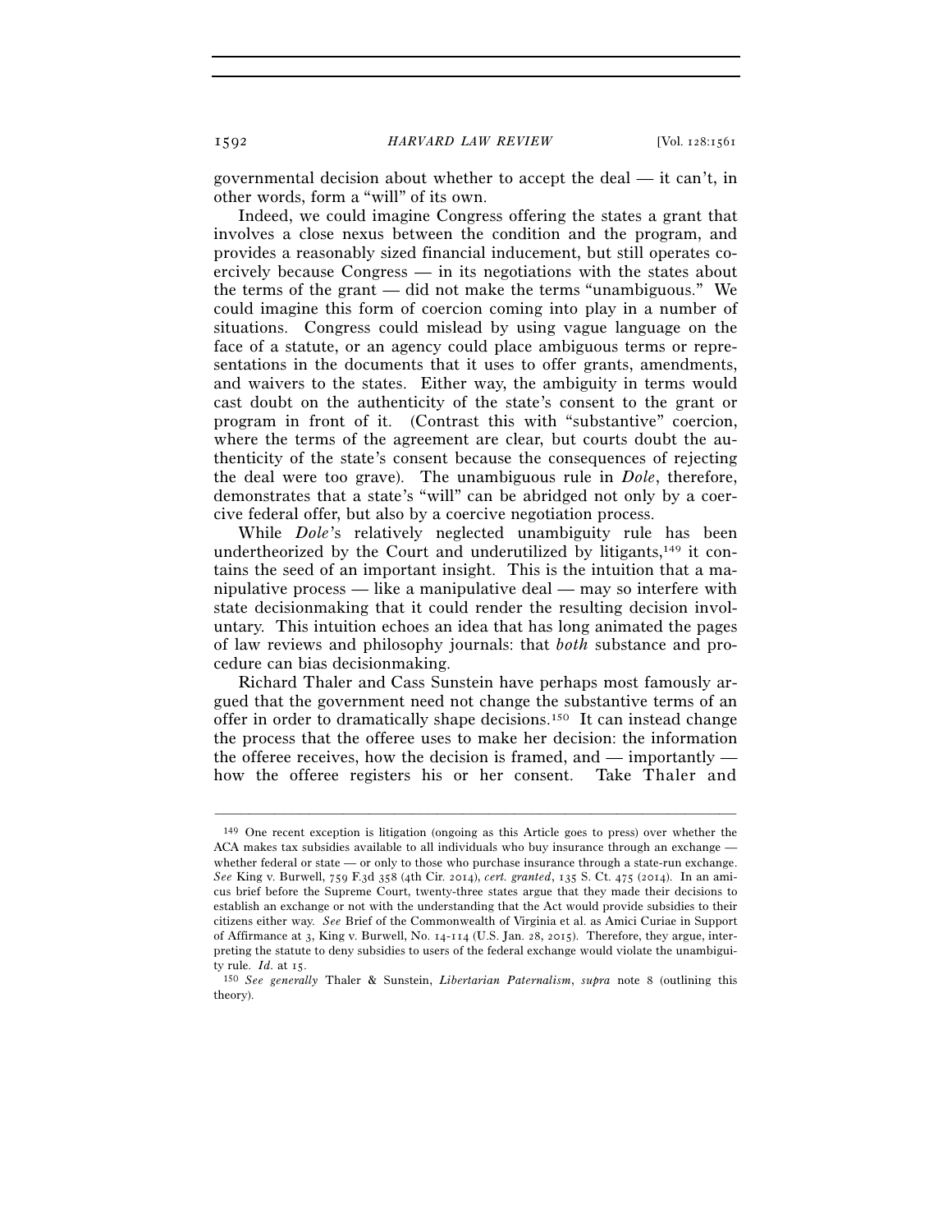governmental decision about whether to accept the deal — it can't, in other words, form a "will" of its own.

Indeed, we could imagine Congress offering the states a grant that involves a close nexus between the condition and the program, and provides a reasonably sized financial inducement, but still operates coercively because Congress — in its negotiations with the states about the terms of the grant — did not make the terms "unambiguous." We could imagine this form of coercion coming into play in a number of situations. Congress could mislead by using vague language on the face of a statute, or an agency could place ambiguous terms or representations in the documents that it uses to offer grants, amendments, and waivers to the states. Either way, the ambiguity in terms would cast doubt on the authenticity of the state's consent to the grant or program in front of it. (Contrast this with "substantive" coercion, where the terms of the agreement are clear, but courts doubt the authenticity of the state's consent because the consequences of rejecting the deal were too grave). The unambiguous rule in *Dole*, therefore, demonstrates that a state's "will" can be abridged not only by a coercive federal offer, but also by a coercive negotiation process.

While *Dole*'s relatively neglected unambiguity rule has been undertheorized by the Court and underutilized by litigants,[149] it contains the seed of an important insight. This is the intuition that a manipulative process — like a manipulative deal — may so interfere with state decisionmaking that it could render the resulting decision involuntary. This intuition echoes an idea that has long animated the pages of law reviews and philosophy journals: that *both* substance and procedure can bias decisionmaking.

Richard Thaler and Cass Sunstein have perhaps most famously argued that the government need not change the substantive terms of an offer in order to dramatically shape decisions.[150] It can instead change the process that the offeree uses to make her decision: the information the offeree receives, how the decision is framed, and — importantly — how the offeree registers his or her consent. Take Thaler and

---

[149] One recent exception is litigation (ongoing as this Article goes to press) over whether the ACA makes tax subsidies available to all individuals who buy insurance through an exchange — whether federal or state — or only to those who purchase insurance through a state-run exchange. *See* King v. Burwell, 759 F.3d 358 (4th Cir. 2014), *cert. granted*, 135 S. Ct. 475 (2014). In an amicus brief before the Supreme Court, twenty-three states argue that they made their decisions to establish an exchange or not with the understanding that the Act would provide subsidies to their citizens either way. *See* Brief of the Commonwealth of Virginia et al. as Amici Curiae in Support of Affirmance at 3, King v. Burwell, No. 14-114 (U.S. Jan. 28, 2015). Therefore, they argue, interpreting the statute to deny subsidies to users of the federal exchange would violate the unambiguity rule. *Id.* at 15.

[150] *See generally* Thaler & Sunstein, *Libertarian Paternalism*, *supra* note 8 (outlining this theory).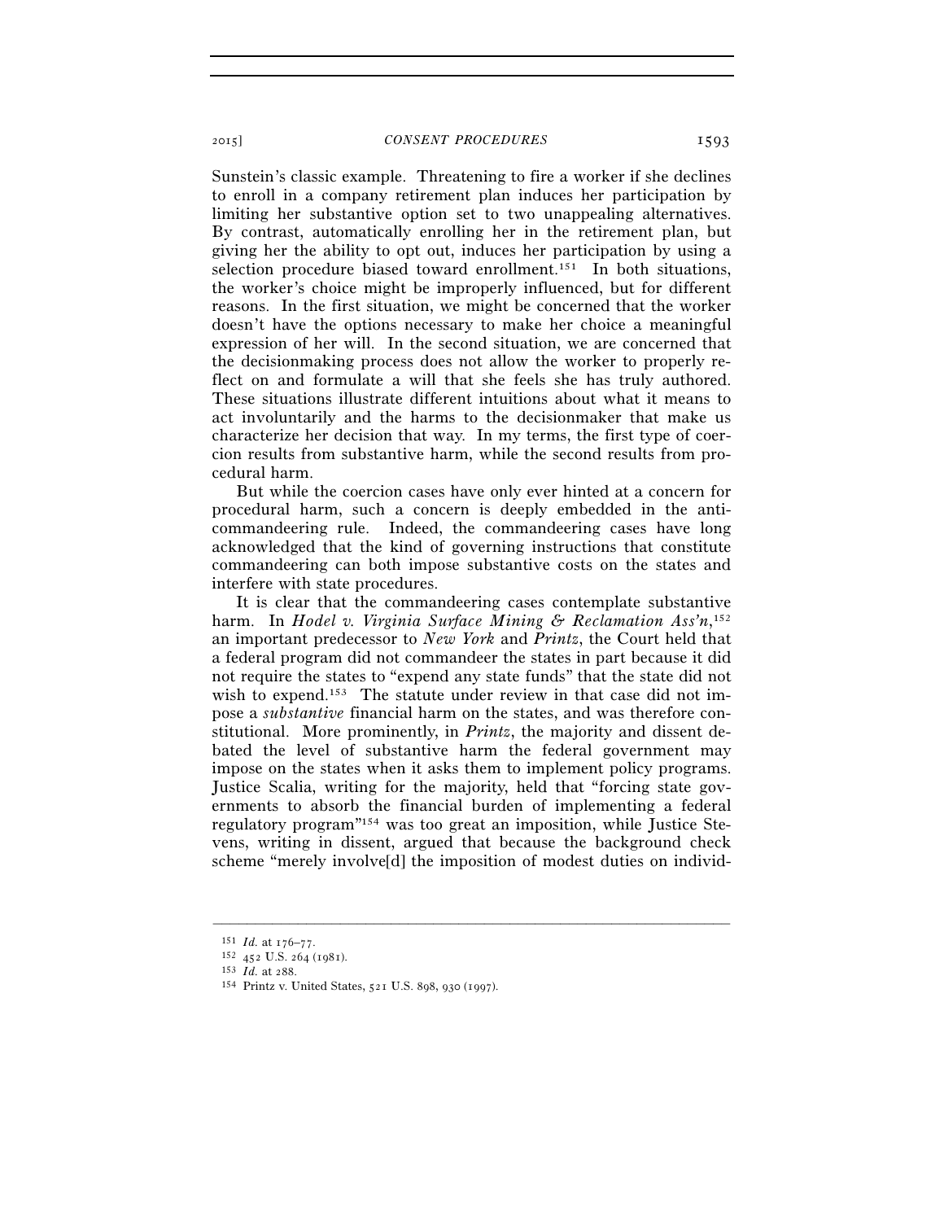Sunstein's classic example. Threatening to fire a worker if she declines to enroll in a company retirement plan induces her participation by limiting her substantive option set to two unappealing alternatives. By contrast, automatically enrolling her in the retirement plan, but giving her the ability to opt out, induces her participation by using a selection procedure biased toward enrollment.[151] In both situations, the worker's choice might be improperly influenced, but for different reasons. In the first situation, we might be concerned that the worker doesn't have the options necessary to make her choice a meaningful expression of her will. In the second situation, we are concerned that the decisionmaking process does not allow the worker to properly reflect on and formulate a will that she feels she has truly authored. These situations illustrate different intuitions about what it means to act involuntarily and the harms to the decisionmaker that make us characterize her decision that way. In my terms, the first type of coercion results from substantive harm, while the second results from procedural harm.

But while the coercion cases have only ever hinted at a concern for procedural harm, such a concern is deeply embedded in the anticommandeering rule. Indeed, the commandeering cases have long acknowledged that the kind of governing instructions that constitute commandeering can both impose substantive costs on the states and interfere with state procedures.

It is clear that the commandeering cases contemplate substantive harm. In *Hodel v. Virginia Surface Mining & Reclamation Ass'n*,[152] an important predecessor to *New York* and *Printz*, the Court held that a federal program did not commandeer the states in part because it did not require the states to "expend any state funds" that the state did not wish to expend.[153] The statute under review in that case did not impose a *substantive* financial harm on the states, and was therefore constitutional. More prominently, in *Printz*, the majority and dissent debated the level of substantive harm the federal government may impose on the states when it asks them to implement policy programs. Justice Scalia, writing for the majority, held that "forcing state governments to absorb the financial burden of implementing a federal regulatory program"[154] was too great an imposition, while Justice Stevens, writing in dissent, argued that because the background check scheme "merely involve[d] the imposition of modest duties on individ-

---

[151] *Id.* at 176–77.

[152] 452 U.S. 264 (1981).

[153] *Id.* at 288.

[154] Printz v. United States, 521 U.S. 898, 930 (1997).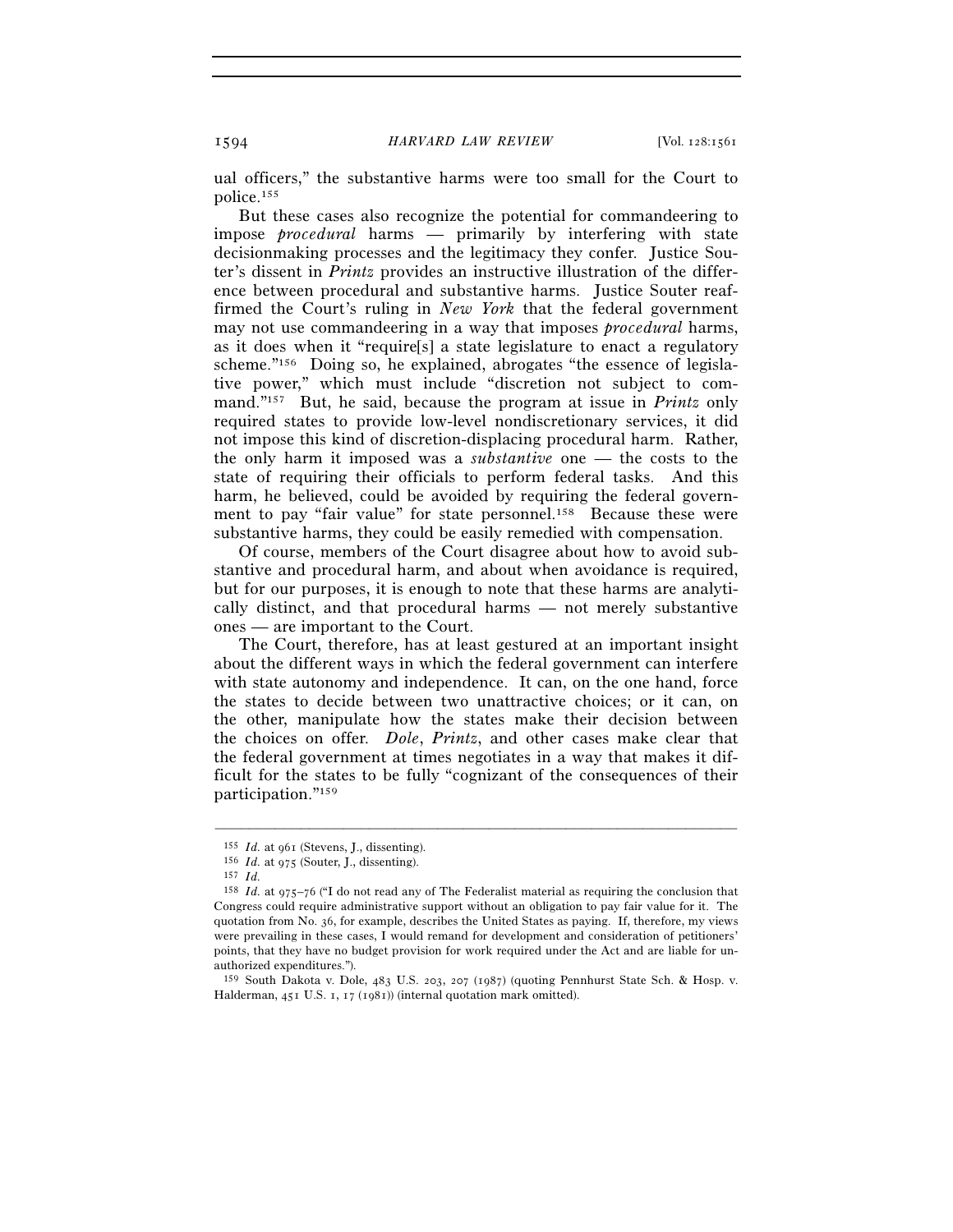ual officers," the substantive harms were too small for the Court to police.[155]

But these cases also recognize the potential for commandeering to impose *procedural* harms — primarily by interfering with state decisionmaking processes and the legitimacy they confer. Justice Souter's dissent in *Printz* provides an instructive illustration of the difference between procedural and substantive harms. Justice Souter reaffirmed the Court's ruling in *New York* that the federal government may not use commandeering in a way that imposes *procedural* harms, as it does when it "require[s] a state legislature to enact a regulatory scheme."[156] Doing so, he explained, abrogates "the essence of legislative power," which must include "discretion not subject to command."[157] But, he said, because the program at issue in *Printz* only required states to provide low-level nondiscretionary services, it did not impose this kind of discretion-displacing procedural harm. Rather, the only harm it imposed was a *substantive* one — the costs to the state of requiring their officials to perform federal tasks. And this harm, he believed, could be avoided by requiring the federal government to pay "fair value" for state personnel.[158] Because these were substantive harms, they could be easily remedied with compensation.

Of course, members of the Court disagree about how to avoid substantive and procedural harm, and about when avoidance is required, but for our purposes, it is enough to note that these harms are analytically distinct, and that procedural harms — not merely substantive ones — are important to the Court.

The Court, therefore, has at least gestured at an important insight about the different ways in which the federal government can interfere with state autonomy and independence. It can, on the one hand, force the states to decide between two unattractive choices; or it can, on the other, manipulate how the states make their decision between the choices on offer. *Dole*, *Printz*, and other cases make clear that the federal government at times negotiates in a way that makes it difficult for the states to be fully "cognizant of the consequences of their participation."[159]

---

[155] *Id.* at 961 (Stevens, J., dissenting).

[156] *Id.* at 975 (Souter, J., dissenting).

[157] *Id.*

[158] *Id.* at 975–76 ("I do not read any of The Federalist material as requiring the conclusion that Congress could require administrative support without an obligation to pay fair value for it. The quotation from No. 36, for example, describes the United States as paying. If, therefore, my views were prevailing in these cases, I would remand for development and consideration of petitioners' points, that they have no budget provision for work required under the Act and are liable for unauthorized expenditures.").

[159] South Dakota v. Dole, 483 U.S. 203, 207 (1987) (quoting Pennhurst State Sch. & Hosp. v. Halderman, 451 U.S. 1, 17 (1981)) (internal quotation mark omitted).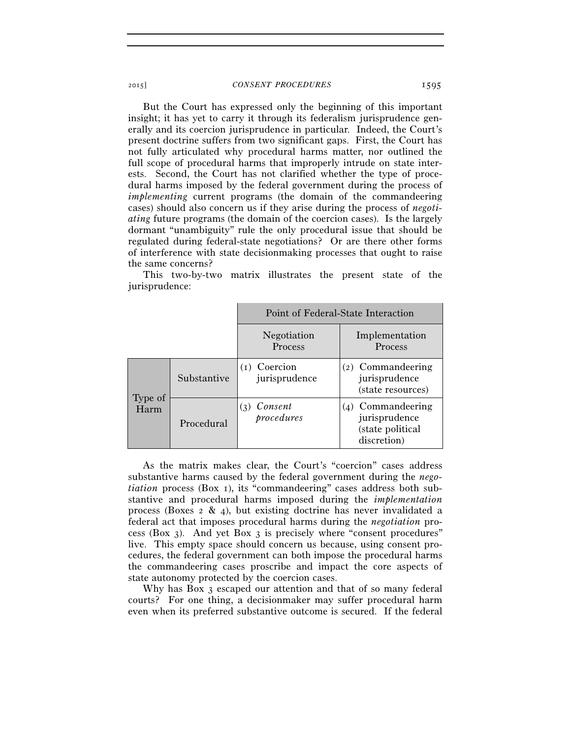But the Court has expressed only the beginning of this important insight; it has yet to carry it through its federalism jurisprudence generally and its coercion jurisprudence in particular. Indeed, the Court's present doctrine suffers from two significant gaps. First, the Court has not fully articulated why procedural harms matter, nor outlined the full scope of procedural harms that improperly intrude on state interests. Second, the Court has not clarified whether the type of procedural harms imposed by the federal government during the process of *implementing* current programs (the domain of the commandeering cases) should also concern us if they arise during the process of *negotiating* future programs (the domain of the coercion cases). Is the largely dormant "unambiguity" rule the only procedural issue that should be regulated during federal-state negotiations? Or are there other forms of interference with state decisionmaking processes that ought to raise the same concerns?

This two-by-two matrix illustrates the present state of the jurisprudence:

| | | Point of Federal-State Interaction | |
|---|---|---|---|
| | | Negotiation Process | Implementation Process |
| Type of Harm | Substantive | (1) Coercion jurisprudence | (2) Commandeering jurisprudence (state resources) |
| | Procedural | (3) *Consent procedures* | (4) Commandeering jurisprudence (state political discretion) |

As the matrix makes clear, the Court's "coercion" cases address substantive harms caused by the federal government during the *negotiation* process (Box 1), its "commandeering" cases address both substantive and procedural harms imposed during the *implementation* process (Boxes 2 & 4), but existing doctrine has never invalidated a federal act that imposes procedural harms during the *negotiation* process (Box 3). And yet Box 3 is precisely where "consent procedures" live. This empty space should concern us because, using consent procedures, the federal government can both impose the procedural harms the commandeering cases proscribe and impact the core aspects of state autonomy protected by the coercion cases.

Why has Box 3 escaped our attention and that of so many federal courts? For one thing, a decisionmaker may suffer procedural harm even when its preferred substantive outcome is secured. If the federal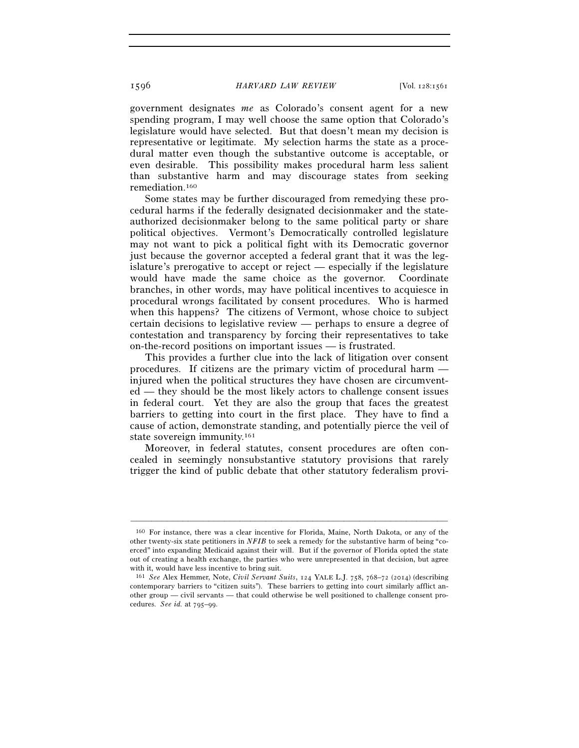government designates *me* as Colorado's consent agent for a new spending program, I may well choose the same option that Colorado's legislature would have selected. But that doesn't mean my decision is representative or legitimate. My selection harms the state as a procedural matter even though the substantive outcome is acceptable, or even desirable. This possibility makes procedural harm less salient than substantive harm and may discourage states from seeking remediation.[160]

Some states may be further discouraged from remedying these procedural harms if the federally designated decisionmaker and the state-authorized decisionmaker belong to the same political party or share political objectives. Vermont's Democratically controlled legislature may not want to pick a political fight with its Democratic governor just because the governor accepted a federal grant that it was the legislature's prerogative to accept or reject — especially if the legislature would have made the same choice as the governor. Coordinate branches, in other words, may have political incentives to acquiesce in procedural wrongs facilitated by consent procedures. Who is harmed when this happens? The citizens of Vermont, whose choice to subject certain decisions to legislative review — perhaps to ensure a degree of contestation and transparency by forcing their representatives to take on-the-record positions on important issues — is frustrated.

This provides a further clue into the lack of litigation over consent procedures. If citizens are the primary victim of procedural harm — injured when the political structures they have chosen are circumvented — they should be the most likely actors to challenge consent issues in federal court. Yet they are also the group that faces the greatest barriers to getting into court in the first place. They have to find a cause of action, demonstrate standing, and potentially pierce the veil of state sovereign immunity.[161]

Moreover, in federal statutes, consent procedures are often concealed in seemingly nonsubstantive statutory provisions that rarely trigger the kind of public debate that other statutory federalism provi-

---

[160] For instance, there was a clear incentive for Florida, Maine, North Dakota, or any of the other twenty-six state petitioners in *NFIB* to seek a remedy for the substantive harm of being "coerced" into expanding Medicaid against their will. But if the governor of Florida opted the state out of creating a health exchange, the parties who were unrepresented in that decision, but agree with it, would have less incentive to bring suit.

[161] *See* Alex Hemmer, Note, *Civil Servant Suits*, 124 YALE L.J. 758, 768–72 (2014) (describing contemporary barriers to "citizen suits"). These barriers to getting into court similarly afflict another group — civil servants — that could otherwise be well positioned to challenge consent procedures. *See id.* at 795–99.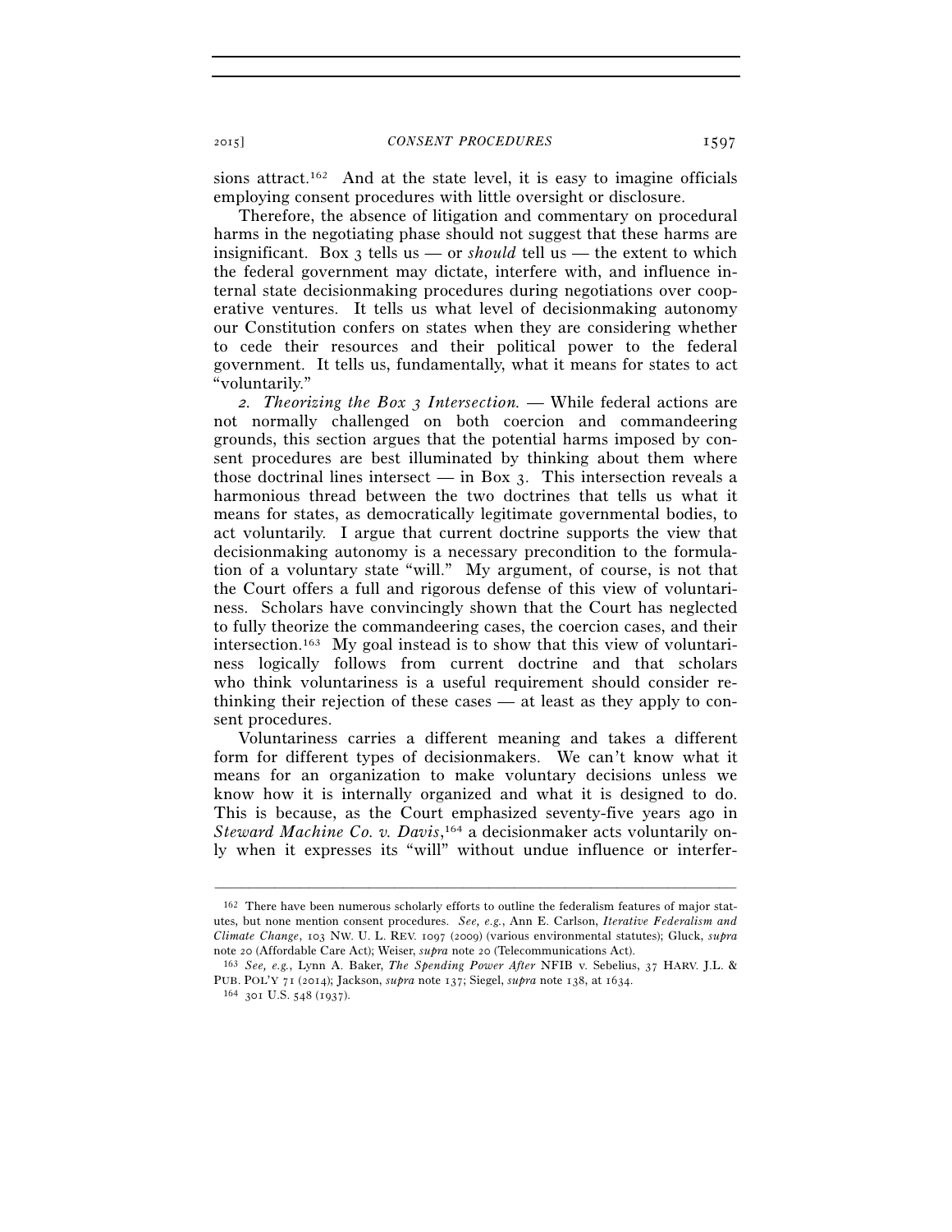sions attract.[162] And at the state level, it is easy to imagine officials employing consent procedures with little oversight or disclosure.

Therefore, the absence of litigation and commentary on procedural harms in the negotiating phase should not suggest that these harms are insignificant. Box 3 tells us — or *should* tell us — the extent to which the federal government may dictate, interfere with, and influence internal state decisionmaking procedures during negotiations over cooperative ventures. It tells us what level of decisionmaking autonomy our Constitution confers on states when they are considering whether to cede their resources and their political power to the federal government. It tells us, fundamentally, what it means for states to act "voluntarily."

*2. Theorizing the Box 3 Intersection.* — While federal actions are not normally challenged on both coercion and commandeering grounds, this section argues that the potential harms imposed by consent procedures are best illuminated by thinking about them where those doctrinal lines intersect — in Box 3. This intersection reveals a harmonious thread between the two doctrines that tells us what it means for states, as democratically legitimate governmental bodies, to act voluntarily. I argue that current doctrine supports the view that decisionmaking autonomy is a necessary precondition to the formulation of a voluntary state "will." My argument, of course, is not that the Court offers a full and rigorous defense of this view of voluntariness. Scholars have convincingly shown that the Court has neglected to fully theorize the commandeering cases, the coercion cases, and their intersection.[163] My goal instead is to show that this view of voluntariness logically follows from current doctrine and that scholars who think voluntariness is a useful requirement should consider rethinking their rejection of these cases — at least as they apply to consent procedures.

Voluntariness carries a different meaning and takes a different form for different types of decisionmakers. We can't know what it means for an organization to make voluntary decisions unless we know how it is internally organized and what it is designed to do. This is because, as the Court emphasized seventy-five years ago in *Steward Machine Co. v. Davis*,[164] a decisionmaker acts voluntarily only when it expresses its "will" without undue influence or interfer-

---

[162] There have been numerous scholarly efforts to outline the federalism features of major statutes, but none mention consent procedures. *See, e.g.*, Ann E. Carlson, *Iterative Federalism and Climate Change*, 103 NW. U. L. REV. 1097 (2009) (various environmental statutes); Gluck, *supra* note 20 (Affordable Care Act); Weiser, *supra* note 20 (Telecommunications Act).

[163] *See, e.g.*, Lynn A. Baker, *The Spending Power After* NFIB v. Sebelius, 37 HARV. J.L. & PUB. POL'Y 71 (2014); Jackson, *supra* note 137; Siegel, *supra* note 138, at 1634.

[164] 301 U.S. 548 (1937).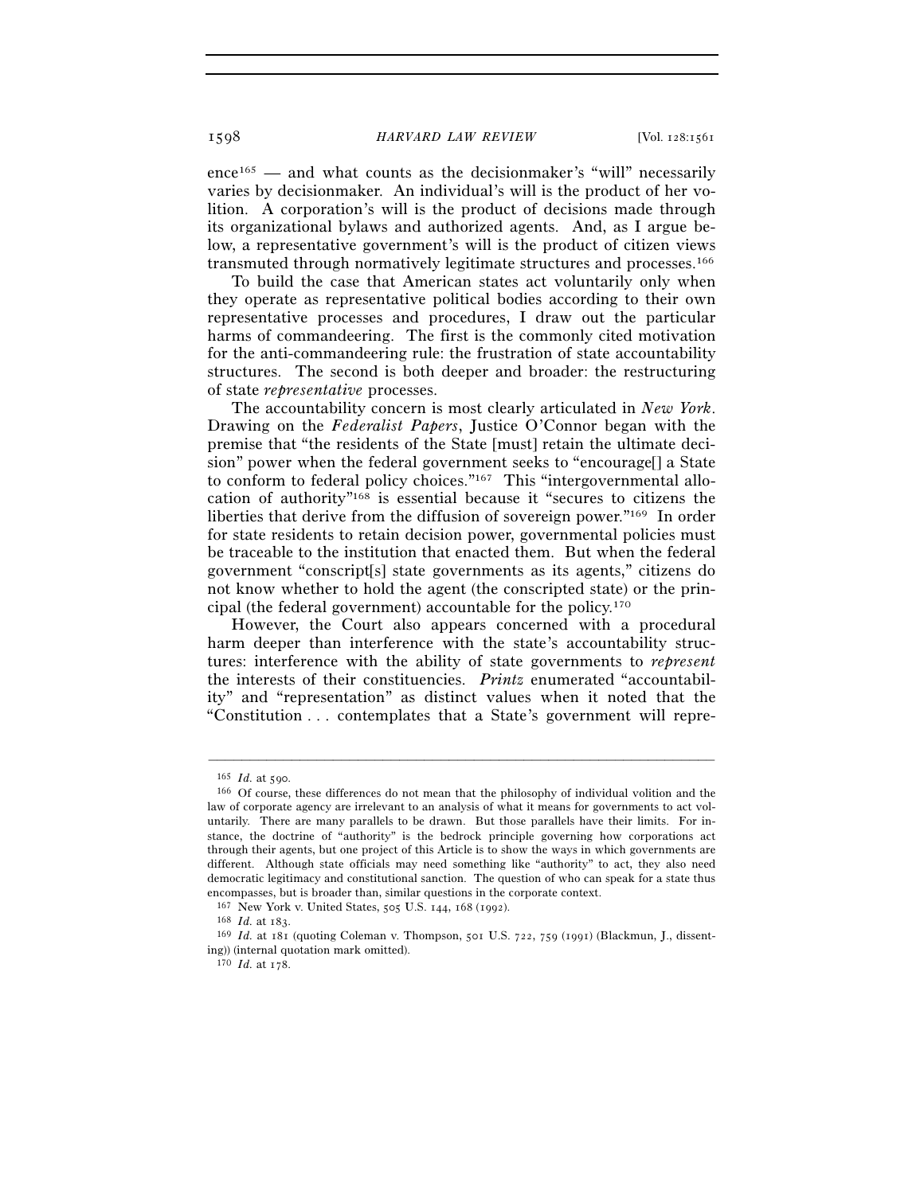ence[165] — and what counts as the decisionmaker's "will" necessarily varies by decisionmaker. An individual's will is the product of her volition. A corporation's will is the product of decisions made through its organizational bylaws and authorized agents. And, as I argue below, a representative government's will is the product of citizen views transmuted through normatively legitimate structures and processes.[166]

To build the case that American states act voluntarily only when they operate as representative political bodies according to their own representative processes and procedures, I draw out the particular harms of commandeering. The first is the commonly cited motivation for the anti-commandeering rule: the frustration of state accountability structures. The second is both deeper and broader: the restructuring of state *representative* processes.

The accountability concern is most clearly articulated in *New York*. Drawing on the *Federalist Papers*, Justice O'Connor began with the premise that "the residents of the State [must] retain the ultimate decision" power when the federal government seeks to "encourage[] a State to conform to federal policy choices."[167] This "intergovernmental allocation of authority"[168] is essential because it "secures to citizens the liberties that derive from the diffusion of sovereign power."[169] In order for state residents to retain decision power, governmental policies must be traceable to the institution that enacted them. But when the federal government "conscript[s] state governments as its agents," citizens do not know whether to hold the agent (the conscripted state) or the principal (the federal government) accountable for the policy.[170]

However, the Court also appears concerned with a procedural harm deeper than interference with the state's accountability structures: interference with the ability of state governments to *represent* the interests of their constituencies. *Printz* enumerated "accountability" and "representation" as distinct values when it noted that the "Constitution . . . contemplates that a State's government will repre-

---

[165] *Id.* at 590.

[166] Of course, these differences do not mean that the philosophy of individual volition and the law of corporate agency are irrelevant to an analysis of what it means for governments to act voluntarily. There are many parallels to be drawn. But those parallels have their limits. For instance, the doctrine of "authority" is the bedrock principle governing how corporations act through their agents, but one project of this Article is to show the ways in which governments are different. Although state officials may need something like "authority" to act, they also need democratic legitimacy and constitutional sanction. The question of who can speak for a state thus encompasses, but is broader than, similar questions in the corporate context.

[167] New York v. United States, 505 U.S. 144, 168 (1992).

[168] *Id.* at 183.

[169] *Id.* at 181 (quoting Coleman v. Thompson, 501 U.S. 722, 759 (1991) (Blackmun, J., dissenting)) (internal quotation mark omitted).

[170] *Id.* at 178.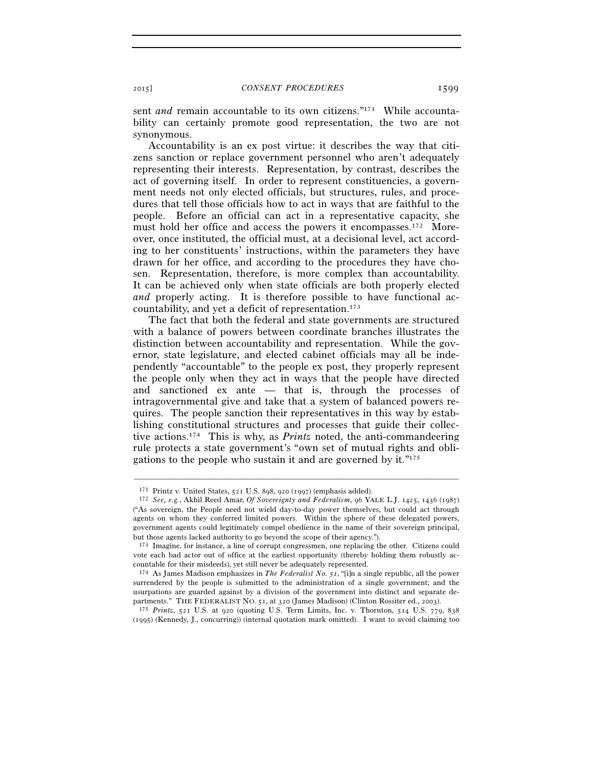sent *and* remain accountable to its own citizens."[171] While accountability can certainly promote good representation, the two are not synonymous.

Accountability is an ex post virtue: it describes the way that citizens sanction or replace government personnel who aren't adequately representing their interests. Representation, by contrast, describes the act of governing itself. In order to represent constituencies, a government needs not only elected officials, but structures, rules, and procedures that tell those officials how to act in ways that are faithful to the people. Before an official can act in a representative capacity, she must hold her office and access the powers it encompasses.[172] Moreover, once instituted, the official must, at a decisional level, act according to her constituents' instructions, within the parameters they have drawn for her office, and according to the procedures they have chosen. Representation, therefore, is more complex than accountability. It can be achieved only when state officials are both properly elected *and* properly acting. It is therefore possible to have functional accountability, and yet a deficit of representation.[173]

The fact that both the federal and state governments are structured with a balance of powers between coordinate branches illustrates the distinction between accountability and representation. While the governor, state legislature, and elected cabinet officials may all be independently "accountable" to the people ex post, they properly represent the people only when they act in ways that the people have directed and sanctioned ex ante — that is, through the processes of intragovernmental give and take that a system of balanced powers requires. The people sanction their representatives in this way by establishing constitutional structures and processes that guide their collective actions.[174] This is why, as *Printz* noted, the anti-commandeering rule protects a state government's "own set of mutual rights and obligations to the people who sustain it and are governed by it."[175]

---

[171] Printz v. United States, 521 U.S. 898, 920 (1997) (emphasis added).

[172] *See, e.g.*, Akhil Reed Amar, *Of Sovereignty and Federalism*, 96 YALE L.J. 1425, 1436 (1987) ("As sovereign, the People need not wield day-to-day power themselves, but could act through agents on whom they conferred limited powers. Within the sphere of these delegated powers, government agents could legitimately compel obedience in the name of their sovereign principal, but those agents lacked authority to go beyond the scope of their agency.").

[173] Imagine, for instance, a line of corrupt congressmen, one replacing the other. Citizens could vote each bad actor out of office at the earliest opportunity (thereby holding them robustly accountable for their misdeeds), yet still never be adequately represented.

[174] As James Madison emphasizes in *The Federalist No. 51*, "[i]n a single republic, all the power surrendered by the people is submitted to the administration of a single government; and the usurpations are guarded against by a division of the government into distinct and separate departments." THE FEDERALIST NO. 51, at 320 (James Madison) (Clinton Rossiter ed., 2003).

[175] *Printz*, 521 U.S. at 920 (quoting U.S. Term Limits, Inc. v. Thornton, 514 U.S. 779, 838 (1995) (Kennedy, J., concurring)) (internal quotation mark omitted). I want to avoid claiming too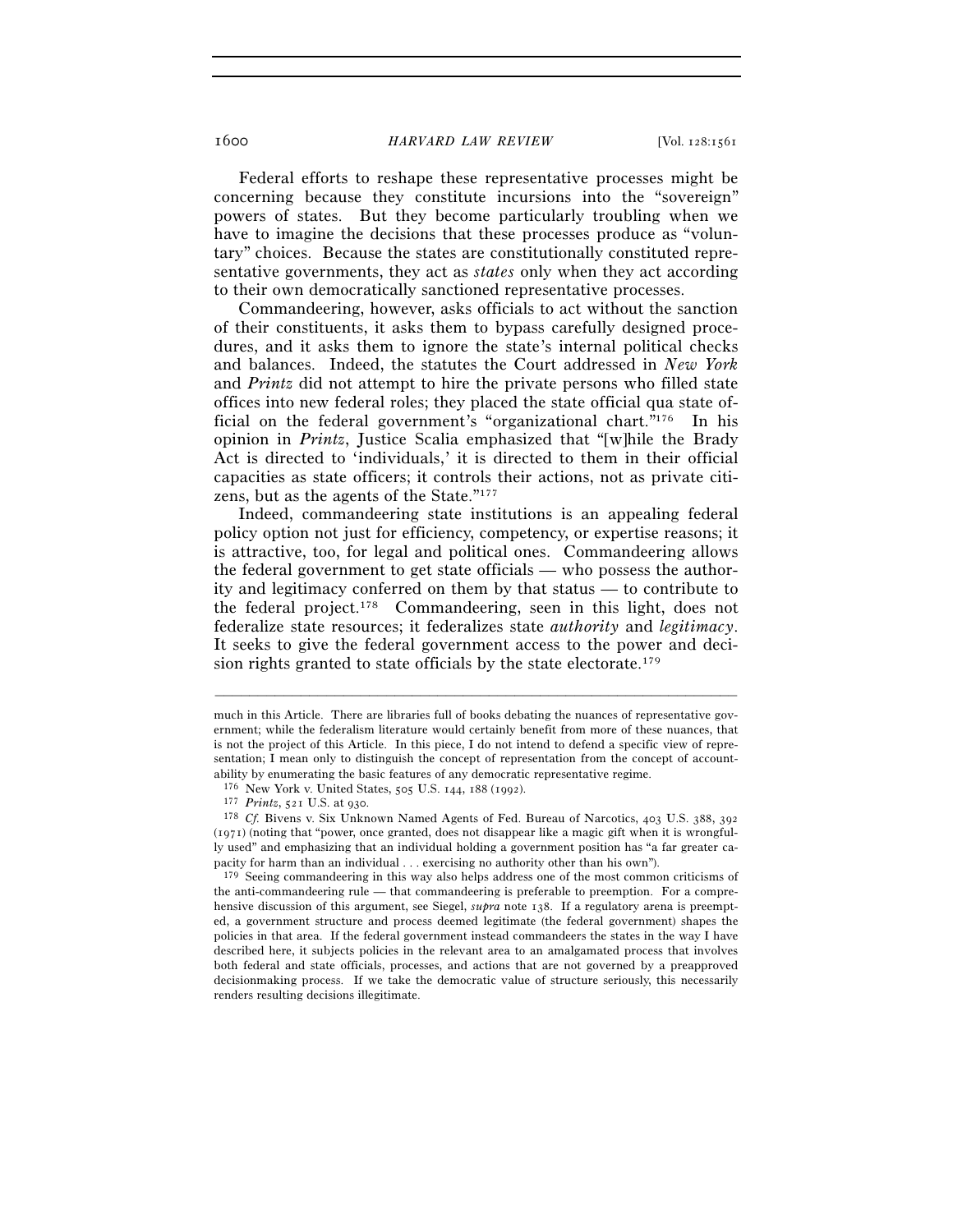Federal efforts to reshape these representative processes might be concerning because they constitute incursions into the "sovereign" powers of states. But they become particularly troubling when we have to imagine the decisions that these processes produce as "voluntary" choices. Because the states are constitutionally constituted representative governments, they act as *states* only when they act according to their own democratically sanctioned representative processes.

Commandeering, however, asks officials to act without the sanction of their constituents, it asks them to bypass carefully designed procedures, and it asks them to ignore the state's internal political checks and balances. Indeed, the statutes the Court addressed in *New York* and *Printz* did not attempt to hire the private persons who filled state offices into new federal roles; they placed the state official qua state official on the federal government's "organizational chart."[176] In his opinion in *Printz*, Justice Scalia emphasized that "[w]hile the Brady Act is directed to 'individuals,' it is directed to them in their official capacities as state officers; it controls their actions, not as private citizens, but as the agents of the State."[177]

Indeed, commandeering state institutions is an appealing federal policy option not just for efficiency, competency, or expertise reasons; it is attractive, too, for legal and political ones. Commandeering allows the federal government to get state officials — who possess the authority and legitimacy conferred on them by that status — to contribute to the federal project.[178] Commandeering, seen in this light, does not federalize state resources; it federalizes state *authority* and *legitimacy*. It seeks to give the federal government access to the power and decision rights granted to state officials by the state electorate.[179]

---

much in this Article. There are libraries full of books debating the nuances of representative government; while the federalism literature would certainly benefit from more of these nuances, that is not the project of this Article. In this piece, I do not intend to defend a specific view of representation; I mean only to distinguish the concept of representation from the concept of accountability by enumerating the basic features of any democratic representative regime.

[176] New York v. United States, 505 U.S. 144, 188 (1992).

[177] *Printz*, 521 U.S. at 930.

[178] *Cf.* Bivens v. Six Unknown Named Agents of Fed. Bureau of Narcotics, 403 U.S. 388, 392 (1971) (noting that "power, once granted, does not disappear like a magic gift when it is wrongfully used" and emphasizing that an individual holding a government position has "a far greater capacity for harm than an individual . . . exercising no authority other than his own").

[179] Seeing commandeering in this way also helps address one of the most common criticisms of the anti-commandeering rule — that commandeering is preferable to preemption. For a comprehensive discussion of this argument, see Siegel, *supra* note 138. If a regulatory arena is preempted, a government structure and process deemed legitimate (the federal government) shapes the policies in that area. If the federal government instead commandeers the states in the way I have described here, it subjects policies in the relevant area to an amalgamated process that involves both federal and state officials, processes, and actions that are not governed by a preapproved decisionmaking process. If we take the democratic value of structure seriously, this necessarily renders resulting decisions illegitimate.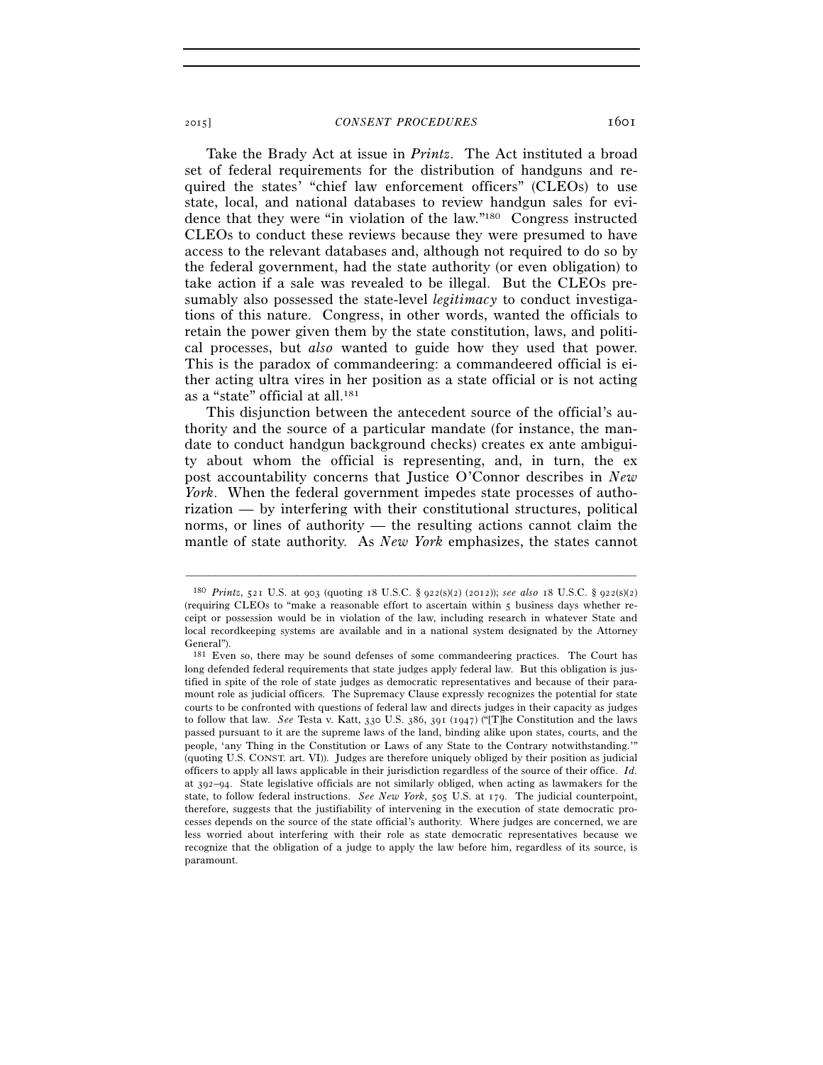Take the Brady Act at issue in *Printz*. The Act instituted a broad set of federal requirements for the distribution of handguns and required the states' "chief law enforcement officers" (CLEOs) to use state, local, and national databases to review handgun sales for evidence that they were "in violation of the law."[180] Congress instructed CLEOs to conduct these reviews because they were presumed to have access to the relevant databases and, although not required to do so by the federal government, had the state authority (or even obligation) to take action if a sale was revealed to be illegal. But the CLEOs presumably also possessed the state-level *legitimacy* to conduct investigations of this nature. Congress, in other words, wanted the officials to retain the power given them by the state constitution, laws, and political processes, but *also* wanted to guide how they used that power. This is the paradox of commandeering: a commandeered official is either acting ultra vires in her position as a state official or is not acting as a "state" official at all.[181]

This disjunction between the antecedent source of the official's authority and the source of a particular mandate (for instance, the mandate to conduct handgun background checks) creates ex ante ambiguity about whom the official is representing, and, in turn, the ex post accountability concerns that Justice O'Connor describes in *New York*. When the federal government impedes state processes of authorization — by interfering with their constitutional structures, political norms, or lines of authority — the resulting actions cannot claim the mantle of state authority. As *New York* emphasizes, the states cannot

---

[180] *Printz*, 521 U.S. at 903 (quoting 18 U.S.C. § 922(s)(2) (2012)); *see also* 18 U.S.C. § 922(s)(2) (requiring CLEOs to "make a reasonable effort to ascertain within 5 business days whether receipt or possession would be in violation of the law, including research in whatever State and local recordkeeping systems are available and in a national system designated by the Attorney General").

[181] Even so, there may be sound defenses of some commandeering practices. The Court has long defended federal requirements that state judges apply federal law. But this obligation is justified in spite of the role of state judges as democratic representatives and because of their paramount role as judicial officers. The Supremacy Clause expressly recognizes the potential for state courts to be confronted with questions of federal law and directs judges in their capacity as judges to follow that law. *See* Testa v. Katt, 330 U.S. 386, 391 (1947) ("[T]he Constitution and the laws passed pursuant to it are the supreme laws of the land, binding alike upon states, courts, and the people, 'any Thing in the Constitution or Laws of any State to the Contrary notwithstanding.'" (quoting U.S. CONST. art. VI)). Judges are therefore uniquely obliged by their position as judicial officers to apply all laws applicable in their jurisdiction regardless of the source of their office. *Id.* at 392–94. State legislative officials are not similarly obliged, when acting as lawmakers for the state, to follow federal instructions. *See New York*, 505 U.S. at 179. The judicial counterpoint, therefore, suggests that the justifiability of intervening in the execution of state democratic processes depends on the source of the state official's authority. Where judges are concerned, we are less worried about interfering with their role as state democratic representatives because we recognize that the obligation of a judge to apply the law before him, regardless of its source, is paramount.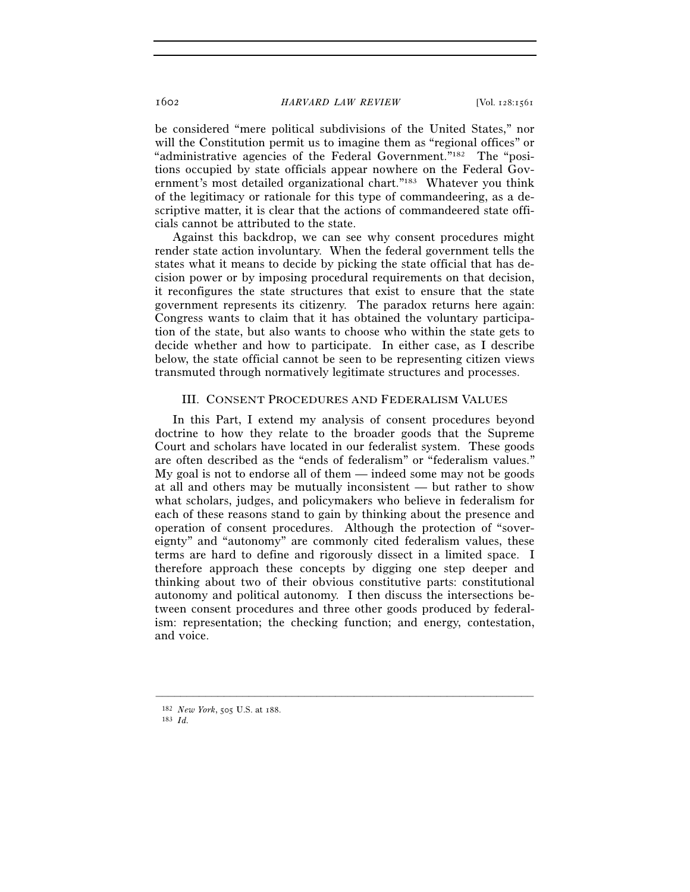be considered "mere political subdivisions of the United States," nor will the Constitution permit us to imagine them as "regional offices" or "administrative agencies of the Federal Government."[182] The "positions occupied by state officials appear nowhere on the Federal Government's most detailed organizational chart."[183] Whatever you think of the legitimacy or rationale for this type of commandeering, as a descriptive matter, it is clear that the actions of commandeered state officials cannot be attributed to the state.

Against this backdrop, we can see why consent procedures might render state action involuntary. When the federal government tells the states what it means to decide by picking the state official that has decision power or by imposing procedural requirements on that decision, it reconfigures the state structures that exist to ensure that the state government represents its citizenry. The paradox returns here again: Congress wants to claim that it has obtained the voluntary participation of the state, but also wants to choose who within the state gets to decide whether and how to participate. In either case, as I describe below, the state official cannot be seen to be representing citizen views transmuted through normatively legitimate structures and processes.

## III. CONSENT PROCEDURES AND FEDERALISM VALUES

In this Part, I extend my analysis of consent procedures beyond doctrine to how they relate to the broader goods that the Supreme Court and scholars have located in our federalist system. These goods are often described as the "ends of federalism" or "federalism values." My goal is not to endorse all of them — indeed some may not be goods at all and others may be mutually inconsistent — but rather to show what scholars, judges, and policymakers who believe in federalism for each of these reasons stand to gain by thinking about the presence and operation of consent procedures. Although the protection of "sovereignty" and "autonomy" are commonly cited federalism values, these terms are hard to define and rigorously dissect in a limited space. I therefore approach these concepts by digging one step deeper and thinking about two of their obvious constitutive parts: constitutional autonomy and political autonomy. I then discuss the intersections between consent procedures and three other goods produced by federalism: representation; the checking function; and energy, contestation, and voice.

---

[182] *New York*, 505 U.S. at 188.

[183] *Id.*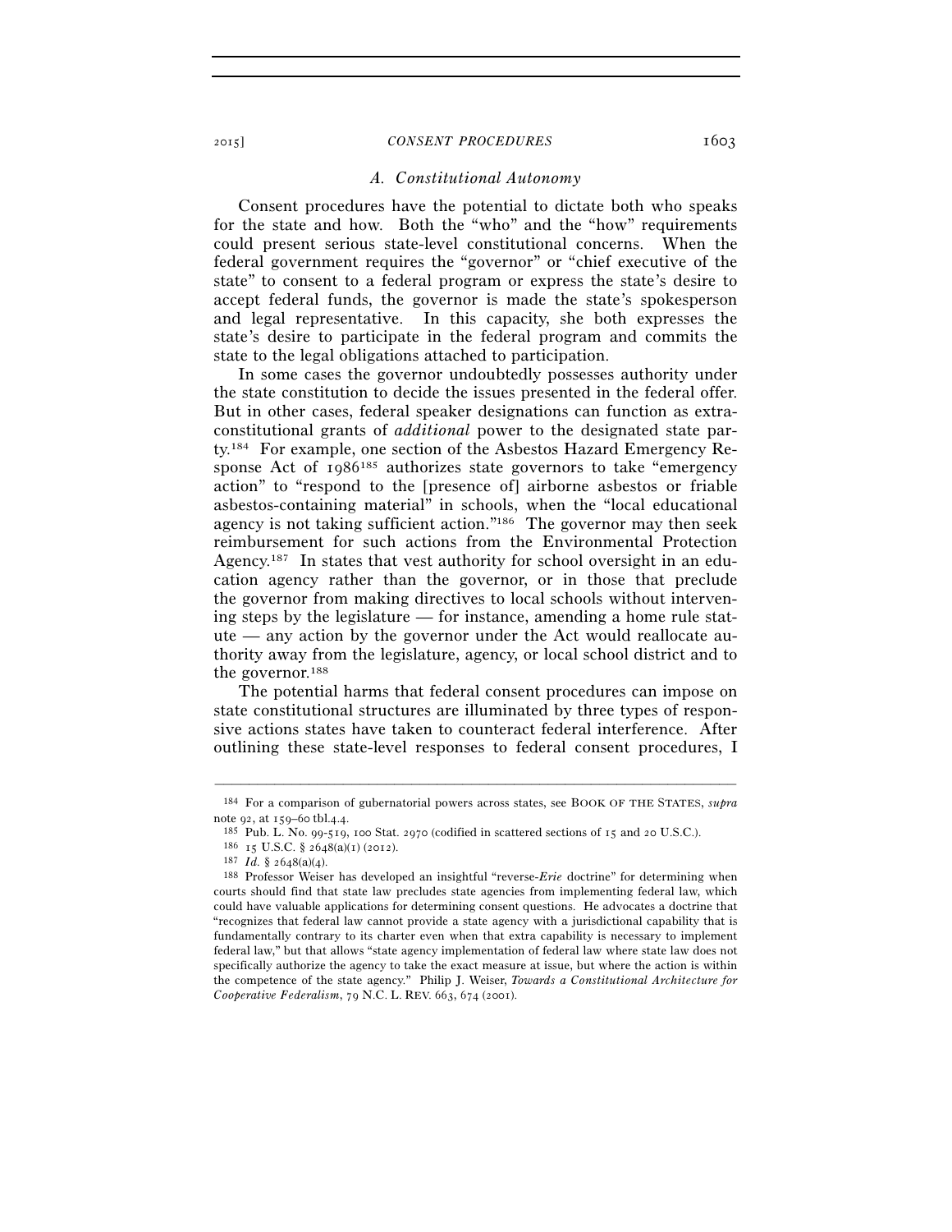### A. Constitutional Autonomy

Consent procedures have the potential to dictate both who speaks for the state and how. Both the "who" and the "how" requirements could present serious state-level constitutional concerns. When the federal government requires the "governor" or "chief executive of the state" to consent to a federal program or express the state's desire to accept federal funds, the governor is made the state's spokesperson and legal representative. In this capacity, she both expresses the state's desire to participate in the federal program and commits the state to the legal obligations attached to participation.

In some cases the governor undoubtedly possesses authority under the state constitution to decide the issues presented in the federal offer. But in other cases, federal speaker designations can function as extra-constitutional grants of *additional* power to the designated state party.[184] For example, one section of the Asbestos Hazard Emergency Response Act of 1986[185] authorizes state governors to take "emergency action" to "respond to the [presence of] airborne asbestos or friable asbestos-containing material" in schools, when the "local educational agency is not taking sufficient action."[186] The governor may then seek reimbursement for such actions from the Environmental Protection Agency.[187] In states that vest authority for school oversight in an education agency rather than the governor, or in those that preclude the governor from making directives to local schools without intervening steps by the legislature — for instance, amending a home rule statute — any action by the governor under the Act would reallocate authority away from the legislature, agency, or local school district and to the governor.[188]

The potential harms that federal consent procedures can impose on state constitutional structures are illuminated by three types of responsive actions states have taken to counteract federal interference. After outlining these state-level responses to federal consent procedures, I

---

[184] For a comparison of gubernatorial powers across states, see BOOK OF THE STATES, *supra* note 92, at 159–60 tbl.4.4.

[185] Pub. L. No. 99-519, 100 Stat. 2970 (codified in scattered sections of 15 and 20 U.S.C.).

[186] 15 U.S.C. § 2648(a)(1) (2012).

[187] *Id.* § 2648(a)(4).

[188] Professor Weiser has developed an insightful "reverse-*Erie* doctrine" for determining when courts should find that state law precludes state agencies from implementing federal law, which could have valuable applications for determining consent questions. He advocates a doctrine that "recognizes that federal law cannot provide a state agency with a jurisdictional capability that is fundamentally contrary to its charter even when that extra capability is necessary to implement federal law," but that allows "state agency implementation of federal law where state law does not specifically authorize the agency to take the exact measure at issue, but where the action is within the competence of the state agency." Philip J. Weiser, *Towards a Constitutional Architecture for Cooperative Federalism*, 79 N.C. L. REV. 663, 674 (2001).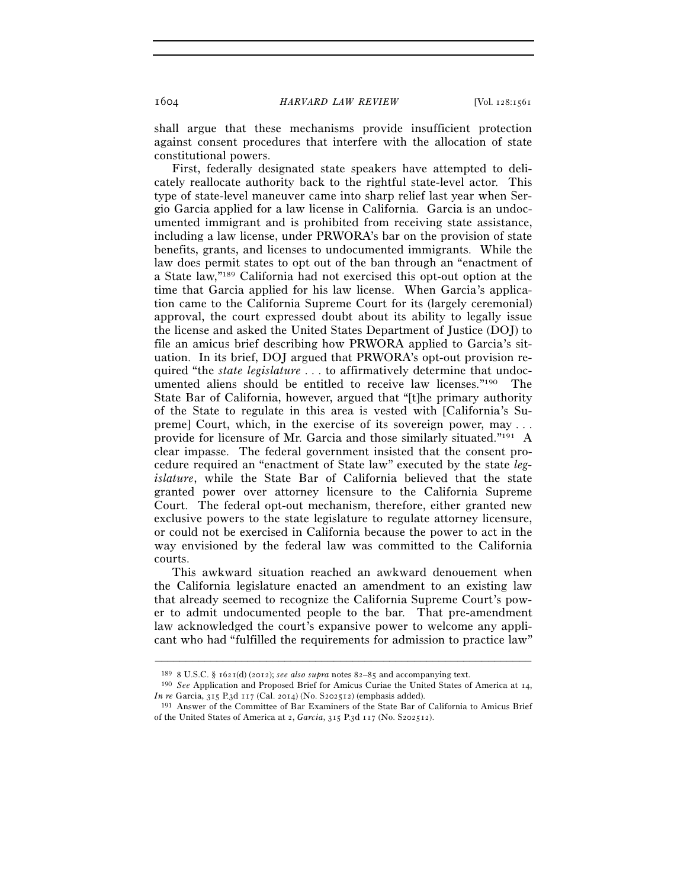shall argue that these mechanisms provide insufficient protection against consent procedures that interfere with the allocation of state constitutional powers.

First, federally designated state speakers have attempted to delicately reallocate authority back to the rightful state-level actor. This type of state-level maneuver came into sharp relief last year when Sergio Garcia applied for a law license in California. Garcia is an undocumented immigrant and is prohibited from receiving state assistance, including a law license, under PRWORA's bar on the provision of state benefits, grants, and licenses to undocumented immigrants. While the law does permit states to opt out of the ban through an "enactment of a State law,"[189] California had not exercised this opt-out option at the time that Garcia applied for his law license. When Garcia's application came to the California Supreme Court for its (largely ceremonial) approval, the court expressed doubt about its ability to legally issue the license and asked the United States Department of Justice (DOJ) to file an amicus brief describing how PRWORA applied to Garcia's situation. In its brief, DOJ argued that PRWORA's opt-out provision required "the *state legislature* . . . to affirmatively determine that undocumented aliens should be entitled to receive law licenses."[190] The State Bar of California, however, argued that "[t]he primary authority of the State to regulate in this area is vested with [California's Supreme] Court, which, in the exercise of its sovereign power, may . . . provide for licensure of Mr. Garcia and those similarly situated."[191] A clear impasse. The federal government insisted that the consent procedure required an "enactment of State law" executed by the state *legislature*, while the State Bar of California believed that the state granted power over attorney licensure to the California Supreme Court. The federal opt-out mechanism, therefore, either granted new exclusive powers to the state legislature to regulate attorney licensure, or could not be exercised in California because the power to act in the way envisioned by the federal law was committed to the California courts.

This awkward situation reached an awkward denouement when the California legislature enacted an amendment to an existing law that already seemed to recognize the California Supreme Court's power to admit undocumented people to the bar. That pre-amendment law acknowledged the court's expansive power to welcome any applicant who had "fulfilled the requirements for admission to practice law"

---

[189] 8 U.S.C. § 1621(d) (2012); *see also supra* notes 82–85 and accompanying text.

[190] *See* Application and Proposed Brief for Amicus Curiae the United States of America at 14, *In re* Garcia, 315 P.3d 117 (Cal. 2014) (No. S202512) (emphasis added).

[191] Answer of the Committee of Bar Examiners of the State Bar of California to Amicus Brief of the United States of America at 2, *Garcia*, 315 P.3d 117 (No. S202512).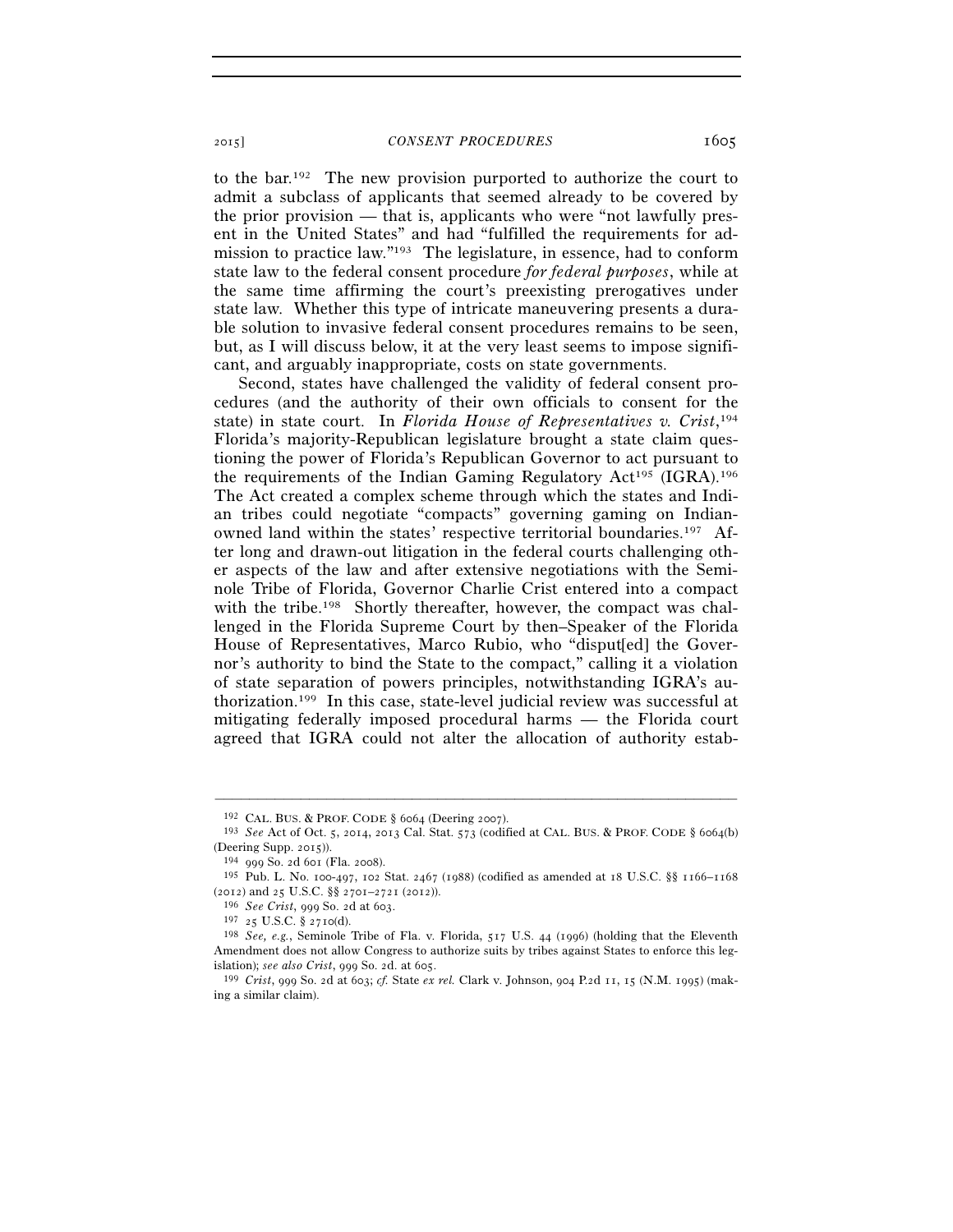to the bar.[192] The new provision purported to authorize the court to admit a subclass of applicants that seemed already to be covered by the prior provision — that is, applicants who were "not lawfully present in the United States" and had "fulfilled the requirements for admission to practice law."[193] The legislature, in essence, had to conform state law to the federal consent procedure *for federal purposes*, while at the same time affirming the court's preexisting prerogatives under state law. Whether this type of intricate maneuvering presents a durable solution to invasive federal consent procedures remains to be seen, but, as I will discuss below, it at the very least seems to impose significant, and arguably inappropriate, costs on state governments.

Second, states have challenged the validity of federal consent procedures (and the authority of their own officials to consent for the state) in state court. In *Florida House of Representatives v. Crist*,[194] Florida's majority-Republican legislature brought a state claim questioning the power of Florida's Republican Governor to act pursuant to the requirements of the Indian Gaming Regulatory Act[195] (IGRA).[196] The Act created a complex scheme through which the states and Indian tribes could negotiate "compacts" governing gaming on Indian-owned land within the states' respective territorial boundaries.[197] After long and drawn-out litigation in the federal courts challenging other aspects of the law and after extensive negotiations with the Seminole Tribe of Florida, Governor Charlie Crist entered into a compact with the tribe.[198] Shortly thereafter, however, the compact was challenged in the Florida Supreme Court by then–Speaker of the Florida House of Representatives, Marco Rubio, who "disput[ed] the Governor's authority to bind the State to the compact," calling it a violation of state separation of powers principles, notwithstanding IGRA's authorization.[199] In this case, state-level judicial review was successful at mitigating federally imposed procedural harms — the Florida court agreed that IGRA could not alter the allocation of authority estab-

---

[192] CAL. BUS. & PROF. CODE § 6064 (Deering 2007).

[193] *See* Act of Oct. 5, 2014, 2013 Cal. Stat. 573 (codified at CAL. BUS. & PROF. CODE § 6064(b) (Deering Supp. 2015)).

[194] 999 So. 2d 601 (Fla. 2008).

[195] Pub. L. No. 100-497, 102 Stat. 2467 (1988) (codified as amended at 18 U.S.C. §§ 1166–1168 (2012) and 25 U.S.C. §§ 2701–2721 (2012)).

[196] *See Crist*, 999 So. 2d at 603.

[197] 25 U.S.C. § 2710(d).

[198] *See, e.g.*, Seminole Tribe of Fla. v. Florida, 517 U.S. 44 (1996) (holding that the Eleventh Amendment does not allow Congress to authorize suits by tribes against States to enforce this legislation); *see also Crist*, 999 So. 2d. at 605.

[199] *Crist*, 999 So. 2d at 603; *cf.* State *ex rel.* Clark v. Johnson, 904 P.2d 11, 15 (N.M. 1995) (making a similar claim).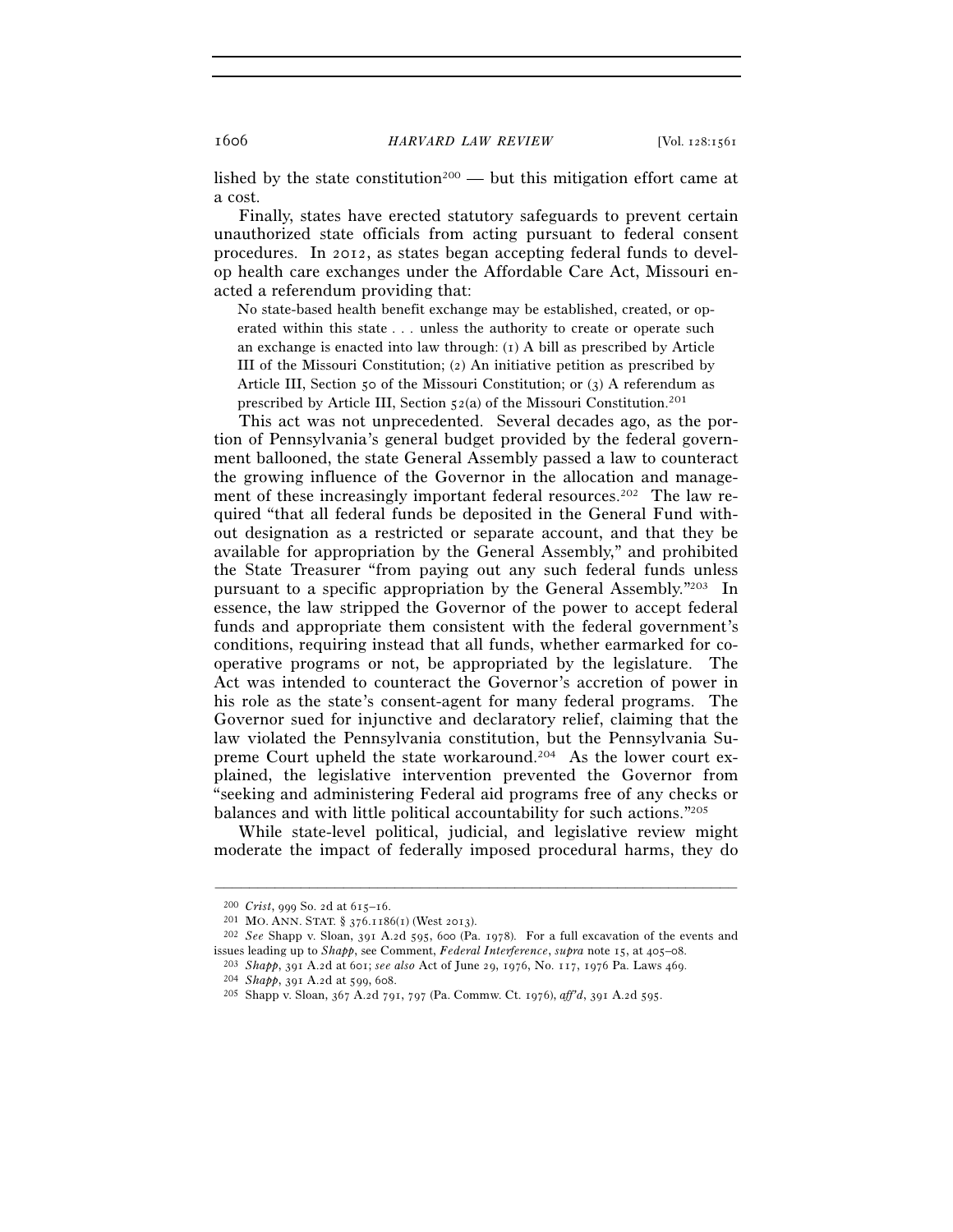lished by the state constitution[200] — but this mitigation effort came at a cost.

Finally, states have erected statutory safeguards to prevent certain unauthorized state officials from acting pursuant to federal consent procedures. In 2012, as states began accepting federal funds to develop health care exchanges under the Affordable Care Act, Missouri enacted a referendum providing that:

> No state-based health benefit exchange may be established, created, or operated within this state . . . unless the authority to create or operate such an exchange is enacted into law through: (1) A bill as prescribed by Article III of the Missouri Constitution; (2) An initiative petition as prescribed by Article III, Section 50 of the Missouri Constitution; or (3) A referendum as prescribed by Article III, Section 52(a) of the Missouri Constitution.[201]

This act was not unprecedented. Several decades ago, as the portion of Pennsylvania's general budget provided by the federal government ballooned, the state General Assembly passed a law to counteract the growing influence of the Governor in the allocation and management of these increasingly important federal resources.[202] The law required "that all federal funds be deposited in the General Fund without designation as a restricted or separate account, and that they be available for appropriation by the General Assembly," and prohibited the State Treasurer "from paying out any such federal funds unless pursuant to a specific appropriation by the General Assembly."[203] In essence, the law stripped the Governor of the power to accept federal funds and appropriate them consistent with the federal government's conditions, requiring instead that all funds, whether earmarked for cooperative programs or not, be appropriated by the legislature. The Act was intended to counteract the Governor's accretion of power in his role as the state's consent-agent for many federal programs. The Governor sued for injunctive and declaratory relief, claiming that the law violated the Pennsylvania constitution, but the Pennsylvania Supreme Court upheld the state workaround.[204] As the lower court explained, the legislative intervention prevented the Governor from "seeking and administering Federal aid programs free of any checks or balances and with little political accountability for such actions."[205]

While state-level political, judicial, and legislative review might moderate the impact of federally imposed procedural harms, they do

---

[200] *Crist*, 999 So. 2d at 615–16.

[201] MO. ANN. STAT. § 376.1186(1) (West 2013).

[202] *See* Shapp v. Sloan, 391 A.2d 595, 600 (Pa. 1978). For a full excavation of the events and issues leading up to *Shapp*, see Comment, *Federal Interference*, *supra* note 15, at 405–08.

[203] *Shapp*, 391 A.2d at 601; *see also* Act of June 29, 1976, No. 117, 1976 Pa. Laws 469.

[204] *Shapp*, 391 A.2d at 599, 608.

[205] Shapp v. Sloan, 367 A.2d 791, 797 (Pa. Commw. Ct. 1976), *aff'd*, 391 A.2d 595.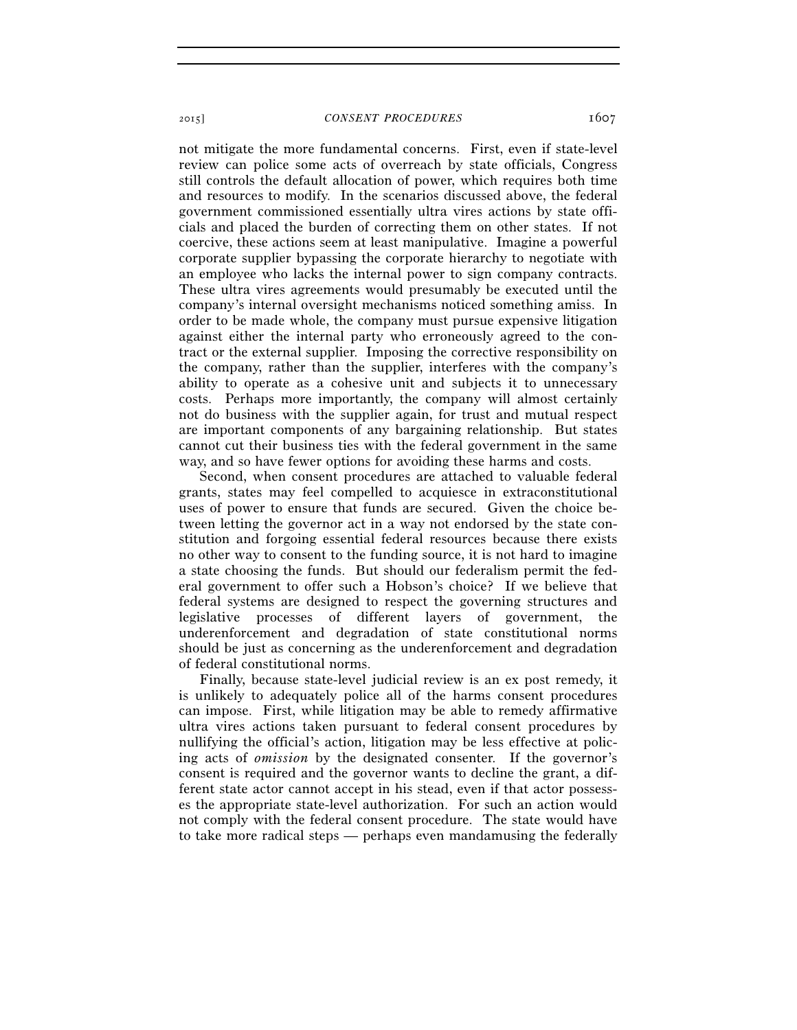not mitigate the more fundamental concerns. First, even if state-level review can police some acts of overreach by state officials, Congress still controls the default allocation of power, which requires both time and resources to modify. In the scenarios discussed above, the federal government commissioned essentially ultra vires actions by state officials and placed the burden of correcting them on other states. If not coercive, these actions seem at least manipulative. Imagine a powerful corporate supplier bypassing the corporate hierarchy to negotiate with an employee who lacks the internal power to sign company contracts. These ultra vires agreements would presumably be executed until the company's internal oversight mechanisms noticed something amiss. In order to be made whole, the company must pursue expensive litigation against either the internal party who erroneously agreed to the contract or the external supplier. Imposing the corrective responsibility on the company, rather than the supplier, interferes with the company's ability to operate as a cohesive unit and subjects it to unnecessary costs. Perhaps more importantly, the company will almost certainly not do business with the supplier again, for trust and mutual respect are important components of any bargaining relationship. But states cannot cut their business ties with the federal government in the same way, and so have fewer options for avoiding these harms and costs.

Second, when consent procedures are attached to valuable federal grants, states may feel compelled to acquiesce in extraconstitutional uses of power to ensure that funds are secured. Given the choice between letting the governor act in a way not endorsed by the state constitution and forgoing essential federal resources because there exists no other way to consent to the funding source, it is not hard to imagine a state choosing the funds. But should our federalism permit the federal government to offer such a Hobson's choice? If we believe that federal systems are designed to respect the governing structures and legislative processes of different layers of government, the underenforcement and degradation of state constitutional norms should be just as concerning as the underenforcement and degradation of federal constitutional norms.

Finally, because state-level judicial review is an ex post remedy, it is unlikely to adequately police all of the harms consent procedures can impose. First, while litigation may be able to remedy affirmative ultra vires actions taken pursuant to federal consent procedures by nullifying the official's action, litigation may be less effective at policing acts of *omission* by the designated consenter. If the governor's consent is required and the governor wants to decline the grant, a different state actor cannot accept in his stead, even if that actor possesses the appropriate state-level authorization. For such an action would not comply with the federal consent procedure. The state would have to take more radical steps — perhaps even mandamusing the federally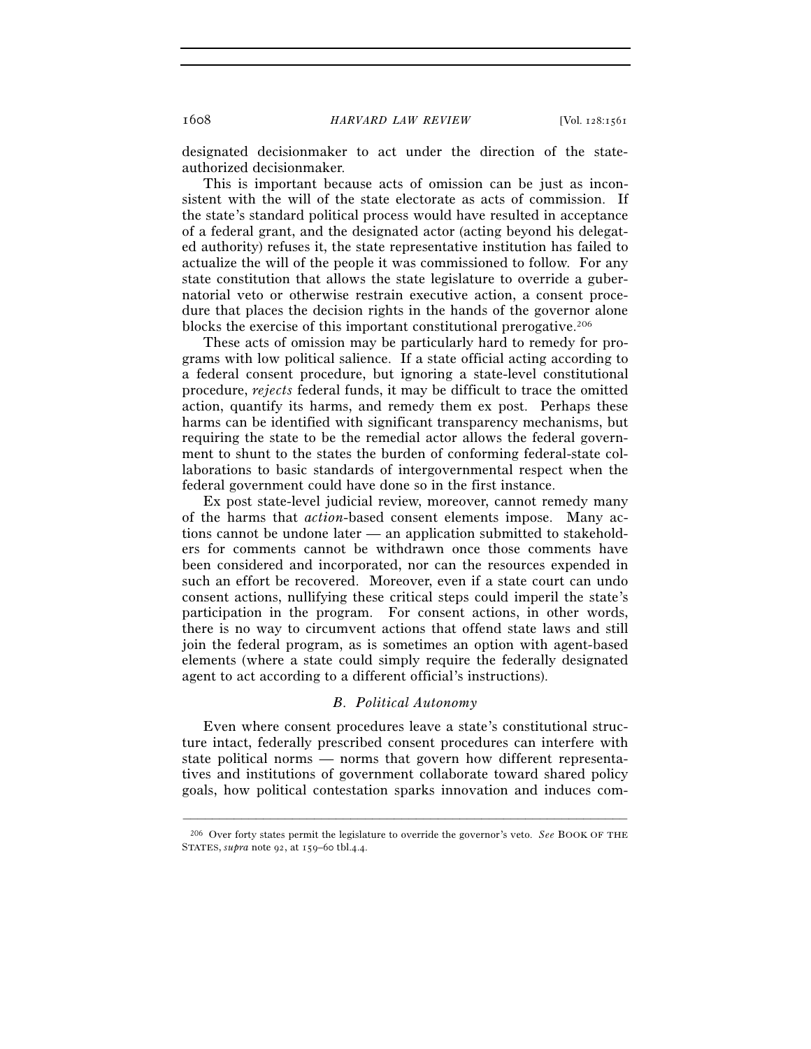designated decisionmaker to act under the direction of the state-authorized decisionmaker.

This is important because acts of omission can be just as inconsistent with the will of the state electorate as acts of commission. If the state's standard political process would have resulted in acceptance of a federal grant, and the designated actor (acting beyond his delegated authority) refuses it, the state representative institution has failed to actualize the will of the people it was commissioned to follow. For any state constitution that allows the state legislature to override a gubernatorial veto or otherwise restrain executive action, a consent procedure that places the decision rights in the hands of the governor alone blocks the exercise of this important constitutional prerogative.[206]

These acts of omission may be particularly hard to remedy for programs with low political salience. If a state official acting according to a federal consent procedure, but ignoring a state-level constitutional procedure, *rejects* federal funds, it may be difficult to trace the omitted action, quantify its harms, and remedy them ex post. Perhaps these harms can be identified with significant transparency mechanisms, but requiring the state to be the remedial actor allows the federal government to shunt to the states the burden of conforming federal-state collaborations to basic standards of intergovernmental respect when the federal government could have done so in the first instance.

Ex post state-level judicial review, moreover, cannot remedy many of the harms that *action*-based consent elements impose. Many actions cannot be undone later — an application submitted to stakeholders for comments cannot be withdrawn once those comments have been considered and incorporated, nor can the resources expended in such an effort be recovered. Moreover, even if a state court can undo consent actions, nullifying these critical steps could imperil the state's participation in the program. For consent actions, in other words, there is no way to circumvent actions that offend state laws and still join the federal program, as is sometimes an option with agent-based elements (where a state could simply require the federally designated agent to act according to a different official's instructions).

### *B. Political Autonomy*

Even where consent procedures leave a state's constitutional structure intact, federally prescribed consent procedures can interfere with state political norms — norms that govern how different representatives and institutions of government collaborate toward shared policy goals, how political contestation sparks innovation and induces com-

---

[206] Over forty states permit the legislature to override the governor's veto. *See* BOOK OF THE STATES, *supra* note 92, at 159–60 tbl.4.4.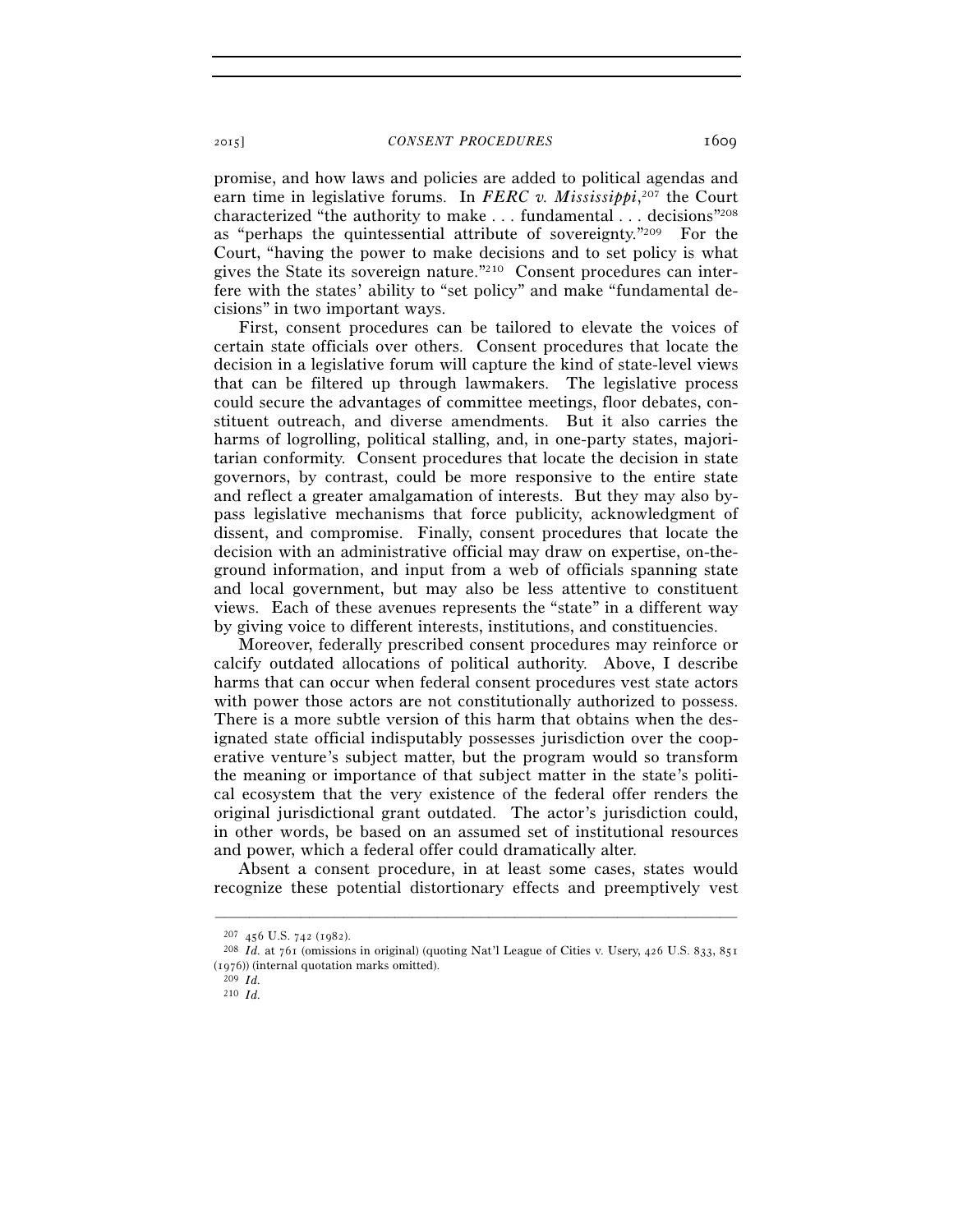promise, and how laws and policies are added to political agendas and earn time in legislative forums. In *FERC v. Mississippi*,[207] the Court characterized "the authority to make . . . fundamental . . . decisions"[208] as "perhaps the quintessential attribute of sovereignty."[209] For the Court, "having the power to make decisions and to set policy is what gives the State its sovereign nature."[210] Consent procedures can interfere with the states' ability to "set policy" and make "fundamental decisions" in two important ways.

First, consent procedures can be tailored to elevate the voices of certain state officials over others. Consent procedures that locate the decision in a legislative forum will capture the kind of state-level views that can be filtered up through lawmakers. The legislative process could secure the advantages of committee meetings, floor debates, constituent outreach, and diverse amendments. But it also carries the harms of logrolling, political stalling, and, in one-party states, majoritarian conformity. Consent procedures that locate the decision in state governors, by contrast, could be more responsive to the entire state and reflect a greater amalgamation of interests. But they may also bypass legislative mechanisms that force publicity, acknowledgment of dissent, and compromise. Finally, consent procedures that locate the decision with an administrative official may draw on expertise, on-the-ground information, and input from a web of officials spanning state and local government, but may also be less attentive to constituent views. Each of these avenues represents the "state" in a different way by giving voice to different interests, institutions, and constituencies.

Moreover, federally prescribed consent procedures may reinforce or calcify outdated allocations of political authority. Above, I describe harms that can occur when federal consent procedures vest state actors with power those actors are not constitutionally authorized to possess. There is a more subtle version of this harm that obtains when the designated state official indisputably possesses jurisdiction over the cooperative venture's subject matter, but the program would so transform the meaning or importance of that subject matter in the state's political ecosystem that the very existence of the federal offer renders the original jurisdictional grant outdated. The actor's jurisdiction could, in other words, be based on an assumed set of institutional resources and power, which a federal offer could dramatically alter.

Absent a consent procedure, in at least some cases, states would recognize these potential distortionary effects and preemptively vest

---

[207] 456 U.S. 742 (1982).

[208] *Id.* at 761 (omissions in original) (quoting Nat'l League of Cities v. Usery, 426 U.S. 833, 851 (1976)) (internal quotation marks omitted).

[209] *Id.*

[210] *Id.*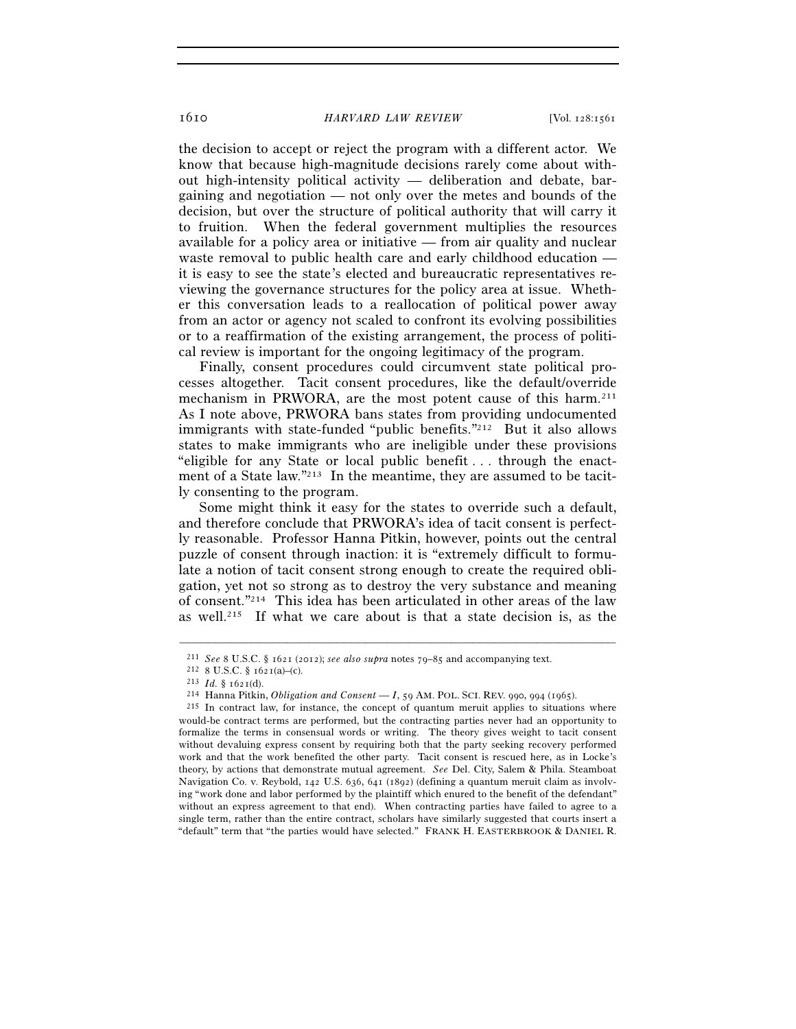the decision to accept or reject the program with a different actor. We know that because high-magnitude decisions rarely come about without high-intensity political activity — deliberation and debate, bargaining and negotiation — not only over the metes and bounds of the decision, but over the structure of political authority that will carry it to fruition. When the federal government multiplies the resources available for a policy area or initiative — from air quality and nuclear waste removal to public health care and early childhood education — it is easy to see the state's elected and bureaucratic representatives reviewing the governance structures for the policy area at issue. Whether this conversation leads to a reallocation of political power away from an actor or agency not scaled to confront its evolving possibilities or to a reaffirmation of the existing arrangement, the process of political review is important for the ongoing legitimacy of the program.

Finally, consent procedures could circumvent state political processes altogether. Tacit consent procedures, like the default/override mechanism in PRWORA, are the most potent cause of this harm.[211] As I note above, PRWORA bans states from providing undocumented immigrants with state-funded "public benefits."[212] But it also allows states to make immigrants who are ineligible under these provisions "eligible for any State or local public benefit . . . through the enactment of a State law."[213] In the meantime, they are assumed to be tacitly consenting to the program.

Some might think it easy for the states to override such a default, and therefore conclude that PRWORA's idea of tacit consent is perfectly reasonable. Professor Hanna Pitkin, however, points out the central puzzle of consent through inaction: it is "extremely difficult to formulate a notion of tacit consent strong enough to create the required obligation, yet not so strong as to destroy the very substance and meaning of consent."[214] This idea has been articulated in other areas of the law as well.[215] If what we care about is that a state decision is, as the

---

[211] *See* 8 U.S.C. § 1621 (2012); *see also supra* notes 79–85 and accompanying text.

[212] 8 U.S.C. § 1621(a)–(c).

[213] *Id.* § 1621(d).

[214] Hanna Pitkin, *Obligation and Consent — I*, 59 AM. POL. SCI. REV. 990, 994 (1965).

[215] In contract law, for instance, the concept of quantum meruit applies to situations where would-be contract terms are performed, but the contracting parties never had an opportunity to formalize the terms in consensual words or writing. The theory gives weight to tacit consent without devaluing express consent by requiring both that the party seeking recovery performed work and that the work benefited the other party. Tacit consent is rescued here, as in Locke's theory, by actions that demonstrate mutual agreement. *See* Del. City, Salem & Phila. Steamboat Navigation Co. v. Reybold, 142 U.S. 636, 641 (1892) (defining a quantum meruit claim as involving "work done and labor performed by the plaintiff which enured to the benefit of the defendant" without an express agreement to that end). When contracting parties have failed to agree to a single term, rather than the entire contract, scholars have similarly suggested that courts insert a "default" term that "the parties would have selected." FRANK H. EASTERBROOK & DANIEL R.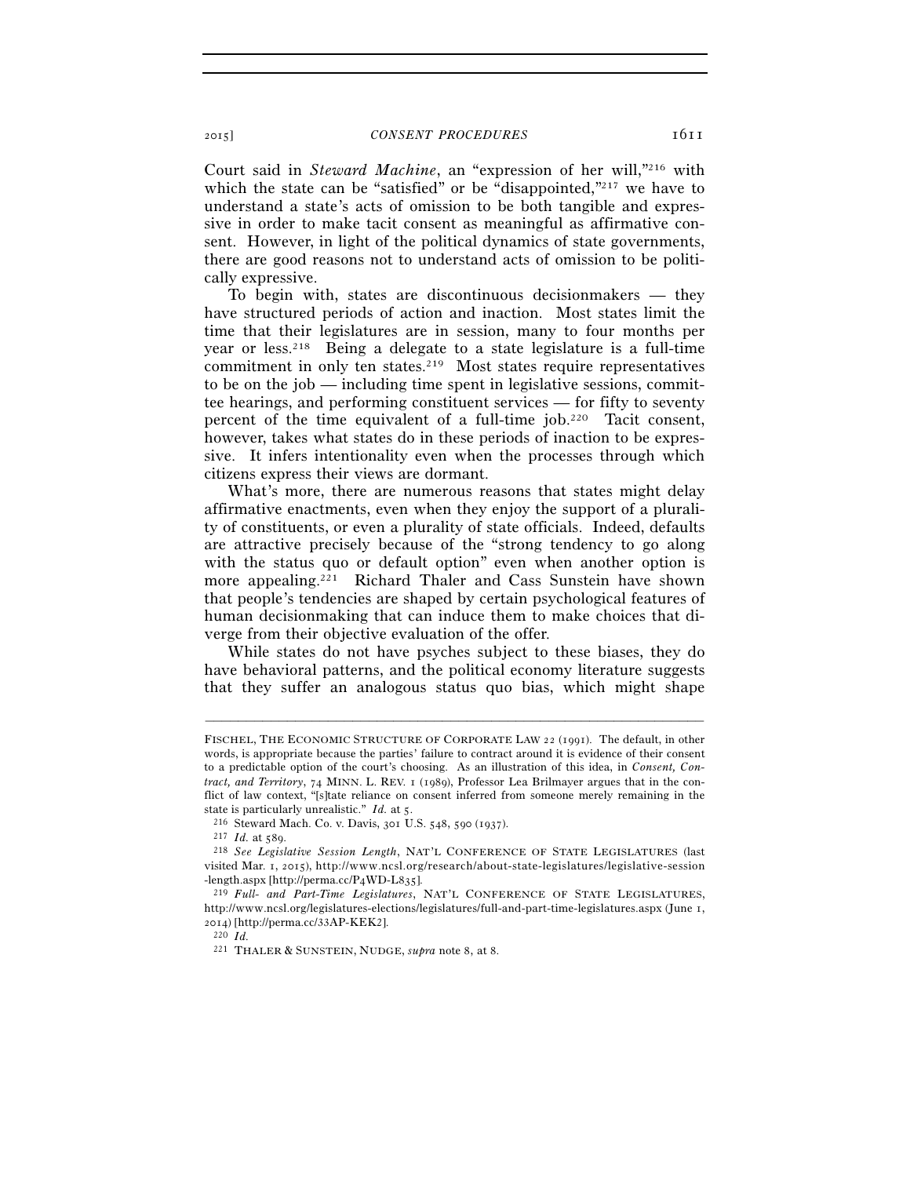Court said in *Steward Machine*, an "expression of her will,"[216] with which the state can be "satisfied" or be "disappointed,"[217] we have to understand a state's acts of omission to be both tangible and expressive in order to make tacit consent as meaningful as affirmative consent. However, in light of the political dynamics of state governments, there are good reasons not to understand acts of omission to be politically expressive.

To begin with, states are discontinuous decisionmakers — they have structured periods of action and inaction. Most states limit the time that their legislatures are in session, many to four months per year or less.[218] Being a delegate to a state legislature is a full-time commitment in only ten states.[219] Most states require representatives to be on the job — including time spent in legislative sessions, committee hearings, and performing constituent services — for fifty to seventy percent of the time equivalent of a full-time job.[220] Tacit consent, however, takes what states do in these periods of inaction to be expressive. It infers intentionality even when the processes through which citizens express their views are dormant.

What's more, there are numerous reasons that states might delay affirmative enactments, even when they enjoy the support of a plurality of constituents, or even a plurality of state officials. Indeed, defaults are attractive precisely because of the "strong tendency to go along with the status quo or default option" even when another option is more appealing.[221] Richard Thaler and Cass Sunstein have shown that people's tendencies are shaped by certain psychological features of human decisionmaking that can induce them to make choices that diverge from their objective evaluation of the offer.

While states do not have psyches subject to these biases, they do have behavioral patterns, and the political economy literature suggests that they suffer an analogous status quo bias, which might shape

---

FISCHEL, THE ECONOMIC STRUCTURE OF CORPORATE LAW 22 (1991). The default, in other words, is appropriate because the parties' failure to contract around it is evidence of their consent to a predictable option of the court's choosing. As an illustration of this idea, in *Consent, Contract, and Territory*, 74 MINN. L. REV. 1 (1989), Professor Lea Brilmayer argues that in the conflict of law context, "[s]tate reliance on consent inferred from someone merely remaining in the state is particularly unrealistic." *Id.* at 5.

[216] Steward Mach. Co. v. Davis, 301 U.S. 548, 590 (1937).

[217] *Id.* at 589.

[218] *See Legislative Session Length*, NAT'L CONFERENCE OF STATE LEGISLATURES (last visited Mar. 1, 2015), http://www.ncsl.org/research/about-state-legislatures/legislative-session-length.aspx [http://perma.cc/P4WD-L835].

[219] *Full- and Part-Time Legislatures*, NAT'L CONFERENCE OF STATE LEGISLATURES, http://www.ncsl.org/legislatures-elections/legislatures/full-and-part-time-legislatures.aspx (June 1, 2014) [http://perma.cc/33AP-KEK2].

[220] *Id.*

[221] THALER & SUNSTEIN, NUDGE, *supra* note 8, at 8.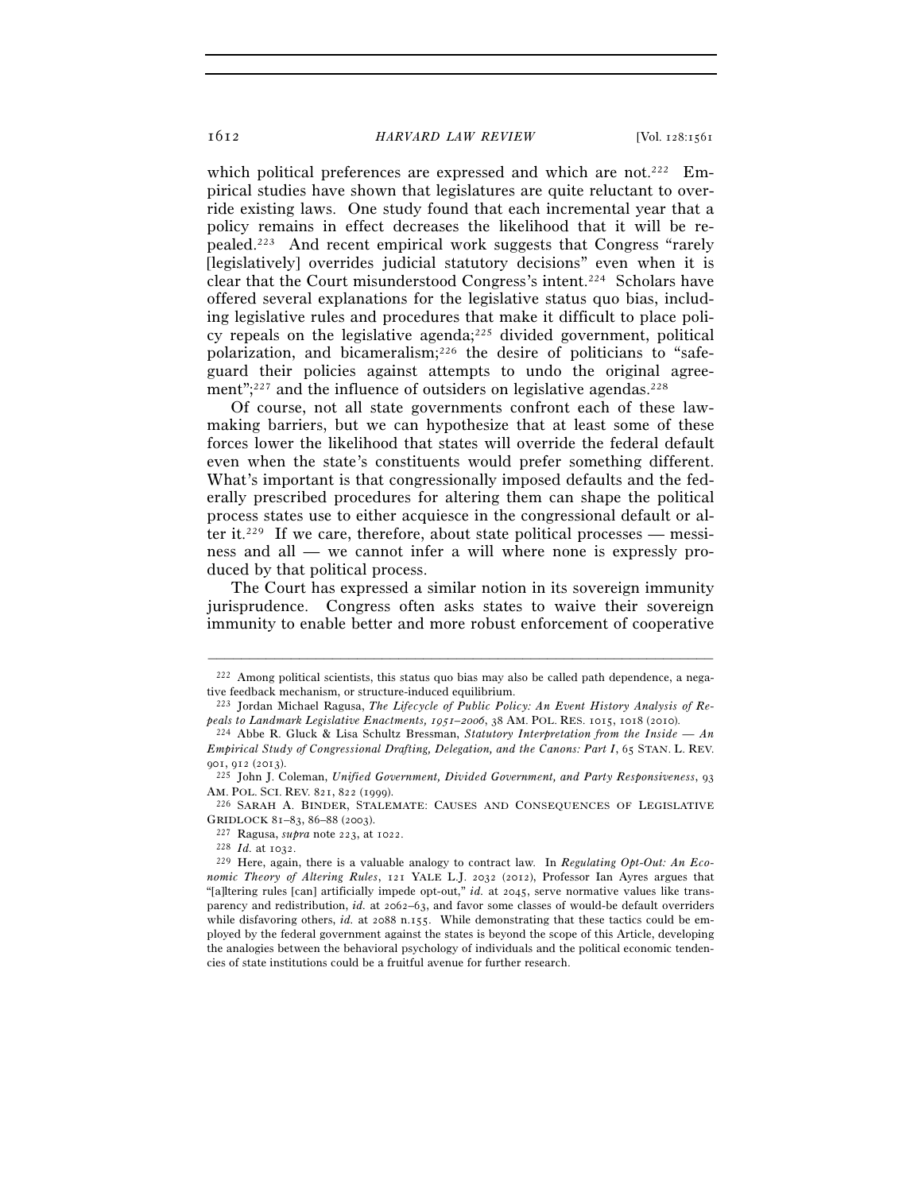which political preferences are expressed and which are not.[222] Empirical studies have shown that legislatures are quite reluctant to override existing laws. One study found that each incremental year that a policy remains in effect decreases the likelihood that it will be repealed.[223] And recent empirical work suggests that Congress "rarely [legislatively] overrides judicial statutory decisions" even when it is clear that the Court misunderstood Congress's intent.[224] Scholars have offered several explanations for the legislative status quo bias, including legislative rules and procedures that make it difficult to place policy repeals on the legislative agenda;[225] divided government, political polarization, and bicameralism;[226] the desire of politicians to "safeguard their policies against attempts to undo the original agreement";[227] and the influence of outsiders on legislative agendas.[228]

Of course, not all state governments confront each of these lawmaking barriers, but we can hypothesize that at least some of these forces lower the likelihood that states will override the federal default even when the state's constituents would prefer something different. What's important is that congressionally imposed defaults and the federally prescribed procedures for altering them can shape the political process states use to either acquiesce in the congressional default or alter it.[229] If we care, therefore, about state political processes — messiness and all — we cannot infer a will where none is expressly produced by that political process.

The Court has expressed a similar notion in its sovereign immunity jurisprudence. Congress often asks states to waive their sovereign immunity to enable better and more robust enforcement of cooperative

---

[222] Among political scientists, this status quo bias may also be called path dependence, a negative feedback mechanism, or structure-induced equilibrium.

[223] Jordan Michael Ragusa, *The Lifecycle of Public Policy: An Event History Analysis of Repeals to Landmark Legislative Enactments, 1951–2006*, 38 AM. POL. RES. 1015, 1018 (2010).

[224] Abbe R. Gluck & Lisa Schultz Bressman, *Statutory Interpretation from the Inside — An Empirical Study of Congressional Drafting, Delegation, and the Canons: Part I*, 65 STAN. L. REV. 901, 912 (2013).

[225] John J. Coleman, *Unified Government, Divided Government, and Party Responsiveness*, 93 AM. POL. SCI. REV. 821, 822 (1999).

[226] SARAH A. BINDER, STALEMATE: CAUSES AND CONSEQUENCES OF LEGISLATIVE GRIDLOCK 81–83, 86–88 (2003).

[227] Ragusa, *supra* note 223, at 1022.

[228] *Id.* at 1032.

[229] Here, again, there is a valuable analogy to contract law. In *Regulating Opt-Out: An Economic Theory of Altering Rules*, 121 YALE L.J. 2032 (2012), Professor Ian Ayres argues that "[a]ltering rules [can] artificially impede opt-out," *id.* at 2045, serve normative values like transparency and redistribution, *id.* at 2062–63, and favor some classes of would-be default overriders while disfavoring others, *id.* at 2088 n.155. While demonstrating that these tactics could be employed by the federal government against the states is beyond the scope of this Article, developing the analogies between the behavioral psychology of individuals and the political economic tendencies of state institutions could be a fruitful avenue for further research.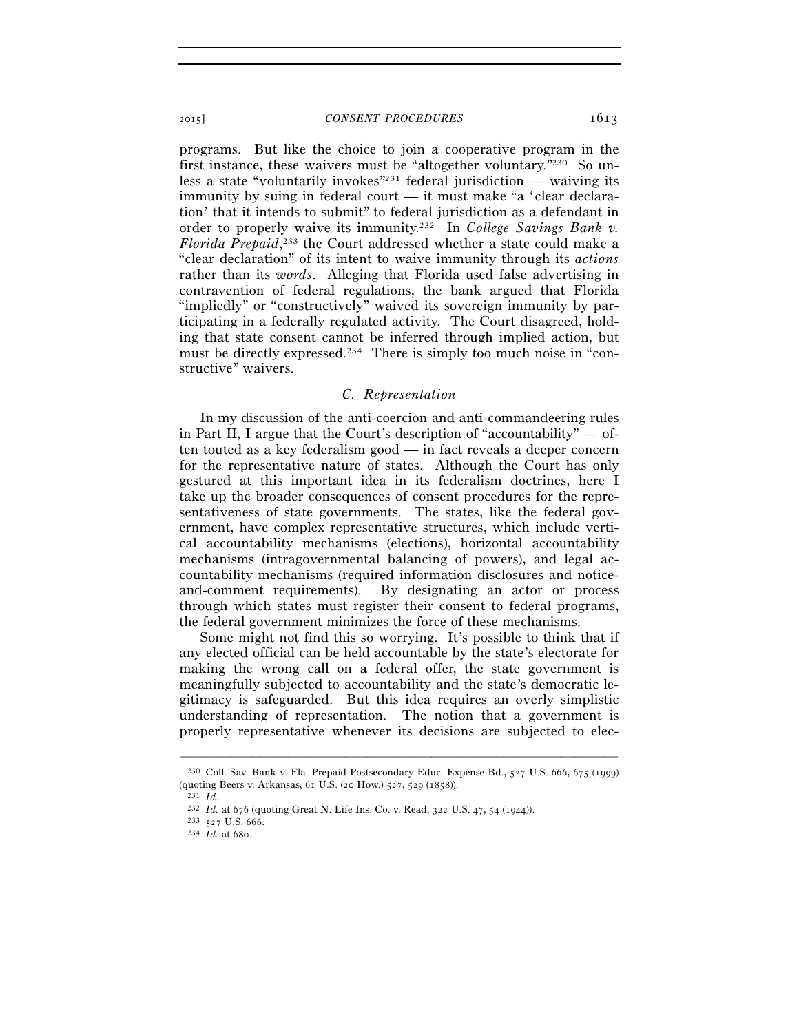programs. But like the choice to join a cooperative program in the first instance, these waivers must be "altogether voluntary."[230] So unless a state "voluntarily invokes"[231] federal jurisdiction — waiving its immunity by suing in federal court — it must make "a 'clear declaration' that it intends to submit" to federal jurisdiction as a defendant in order to properly waive its immunity.[232] In *College Savings Bank v. Florida Prepaid*,[233] the Court addressed whether a state could make a "clear declaration" of its intent to waive immunity through its *actions* rather than its *words*. Alleging that Florida used false advertising in contravention of federal regulations, the bank argued that Florida "impliedly" or "constructively" waived its sovereign immunity by participating in a federally regulated activity. The Court disagreed, holding that state consent cannot be inferred through implied action, but must be directly expressed.[234] There is simply too much noise in "constructive" waivers.

### C. Representation

In my discussion of the anti-coercion and anti-commandeering rules in Part II, I argue that the Court's description of "accountability" — often touted as a key federalism good — in fact reveals a deeper concern for the representative nature of states. Although the Court has only gestured at this important idea in its federalism doctrines, here I take up the broader consequences of consent procedures for the representativeness of state governments. The states, like the federal government, have complex representative structures, which include vertical accountability mechanisms (elections), horizontal accountability mechanisms (intragovernmental balancing of powers), and legal accountability mechanisms (required information disclosures and notice-and-comment requirements). By designating an actor or process through which states must register their consent to federal programs, the federal government minimizes the force of these mechanisms.

Some might not find this so worrying. It's possible to think that if any elected official can be held accountable by the state's electorate for making the wrong call on a federal offer, the state government is meaningfully subjected to accountability and the state's democratic legitimacy is safeguarded. But this idea requires an overly simplistic understanding of representation. The notion that a government is properly representative whenever its decisions are subjected to elec-

---

[230] Coll. Sav. Bank v. Fla. Prepaid Postsecondary Educ. Expense Bd., 527 U.S. 666, 675 (1999) (quoting Beers v. Arkansas, 61 U.S. (20 How.) 527, 529 (1858)).

[231] *Id.*

[232] *Id.* at 676 (quoting Great N. Life Ins. Co. v. Read, 322 U.S. 47, 54 (1944)).

[233] 527 U.S. 666.

[234] *Id.* at 680.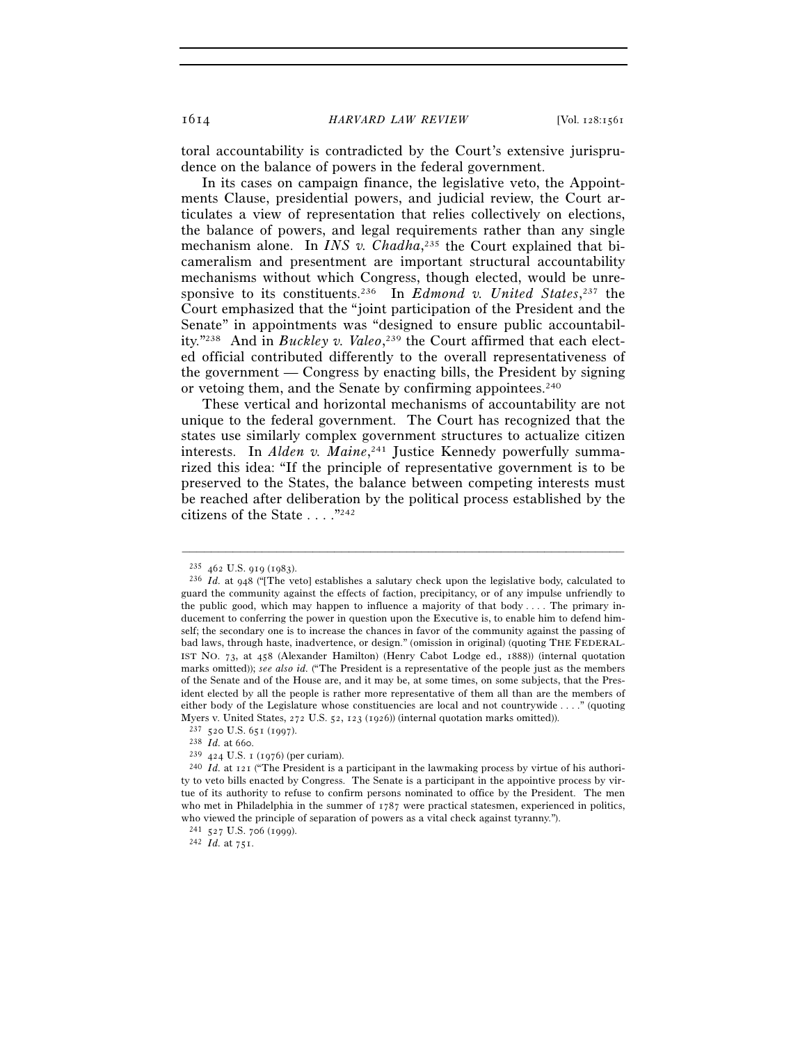toral accountability is contradicted by the Court's extensive jurisprudence on the balance of powers in the federal government.

In its cases on campaign finance, the legislative veto, the Appointments Clause, presidential powers, and judicial review, the Court articulates a view of representation that relies collectively on elections, the balance of powers, and legal requirements rather than any single mechanism alone. In *INS v. Chadha*,[235] the Court explained that bicameralism and presentment are important structural accountability mechanisms without which Congress, though elected, would be unresponsive to its constituents.[236] In *Edmond v. United States*,[237] the Court emphasized that the "joint participation of the President and the Senate" in appointments was "designed to ensure public accountability."[238] And in *Buckley v. Valeo*,[239] the Court affirmed that each elected official contributed differently to the overall representativeness of the government — Congress by enacting bills, the President by signing or vetoing them, and the Senate by confirming appointees.[240]

These vertical and horizontal mechanisms of accountability are not unique to the federal government. The Court has recognized that the states use similarly complex government structures to actualize citizen interests. In *Alden v. Maine*,[241] Justice Kennedy powerfully summarized this idea: "If the principle of representative government is to be preserved to the States, the balance between competing interests must be reached after deliberation by the political process established by the citizens of the State . . . ."[242]

---

[235] 462 U.S. 919 (1983).

[236] *Id.* at 948 ("[The veto] establishes a salutary check upon the legislative body, calculated to guard the community against the effects of faction, precipitancy, or of any impulse unfriendly to the public good, which may happen to influence a majority of that body . . . . The primary inducement to conferring the power in question upon the Executive is, to enable him to defend himself; the secondary one is to increase the chances in favor of the community against the passing of bad laws, through haste, inadvertence, or design." (omission in original) (quoting THE FEDERALIST NO. 73, at 458 (Alexander Hamilton) (Henry Cabot Lodge ed., 1888)) (internal quotation marks omitted)); *see also id.* ("The President is a representative of the people just as the members of the Senate and of the House are, and it may be, at some times, on some subjects, that the President elected by all the people is rather more representative of them all than are the members of either body of the Legislature whose constituencies are local and not countrywide . . . ." (quoting Myers v. United States, 272 U.S. 52, 123 (1926)) (internal quotation marks omitted)).

[237] 520 U.S. 651 (1997).

[238] *Id.* at 660.

[239] 424 U.S. 1 (1976) (per curiam).

[240] *Id.* at 121 ("The President is a participant in the lawmaking process by virtue of his authority to veto bills enacted by Congress. The Senate is a participant in the appointive process by virtue of its authority to refuse to confirm persons nominated to office by the President. The men who met in Philadelphia in the summer of 1787 were practical statesmen, experienced in politics, who viewed the principle of separation of powers as a vital check against tyranny.").

[241] 527 U.S. 706 (1999).

[242] *Id.* at 751.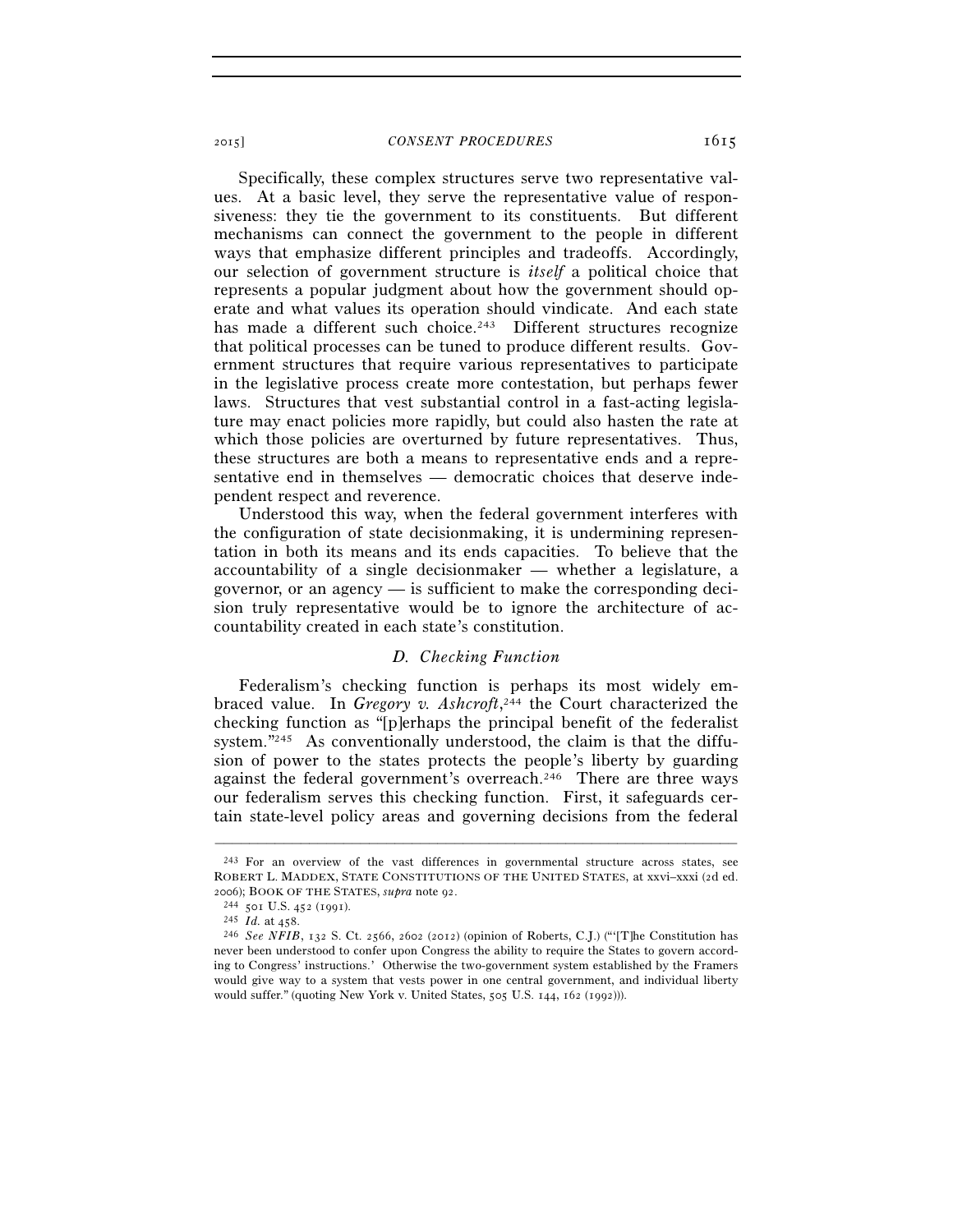Specifically, these complex structures serve two representative values. At a basic level, they serve the representative value of responsiveness: they tie the government to its constituents. But different mechanisms can connect the government to the people in different ways that emphasize different principles and tradeoffs. Accordingly, our selection of government structure is *itself* a political choice that represents a popular judgment about how the government should operate and what values its operation should vindicate. And each state has made a different such choice.[243] Different structures recognize that political processes can be tuned to produce different results. Government structures that require various representatives to participate in the legislative process create more contestation, but perhaps fewer laws. Structures that vest substantial control in a fast-acting legislature may enact policies more rapidly, but could also hasten the rate at which those policies are overturned by future representatives. Thus, these structures are both a means to representative ends and a representative end in themselves — democratic choices that deserve independent respect and reverence.

Understood this way, when the federal government interferes with the configuration of state decisionmaking, it is undermining representation in both its means and its ends capacities. To believe that the accountability of a single decisionmaker — whether a legislature, a governor, or an agency — is sufficient to make the corresponding decision truly representative would be to ignore the architecture of accountability created in each state's constitution.

### *D. Checking Function*

Federalism's checking function is perhaps its most widely embraced value. In *Gregory v. Ashcroft*,[244] the Court characterized the checking function as "[p]erhaps the principal benefit of the federalist system."[245] As conventionally understood, the claim is that the diffusion of power to the states protects the people's liberty by guarding against the federal government's overreach.[246] There are three ways our federalism serves this checking function. First, it safeguards certain state-level policy areas and governing decisions from the federal

---

[243] For an overview of the vast differences in governmental structure across states, see ROBERT L. MADDEX, STATE CONSTITUTIONS OF THE UNITED STATES, at xxvi–xxxi (2d ed. 2006); BOOK OF THE STATES, *supra* note 92.

[244] 501 U.S. 452 (1991).

[245] *Id.* at 458.

[246] *See NFIB*, 132 S. Ct. 2566, 2602 (2012) (opinion of Roberts, C.J.) ("'[T]he Constitution has never been understood to confer upon Congress the ability to require the States to govern according to Congress' instructions.' Otherwise the two-government system established by the Framers would give way to a system that vests power in one central government, and individual liberty would suffer." (quoting New York v. United States, 505 U.S. 144, 162 (1992))).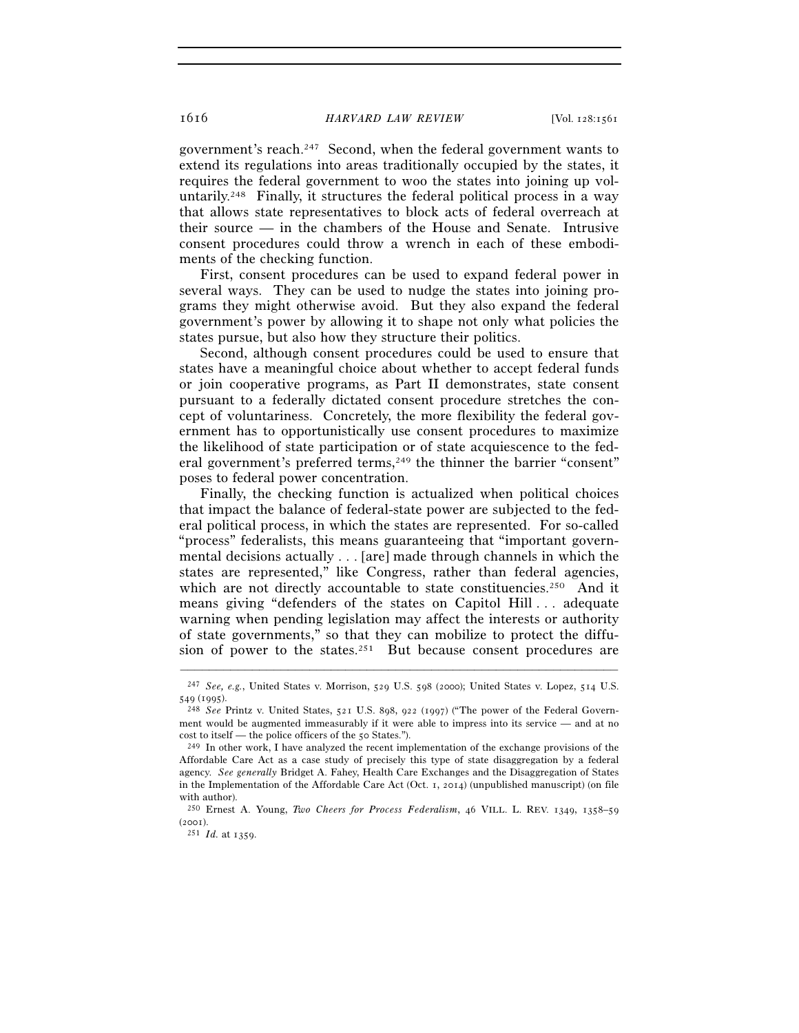government's reach.[247] Second, when the federal government wants to extend its regulations into areas traditionally occupied by the states, it requires the federal government to woo the states into joining up voluntarily.[248] Finally, it structures the federal political process in a way that allows state representatives to block acts of federal overreach at their source — in the chambers of the House and Senate. Intrusive consent procedures could throw a wrench in each of these embodiments of the checking function.

First, consent procedures can be used to expand federal power in several ways. They can be used to nudge the states into joining programs they might otherwise avoid. But they also expand the federal government's power by allowing it to shape not only what policies the states pursue, but also how they structure their politics.

Second, although consent procedures could be used to ensure that states have a meaningful choice about whether to accept federal funds or join cooperative programs, as Part II demonstrates, state consent pursuant to a federally dictated consent procedure stretches the concept of voluntariness. Concretely, the more flexibility the federal government has to opportunistically use consent procedures to maximize the likelihood of state participation or of state acquiescence to the federal government's preferred terms,[249] the thinner the barrier "consent" poses to federal power concentration.

Finally, the checking function is actualized when political choices that impact the balance of federal-state power are subjected to the federal political process, in which the states are represented. For so-called "process" federalists, this means guaranteeing that "important governmental decisions actually . . . [are] made through channels in which the states are represented," like Congress, rather than federal agencies, which are not directly accountable to state constituencies.[250] And it means giving "defenders of the states on Capitol Hill . . . adequate warning when pending legislation may affect the interests or authority of state governments," so that they can mobilize to protect the diffusion of power to the states.[251] But because consent procedures are

---

[247] *See, e.g.*, United States v. Morrison, 529 U.S. 598 (2000); United States v. Lopez, 514 U.S. 549 (1995).

[248] *See* Printz v. United States, 521 U.S. 898, 922 (1997) ("The power of the Federal Government would be augmented immeasurably if it were able to impress into its service — and at no cost to itself — the police officers of the 50 States.").

[249] In other work, I have analyzed the recent implementation of the exchange provisions of the Affordable Care Act as a case study of precisely this type of state disaggregation by a federal agency. *See generally* Bridget A. Fahey, Health Care Exchanges and the Disaggregation of States in the Implementation of the Affordable Care Act (Oct. 1, 2014) (unpublished manuscript) (on file with author).

[250] Ernest A. Young, *Two Cheers for Process Federalism*, 46 VILL. L. REV. 1349, 1358–59 (2001).

[251] *Id.* at 1359.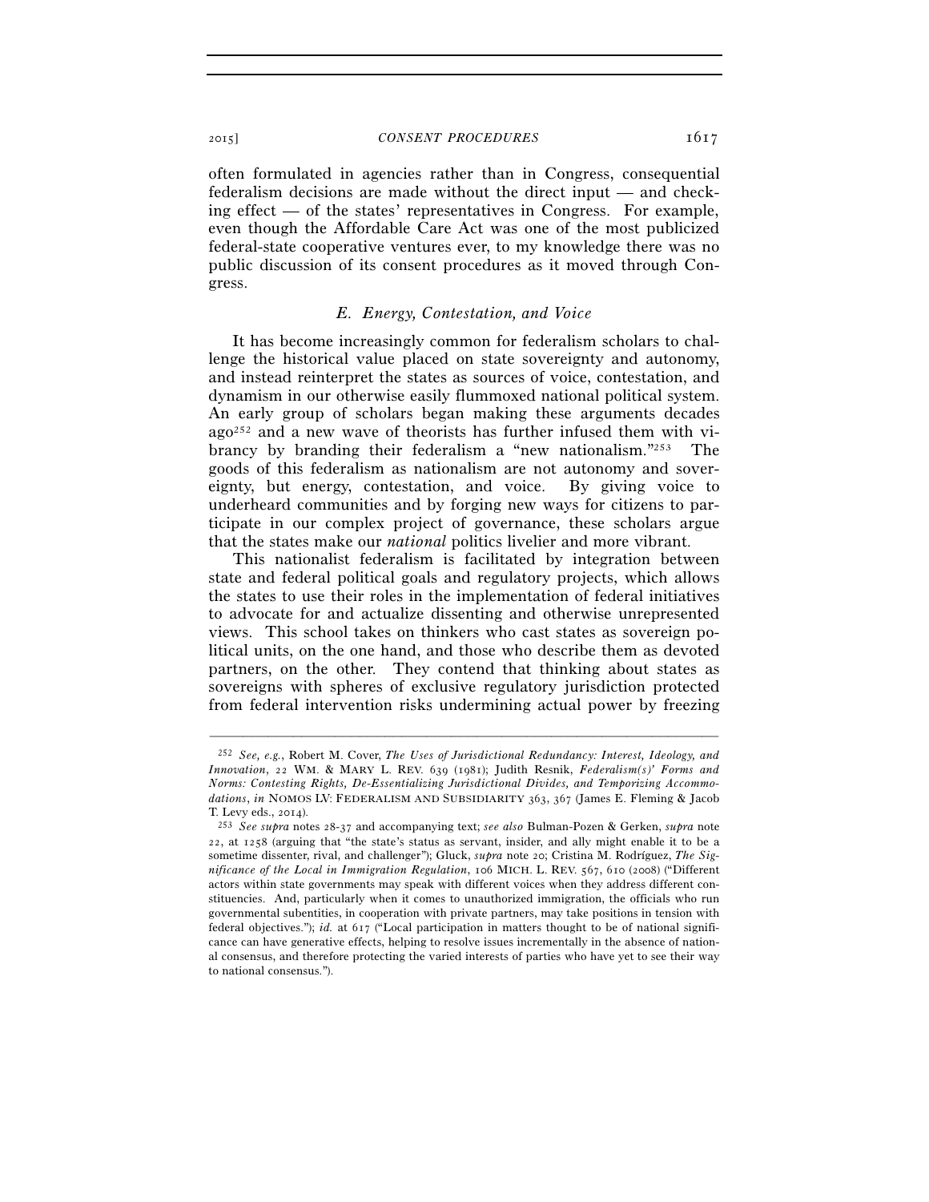often formulated in agencies rather than in Congress, consequential federalism decisions are made without the direct input — and checking effect — of the states' representatives in Congress. For example, even though the Affordable Care Act was one of the most publicized federal-state cooperative ventures ever, to my knowledge there was no public discussion of its consent procedures as it moved through Congress.

### *E. Energy, Contestation, and Voice*

It has become increasingly common for federalism scholars to challenge the historical value placed on state sovereignty and autonomy, and instead reinterpret the states as sources of voice, contestation, and dynamism in our otherwise easily flummoxed national political system. An early group of scholars began making these arguments decades ago[252] and a new wave of theorists has further infused them with vibrancy by branding their federalism a "new nationalism."[253] The goods of this federalism as nationalism are not autonomy and sovereignty, but energy, contestation, and voice. By giving voice to underheard communities and by forging new ways for citizens to participate in our complex project of governance, these scholars argue that the states make our *national* politics livelier and more vibrant.

This nationalist federalism is facilitated by integration between state and federal political goals and regulatory projects, which allows the states to use their roles in the implementation of federal initiatives to advocate for and actualize dissenting and otherwise unrepresented views. This school takes on thinkers who cast states as sovereign political units, on the one hand, and those who describe them as devoted partners, on the other. They contend that thinking about states as sovereigns with spheres of exclusive regulatory jurisdiction protected from federal intervention risks undermining actual power by freezing

---

[252] *See, e.g.*, Robert M. Cover, *The Uses of Jurisdictional Redundancy: Interest, Ideology, and Innovation*, 22 WM. & MARY L. REV. 639 (1981); Judith Resnik, *Federalism(s)' Forms and Norms: Contesting Rights, De-Essentializing Jurisdictional Divides, and Temporizing Accommodations*, *in* NOMOS LV: FEDERALISM AND SUBSIDIARITY 363, 367 (James E. Fleming & Jacob T. Levy eds., 2014).

[253] *See supra* notes 28-37 and accompanying text; *see also* Bulman-Pozen & Gerken, *supra* note 22, at 1258 (arguing that "the state's status as servant, insider, and ally might enable it to be a sometime dissenter, rival, and challenger"); Gluck, *supra* note 20; Cristina M. Rodríguez, *The Significance of the Local in Immigration Regulation*, 106 MICH. L. REV. 567, 610 (2008) ("Different actors within state governments may speak with different voices when they address different constituencies. And, particularly when it comes to unauthorized immigration, the officials who run governmental subentities, in cooperation with private partners, may take positions in tension with federal objectives."); *id.* at 617 ("Local participation in matters thought to be of national significance can have generative effects, helping to resolve issues incrementally in the absence of national consensus, and therefore protecting the varied interests of parties who have yet to see their way to national consensus.").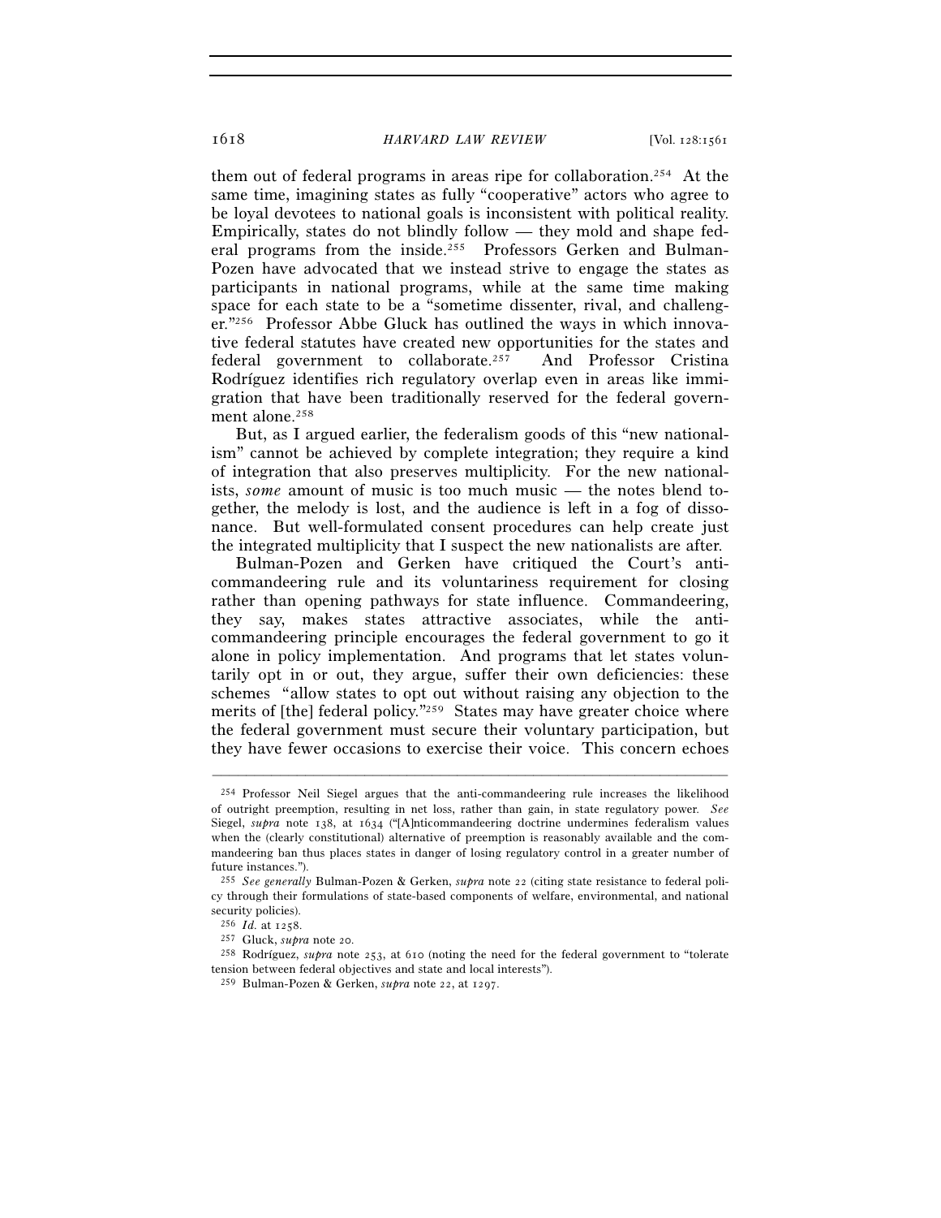them out of federal programs in areas ripe for collaboration.[254] At the same time, imagining states as fully "cooperative" actors who agree to be loyal devotees to national goals is inconsistent with political reality. Empirically, states do not blindly follow — they mold and shape federal programs from the inside.[255] Professors Gerken and Bulman-Pozen have advocated that we instead strive to engage the states as participants in national programs, while at the same time making space for each state to be a "sometime dissenter, rival, and challenger."[256] Professor Abbe Gluck has outlined the ways in which innovative federal statutes have created new opportunities for the states and federal government to collaborate.[257] And Professor Cristina Rodríguez identifies rich regulatory overlap even in areas like immigration that have been traditionally reserved for the federal government alone.[258]

But, as I argued earlier, the federalism goods of this "new nationalism" cannot be achieved by complete integration; they require a kind of integration that also preserves multiplicity. For the new nationalists, *some* amount of music is too much music — the notes blend together, the melody is lost, and the audience is left in a fog of dissonance. But well-formulated consent procedures can help create just the integrated multiplicity that I suspect the new nationalists are after.

Bulman-Pozen and Gerken have critiqued the Court's anti-commandeering rule and its voluntariness requirement for closing rather than opening pathways for state influence. Commandeering, they say, makes states attractive associates, while the anti-commandeering principle encourages the federal government to go it alone in policy implementation. And programs that let states voluntarily opt in or out, they argue, suffer their own deficiencies: these schemes "allow states to opt out without raising any objection to the merits of [the] federal policy."[259] States may have greater choice where the federal government must secure their voluntary participation, but they have fewer occasions to exercise their voice. This concern echoes

---

[254] Professor Neil Siegel argues that the anti-commandeering rule increases the likelihood of outright preemption, resulting in net loss, rather than gain, in state regulatory power. *See* Siegel, *supra* note 138, at 1634 ("[A]nticommandeering doctrine undermines federalism values when the (clearly constitutional) alternative of preemption is reasonably available and the commandeering ban thus places states in danger of losing regulatory control in a greater number of future instances.").

[255] *See generally* Bulman-Pozen & Gerken, *supra* note 22 (citing state resistance to federal policy through their formulations of state-based components of welfare, environmental, and national security policies).

[256] *Id.* at 1258.

[257] Gluck, *supra* note 20.

[258] Rodríguez, *supra* note 253, at 610 (noting the need for the federal government to "tolerate tension between federal objectives and state and local interests").

[259] Bulman-Pozen & Gerken, *supra* note 22, at 1297.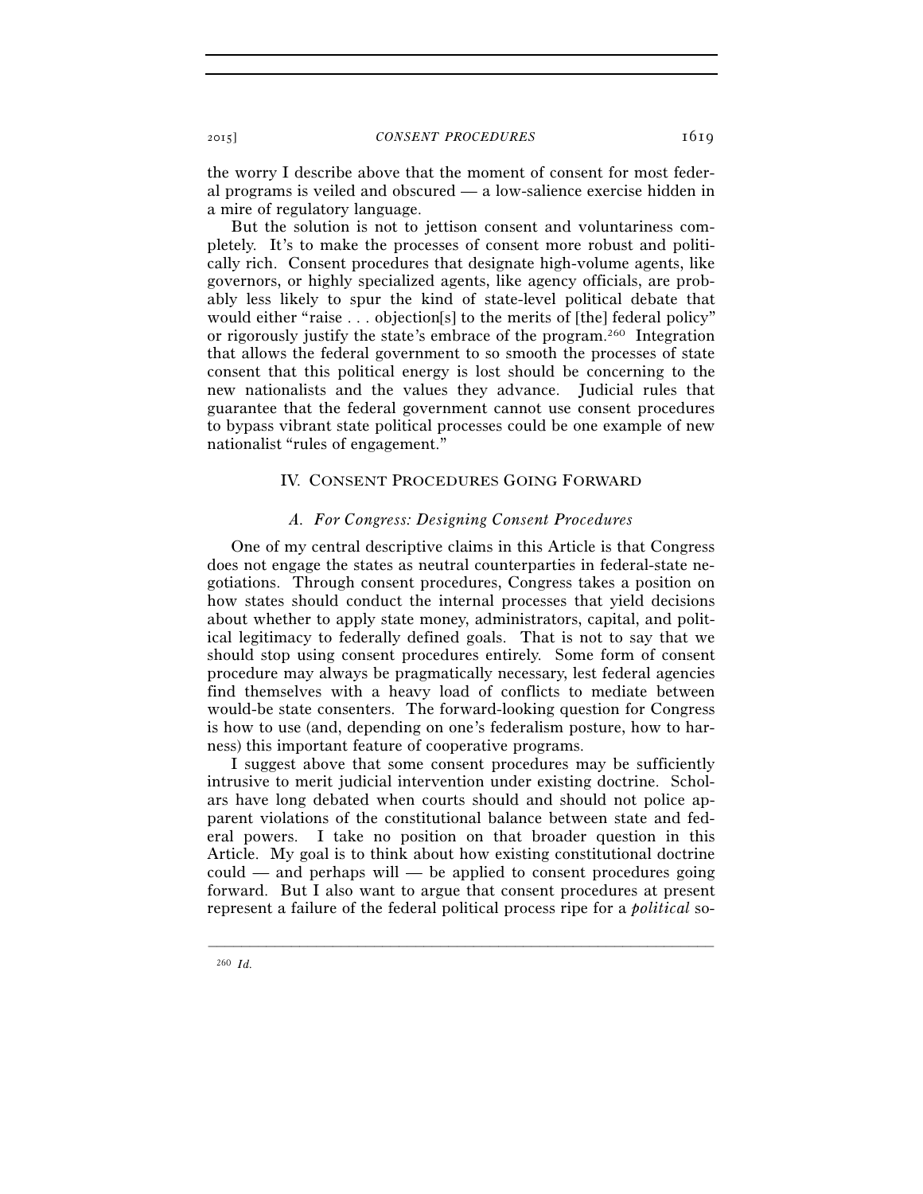the worry I describe above that the moment of consent for most federal programs is veiled and obscured — a low-salience exercise hidden in a mire of regulatory language.

But the solution is not to jettison consent and voluntariness completely. It's to make the processes of consent more robust and politically rich. Consent procedures that designate high-volume agents, like governors, or highly specialized agents, like agency officials, are probably less likely to spur the kind of state-level political debate that would either "raise . . . objection[s] to the merits of [the] federal policy" or rigorously justify the state's embrace of the program.[260] Integration that allows the federal government to so smooth the processes of state consent that this political energy is lost should be concerning to the new nationalists and the values they advance. Judicial rules that guarantee that the federal government cannot use consent procedures to bypass vibrant state political processes could be one example of new nationalist "rules of engagement."

## IV. Consent Procedures Going Forward

### A. *For Congress: Designing Consent Procedures*

One of my central descriptive claims in this Article is that Congress does not engage the states as neutral counterparties in federal-state negotiations. Through consent procedures, Congress takes a position on how states should conduct the internal processes that yield decisions about whether to apply state money, administrators, capital, and political legitimacy to federally defined goals. That is not to say that we should stop using consent procedures entirely. Some form of consent procedure may always be pragmatically necessary, lest federal agencies find themselves with a heavy load of conflicts to mediate between would-be state consenters. The forward-looking question for Congress is how to use (and, depending on one's federalism posture, how to harness) this important feature of cooperative programs.

I suggest above that some consent procedures may be sufficiently intrusive to merit judicial intervention under existing doctrine. Scholars have long debated when courts should and should not police apparent violations of the constitutional balance between state and federal powers. I take no position on that broader question in this Article. My goal is to think about how existing constitutional doctrine could — and perhaps will — be applied to consent procedures going forward. But I also want to argue that consent procedures at present represent a failure of the federal political process ripe for a *political* so-

---

[260] *Id.*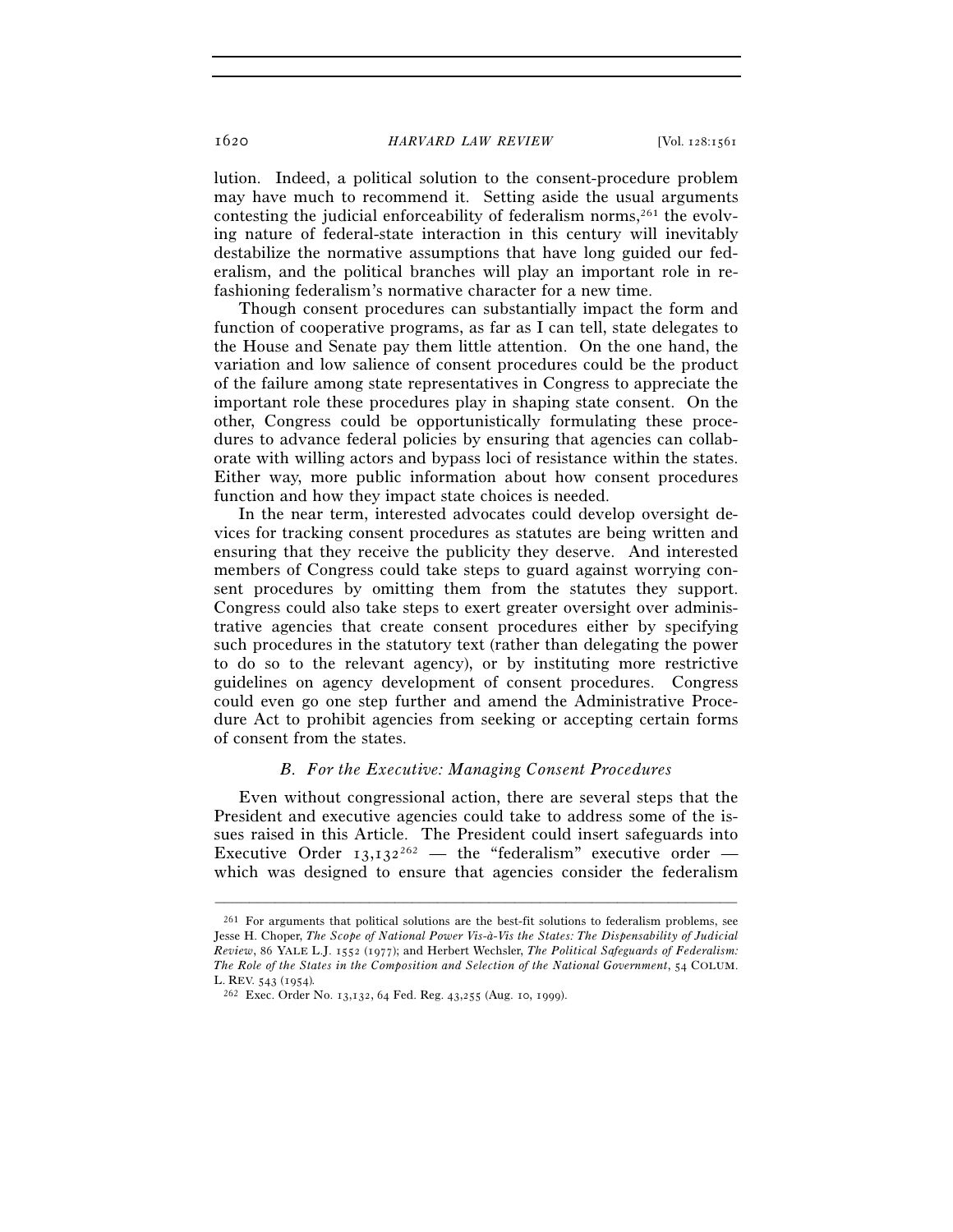lution. Indeed, a political solution to the consent-procedure problem may have much to recommend it. Setting aside the usual arguments contesting the judicial enforceability of federalism norms,[261] the evolving nature of federal-state interaction in this century will inevitably destabilize the normative assumptions that have long guided our federalism, and the political branches will play an important role in refashioning federalism's normative character for a new time.

Though consent procedures can substantially impact the form and function of cooperative programs, as far as I can tell, state delegates to the House and Senate pay them little attention. On the one hand, the variation and low salience of consent procedures could be the product of the failure among state representatives in Congress to appreciate the important role these procedures play in shaping state consent. On the other, Congress could be opportunistically formulating these procedures to advance federal policies by ensuring that agencies can collaborate with willing actors and bypass loci of resistance within the states. Either way, more public information about how consent procedures function and how they impact state choices is needed.

In the near term, interested advocates could develop oversight devices for tracking consent procedures as statutes are being written and ensuring that they receive the publicity they deserve. And interested members of Congress could take steps to guard against worrying consent procedures by omitting them from the statutes they support. Congress could also take steps to exert greater oversight over administrative agencies that create consent procedures either by specifying such procedures in the statutory text (rather than delegating the power to do so to the relevant agency), or by instituting more restrictive guidelines on agency development of consent procedures. Congress could even go one step further and amend the Administrative Procedure Act to prohibit agencies from seeking or accepting certain forms of consent from the states.

### *B. For the Executive: Managing Consent Procedures*

Even without congressional action, there are several steps that the President and executive agencies could take to address some of the issues raised in this Article. The President could insert safeguards into Executive Order 13,132[262] — the "federalism" executive order — which was designed to ensure that agencies consider the federalism

---

[261] For arguments that political solutions are the best-fit solutions to federalism problems, see Jesse H. Choper, *The Scope of National Power Vis-à-Vis the States: The Dispensability of Judicial Review*, 86 YALE L.J. 1552 (1977); and Herbert Wechsler, *The Political Safeguards of Federalism: The Role of the States in the Composition and Selection of the National Government*, 54 COLUM. L. REV. 543 (1954).

[262] Exec. Order No. 13,132, 64 Fed. Reg. 43,255 (Aug. 10, 1999).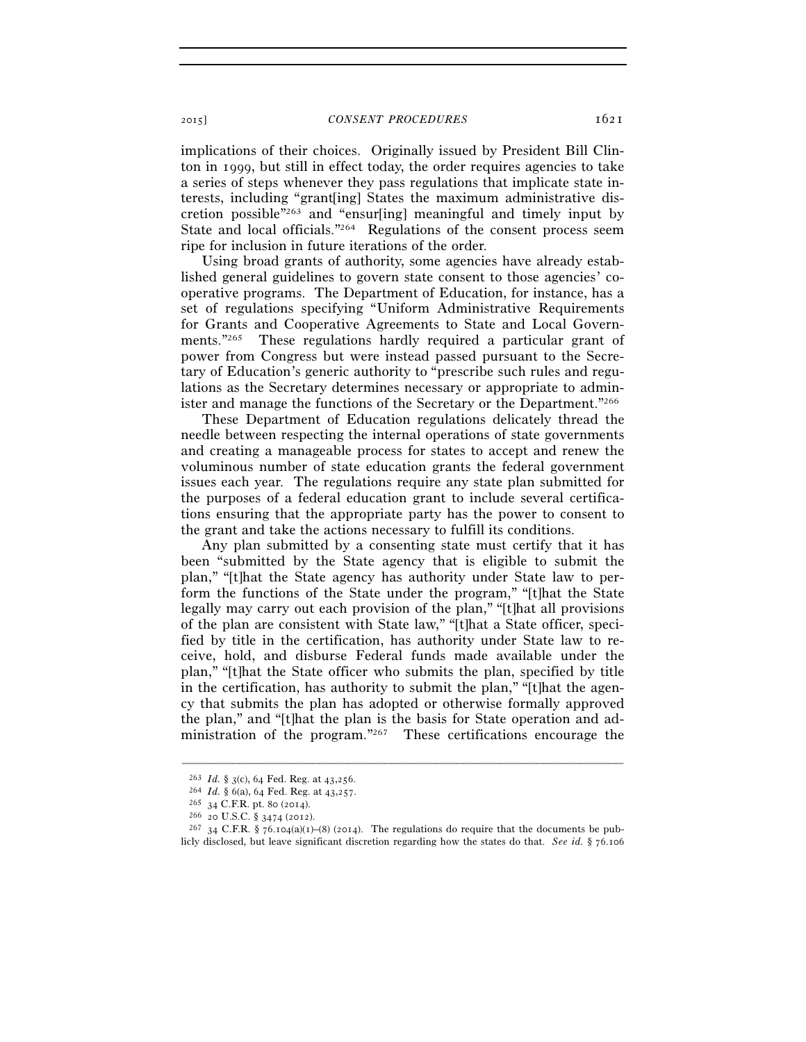implications of their choices. Originally issued by President Bill Clinton in 1999, but still in effect today, the order requires agencies to take a series of steps whenever they pass regulations that implicate state interests, including "grant[ing] States the maximum administrative discretion possible"[263] and "ensur[ing] meaningful and timely input by State and local officials."[264] Regulations of the consent process seem ripe for inclusion in future iterations of the order.

Using broad grants of authority, some agencies have already established general guidelines to govern state consent to those agencies' cooperative programs. The Department of Education, for instance, has a set of regulations specifying "Uniform Administrative Requirements for Grants and Cooperative Agreements to State and Local Governments."[265] These regulations hardly required a particular grant of power from Congress but were instead passed pursuant to the Secretary of Education's generic authority to "prescribe such rules and regulations as the Secretary determines necessary or appropriate to administer and manage the functions of the Secretary or the Department."[266]

These Department of Education regulations delicately thread the needle between respecting the internal operations of state governments and creating a manageable process for states to accept and renew the voluminous number of state education grants the federal government issues each year. The regulations require any state plan submitted for the purposes of a federal education grant to include several certifications ensuring that the appropriate party has the power to consent to the grant and take the actions necessary to fulfill its conditions.

Any plan submitted by a consenting state must certify that it has been "submitted by the State agency that is eligible to submit the plan," "[t]hat the State agency has authority under State law to perform the functions of the State under the program," "[t]hat the State legally may carry out each provision of the plan," "[t]hat all provisions of the plan are consistent with State law," "[t]hat a State officer, specified by title in the certification, has authority under State law to receive, hold, and disburse Federal funds made available under the plan," "[t]hat the State officer who submits the plan, specified by title in the certification, has authority to submit the plan," "[t]hat the agency that submits the plan has adopted or otherwise formally approved the plan," and "[t]hat the plan is the basis for State operation and administration of the program."[267] These certifications encourage the

---

[263] *Id.* § 3(c), 64 Fed. Reg. at 43,256.

[264] *Id.* § 6(a), 64 Fed. Reg. at 43,257.

[265] 34 C.F.R. pt. 80 (2014).

[266] 20 U.S.C. § 3474 (2012).

[267] 34 C.F.R. § 76.104(a)(1)–(8) (2014). The regulations do require that the documents be publicly disclosed, but leave significant discretion regarding how the states do that. *See id.* § 76.106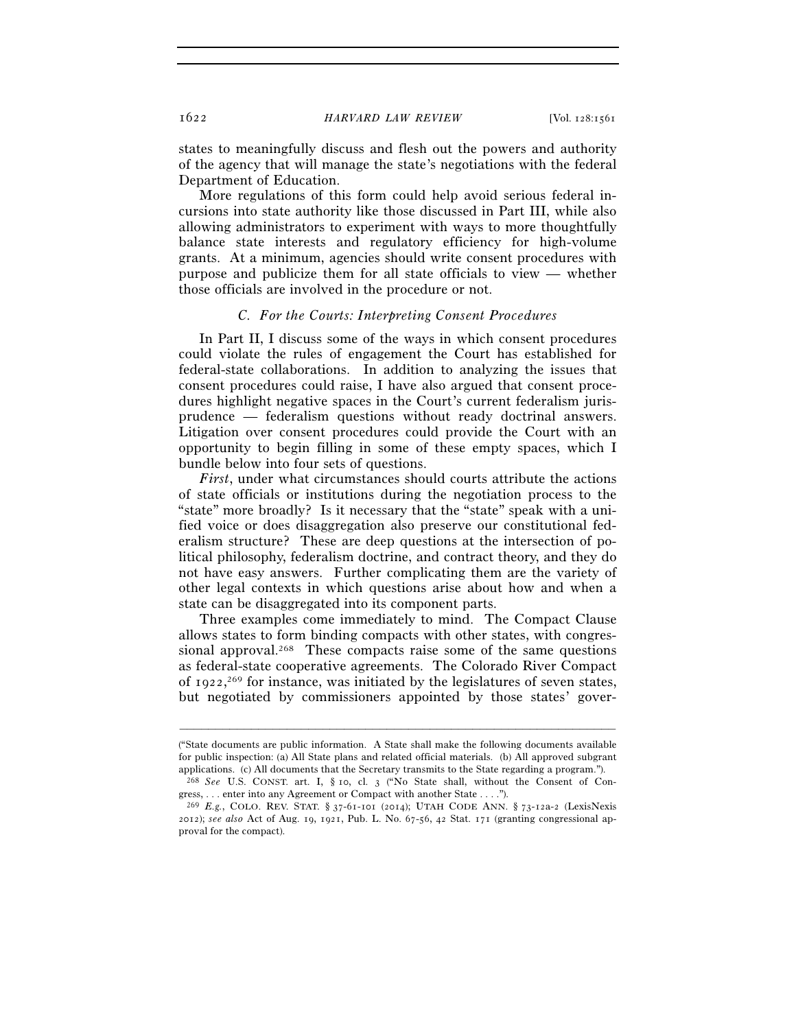states to meaningfully discuss and flesh out the powers and authority of the agency that will manage the state's negotiations with the federal Department of Education.

More regulations of this form could help avoid serious federal incursions into state authority like those discussed in Part III, while also allowing administrators to experiment with ways to more thoughtfully balance state interests and regulatory efficiency for high-volume grants. At a minimum, agencies should write consent procedures with purpose and publicize them for all state officials to view — whether those officials are involved in the procedure or not.

### *C. For the Courts: Interpreting Consent Procedures*

In Part II, I discuss some of the ways in which consent procedures could violate the rules of engagement the Court has established for federal-state collaborations. In addition to analyzing the issues that consent procedures could raise, I have also argued that consent procedures highlight negative spaces in the Court's current federalism jurisprudence — federalism questions without ready doctrinal answers. Litigation over consent procedures could provide the Court with an opportunity to begin filling in some of these empty spaces, which I bundle below into four sets of questions.

*First*, under what circumstances should courts attribute the actions of state officials or institutions during the negotiation process to the "state" more broadly? Is it necessary that the "state" speak with a unified voice or does disaggregation also preserve our constitutional federalism structure? These are deep questions at the intersection of political philosophy, federalism doctrine, and contract theory, and they do not have easy answers. Further complicating them are the variety of other legal contexts in which questions arise about how and when a state can be disaggregated into its component parts.

Three examples come immediately to mind. The Compact Clause allows states to form binding compacts with other states, with congressional approval.[268] These compacts raise some of the same questions as federal-state cooperative agreements. The Colorado River Compact of 1922,[269] for instance, was initiated by the legislatures of seven states, but negotiated by commissioners appointed by those states' gover-

---

("State documents are public information. A State shall make the following documents available for public inspection: (a) All State plans and related official materials. (b) All approved subgrant applications. (c) All documents that the Secretary transmits to the State regarding a program.").

[268] *See* U.S. CONST. art. I, § 10, cl. 3 ("No State shall, without the Consent of Congress, . . . enter into any Agreement or Compact with another State . . . .").

[269] *E.g.*, COLO. REV. STAT. § 37-61-101 (2014); UTAH CODE ANN. § 73-12a-2 (LexisNexis 2012); *see also* Act of Aug. 19, 1921, Pub. L. No. 67-56, 42 Stat. 171 (granting congressional approval for the compact).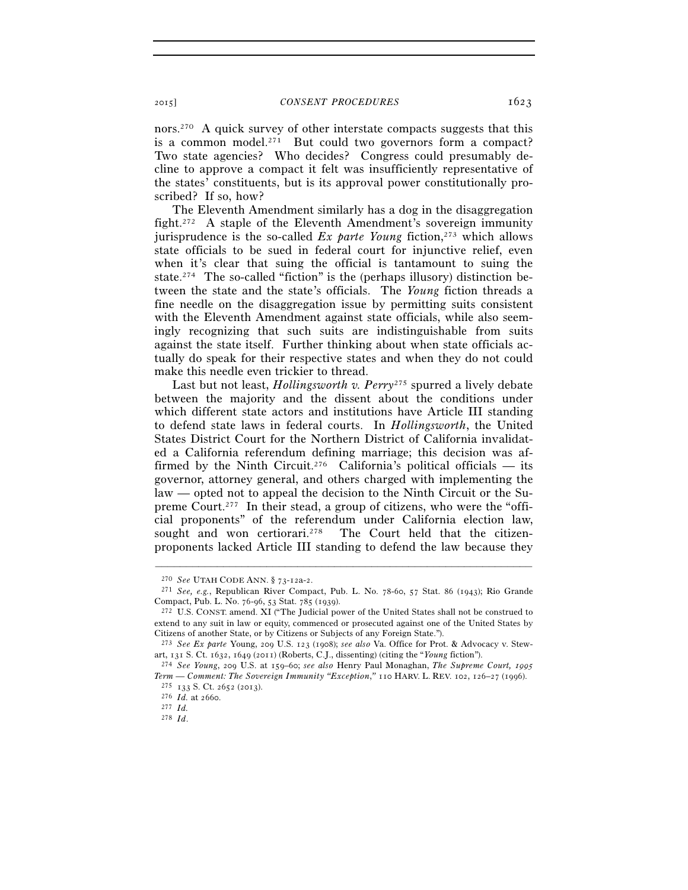nors.[270] A quick survey of other interstate compacts suggests that this is a common model.[271] But could two governors form a compact? Two state agencies? Who decides? Congress could presumably decline to approve a compact it felt was insufficiently representative of the states' constituents, but is its approval power constitutionally proscribed? If so, how?

The Eleventh Amendment similarly has a dog in the disaggregation fight.[272] A staple of the Eleventh Amendment's sovereign immunity jurisprudence is the so-called *Ex parte Young* fiction,[273] which allows state officials to be sued in federal court for injunctive relief, even when it's clear that suing the official is tantamount to suing the state.[274] The so-called "fiction" is the (perhaps illusory) distinction between the state and the state's officials. The *Young* fiction threads a fine needle on the disaggregation issue by permitting suits consistent with the Eleventh Amendment against state officials, while also seemingly recognizing that such suits are indistinguishable from suits against the state itself. Further thinking about when state officials actually do speak for their respective states and when they do not could make this needle even trickier to thread.

Last but not least, *Hollingsworth v. Perry*[275] spurred a lively debate between the majority and the dissent about the conditions under which different state actors and institutions have Article III standing to defend state laws in federal courts. In *Hollingsworth*, the United States District Court for the Northern District of California invalidated a California referendum defining marriage; this decision was affirmed by the Ninth Circuit.[276] California's political officials — its governor, attorney general, and others charged with implementing the law — opted not to appeal the decision to the Ninth Circuit or the Supreme Court.[277] In their stead, a group of citizens, who were the "official proponents" of the referendum under California election law, sought and won certiorari.[278] The Court held that the citizen-proponents lacked Article III standing to defend the law because they

---

[270] *See* UTAH CODE ANN. § 73-12a-2.

[271] *See, e.g.*, Republican River Compact, Pub. L. No. 78-60, 57 Stat. 86 (1943); Rio Grande Compact, Pub. L. No. 76-96, 53 Stat. 785 (1939).

[272] U.S. CONST. amend. XI ("The Judicial power of the United States shall not be construed to extend to any suit in law or equity, commenced or prosecuted against one of the United States by Citizens of another State, or by Citizens or Subjects of any Foreign State.").

[273] *See Ex parte* Young, 209 U.S. 123 (1908); *see also* Va. Office for Prot. & Advocacy v. Stewart, 131 S. Ct. 1632, 1649 (2011) (Roberts, C.J., dissenting) (citing the "*Young* fiction").

[274] *See Young*, 209 U.S. at 159–60; *see also* Henry Paul Monaghan, *The Supreme Court, 1995 Term — Comment: The Sovereign Immunity "Exception*,*"* 110 HARV. L. REV. 102, 126–27 (1996).

[275] 133 S. Ct. 2652 (2013).

[276] *Id.* at 2660.

[277] *Id.*

[278] *Id.*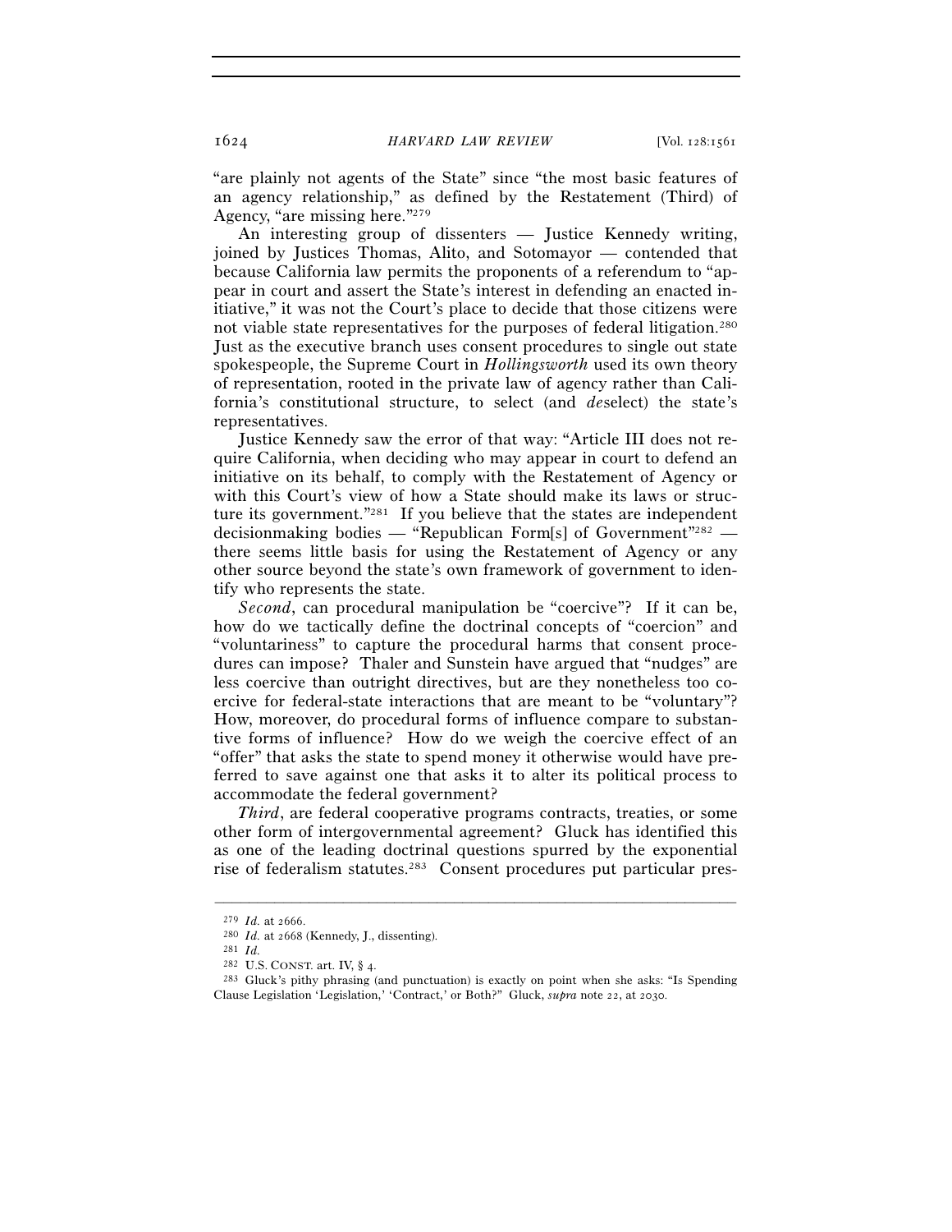"are plainly not agents of the State" since "the most basic features of an agency relationship," as defined by the Restatement (Third) of Agency, "are missing here."[279]

An interesting group of dissenters — Justice Kennedy writing, joined by Justices Thomas, Alito, and Sotomayor — contended that because California law permits the proponents of a referendum to "appear in court and assert the State's interest in defending an enacted initiative," it was not the Court's place to decide that those citizens were not viable state representatives for the purposes of federal litigation.[280] Just as the executive branch uses consent procedures to single out state spokespeople, the Supreme Court in *Hollingsworth* used its own theory of representation, rooted in the private law of agency rather than California's constitutional structure, to select (and *de*select) the state's representatives.

Justice Kennedy saw the error of that way: "Article III does not require California, when deciding who may appear in court to defend an initiative on its behalf, to comply with the Restatement of Agency or with this Court's view of how a State should make its laws or structure its government."[281] If you believe that the states are independent decisionmaking bodies — "Republican Form[s] of Government"[282] — there seems little basis for using the Restatement of Agency or any other source beyond the state's own framework of government to identify who represents the state.

*Second*, can procedural manipulation be "coercive"? If it can be, how do we tactically define the doctrinal concepts of "coercion" and "voluntariness" to capture the procedural harms that consent procedures can impose? Thaler and Sunstein have argued that "nudges" are less coercive than outright directives, but are they nonetheless too coercive for federal-state interactions that are meant to be "voluntary"? How, moreover, do procedural forms of influence compare to substantive forms of influence? How do we weigh the coercive effect of an "offer" that asks the state to spend money it otherwise would have preferred to save against one that asks it to alter its political process to accommodate the federal government?

*Third*, are federal cooperative programs contracts, treaties, or some other form of intergovernmental agreement? Gluck has identified this as one of the leading doctrinal questions spurred by the exponential rise of federalism statutes.[283] Consent procedures put particular pres-

---

[279] *Id.* at 2666.

[280] *Id.* at 2668 (Kennedy, J., dissenting).

[281] *Id.*

[282] U.S. CONST. art. IV, § 4.

[283] Gluck's pithy phrasing (and punctuation) is exactly on point when she asks: "Is Spending Clause Legislation 'Legislation,' 'Contract,' or Both?" Gluck, *supra* note 22, at 2030.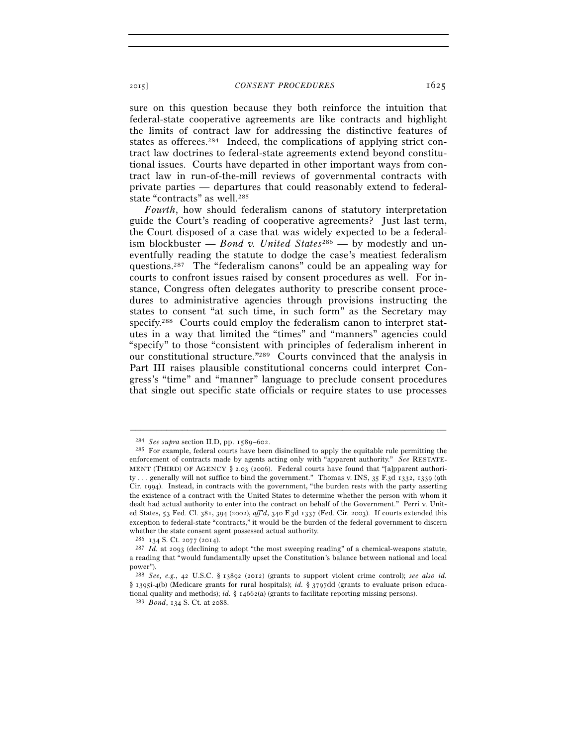sure on this question because they both reinforce the intuition that federal-state cooperative agreements are like contracts and highlight the limits of contract law for addressing the distinctive features of states as offerees.[284] Indeed, the complications of applying strict contract law doctrines to federal-state agreements extend beyond constitutional issues. Courts have departed in other important ways from contract law in run-of-the-mill reviews of governmental contracts with private parties — departures that could reasonably extend to federal-state "contracts" as well.[285]

*Fourth*, how should federalism canons of statutory interpretation guide the Court's reading of cooperative agreements? Just last term, the Court disposed of a case that was widely expected to be a federalism blockbuster — *Bond v. United States*[286] — by modestly and uneventfully reading the statute to dodge the case's meatiest federalism questions.[287] The "federalism canons" could be an appealing way for courts to confront issues raised by consent procedures as well. For instance, Congress often delegates authority to prescribe consent procedures to administrative agencies through provisions instructing the states to consent "at such time, in such form" as the Secretary may specify.[288] Courts could employ the federalism canon to interpret statutes in a way that limited the "times" and "manners" agencies could "specify" to those "consistent with principles of federalism inherent in our constitutional structure."[289] Courts convinced that the analysis in Part III raises plausible constitutional concerns could interpret Congress's "time" and "manner" language to preclude consent procedures that single out specific state officials or require states to use processes

---

[284] *See supra* section II.D, pp. 1589–602.

[285] For example, federal courts have been disinclined to apply the equitable rule permitting the enforcement of contracts made by agents acting only with "apparent authority." *See* RESTATEMENT (THIRD) OF AGENCY § 2.03 (2006). Federal courts have found that "[a]pparent authority . . . generally will not suffice to bind the government." Thomas v. INS, 35 F.3d 1332, 1339 (9th Cir. 1994). Instead, in contracts with the government, "the burden rests with the party asserting the existence of a contract with the United States to determine whether the person with whom it dealt had actual authority to enter into the contract on behalf of the Government." Perri v. United States, 53 Fed. Cl. 381, 394 (2002), *aff'd*, 340 F.3d 1337 (Fed. Cir. 2003). If courts extended this exception to federal-state "contracts," it would be the burden of the federal government to discern whether the state consent agent possessed actual authority.

[286] 134 S. Ct. 2077 (2014).

[287] *Id.* at 2093 (declining to adopt "the most sweeping reading" of a chemical-weapons statute, a reading that "would fundamentally upset the Constitution's balance between national and local power").

[288] *See, e.g.*, 42 U.S.C. § 13892 (2012) (grants to support violent crime control); *see also id.* § 1395i-4(b) (Medicare grants for rural hospitals); *id.* § 3797dd (grants to evaluate prison educational quality and methods); *id.* § 14662(a) (grants to facilitate reporting missing persons).

[289] *Bond*, 134 S. Ct. at 2088.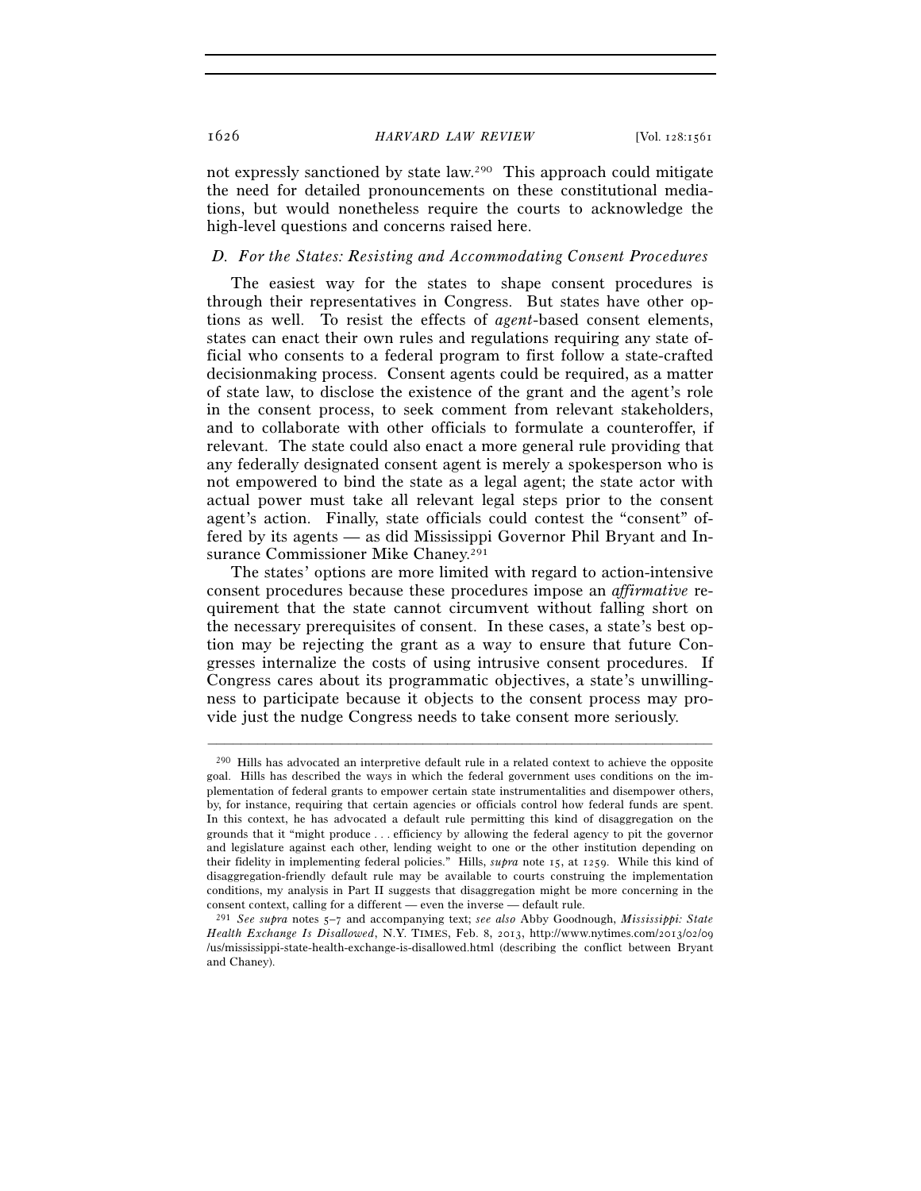not expressly sanctioned by state law.[290] This approach could mitigate the need for detailed pronouncements on these constitutional mediations, but would nonetheless require the courts to acknowledge the high-level questions and concerns raised here.

### *D. For the States: Resisting and Accommodating Consent Procedures*

The easiest way for the states to shape consent procedures is through their representatives in Congress. But states have other options as well. To resist the effects of *agent*-based consent elements, states can enact their own rules and regulations requiring any state official who consents to a federal program to first follow a state-crafted decisionmaking process. Consent agents could be required, as a matter of state law, to disclose the existence of the grant and the agent's role in the consent process, to seek comment from relevant stakeholders, and to collaborate with other officials to formulate a counteroffer, if relevant. The state could also enact a more general rule providing that any federally designated consent agent is merely a spokesperson who is not empowered to bind the state as a legal agent; the state actor with actual power must take all relevant legal steps prior to the consent agent's action. Finally, state officials could contest the "consent" offered by its agents — as did Mississippi Governor Phil Bryant and Insurance Commissioner Mike Chaney.[291]

The states' options are more limited with regard to action-intensive consent procedures because these procedures impose an *affirmative* requirement that the state cannot circumvent without falling short on the necessary prerequisites of consent. In these cases, a state's best option may be rejecting the grant as a way to ensure that future Congresses internalize the costs of using intrusive consent procedures. If Congress cares about its programmatic objectives, a state's unwillingness to participate because it objects to the consent process may provide just the nudge Congress needs to take consent more seriously.

---

[290] Hills has advocated an interpretive default rule in a related context to achieve the opposite goal. Hills has described the ways in which the federal government uses conditions on the implementation of federal grants to empower certain state instrumentalities and disempower others, by, for instance, requiring that certain agencies or officials control how federal funds are spent. In this context, he has advocated a default rule permitting this kind of disaggregation on the grounds that it "might produce . . . efficiency by allowing the federal agency to pit the governor and legislature against each other, lending weight to one or the other institution depending on their fidelity in implementing federal policies." Hills, *supra* note 15, at 1259. While this kind of disaggregation-friendly default rule may be available to courts construing the implementation conditions, my analysis in Part II suggests that disaggregation might be more concerning in the consent context, calling for a different — even the inverse — default rule.

[291] *See supra* notes 5–7 and accompanying text; *see also* Abby Goodnough, *Mississippi: State Health Exchange Is Disallowed*, N.Y. TIMES, Feb. 8, 2013, http://www.nytimes.com/2013/02/09/us/mississippi-state-health-exchange-is-disallowed.html (describing the conflict between Bryant and Chaney).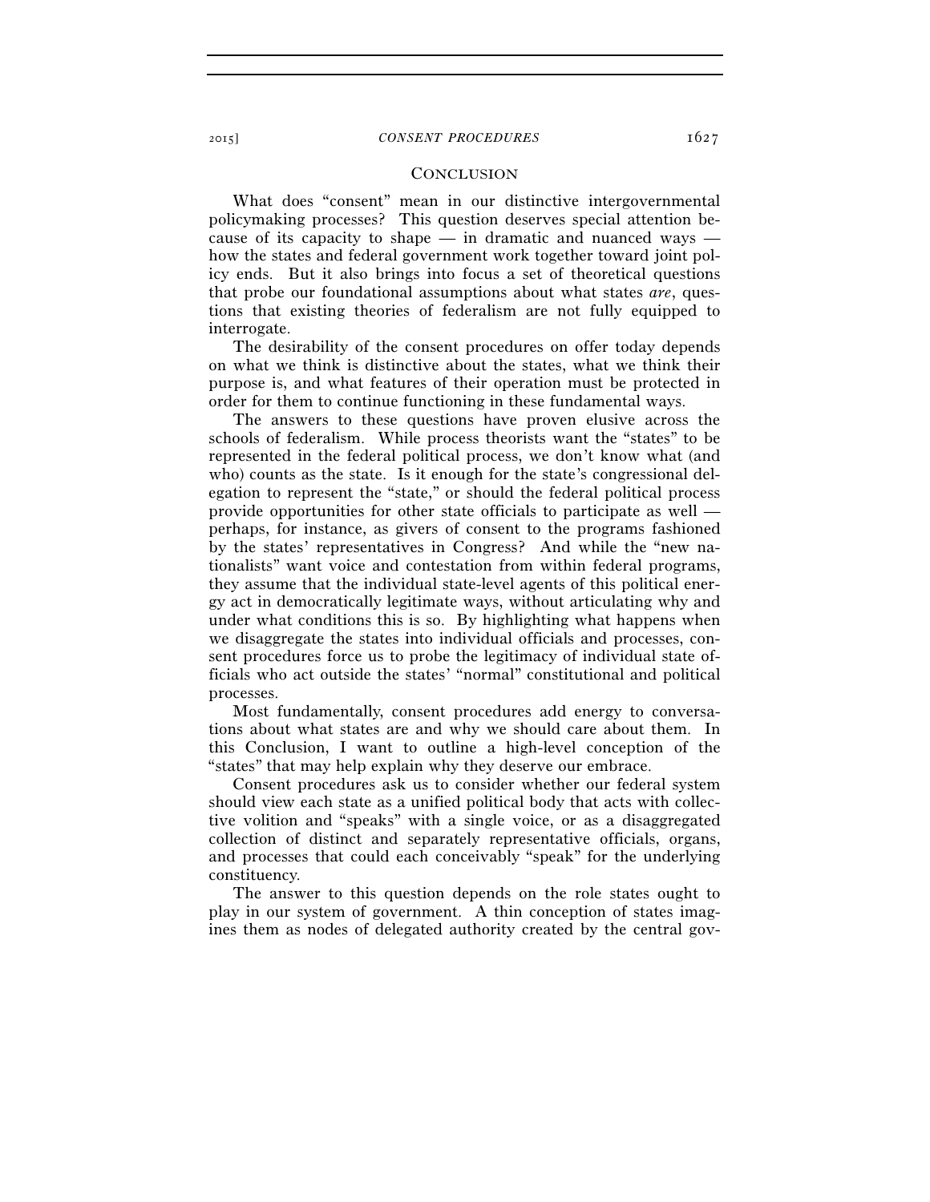## CONCLUSION

What does "consent" mean in our distinctive intergovernmental policymaking processes? This question deserves special attention because of its capacity to shape — in dramatic and nuanced ways — how the states and federal government work together toward joint policy ends. But it also brings into focus a set of theoretical questions that probe our foundational assumptions about what states *are*, questions that existing theories of federalism are not fully equipped to interrogate.

The desirability of the consent procedures on offer today depends on what we think is distinctive about the states, what we think their purpose is, and what features of their operation must be protected in order for them to continue functioning in these fundamental ways.

The answers to these questions have proven elusive across the schools of federalism. While process theorists want the "states" to be represented in the federal political process, we don't know what (and who) counts as the state. Is it enough for the state's congressional delegation to represent the "state," or should the federal political process provide opportunities for other state officials to participate as well — perhaps, for instance, as givers of consent to the programs fashioned by the states' representatives in Congress? And while the "new nationalists" want voice and contestation from within federal programs, they assume that the individual state-level agents of this political energy act in democratically legitimate ways, without articulating why and under what conditions this is so. By highlighting what happens when we disaggregate the states into individual officials and processes, consent procedures force us to probe the legitimacy of individual state officials who act outside the states' "normal" constitutional and political processes.

Most fundamentally, consent procedures add energy to conversations about what states are and why we should care about them. In this Conclusion, I want to outline a high-level conception of the "states" that may help explain why they deserve our embrace.

Consent procedures ask us to consider whether our federal system should view each state as a unified political body that acts with collective volition and "speaks" with a single voice, or as a disaggregated collection of distinct and separately representative officials, organs, and processes that could each conceivably "speak" for the underlying constituency.

The answer to this question depends on the role states ought to play in our system of government. A thin conception of states imagines them as nodes of delegated authority created by the central gov-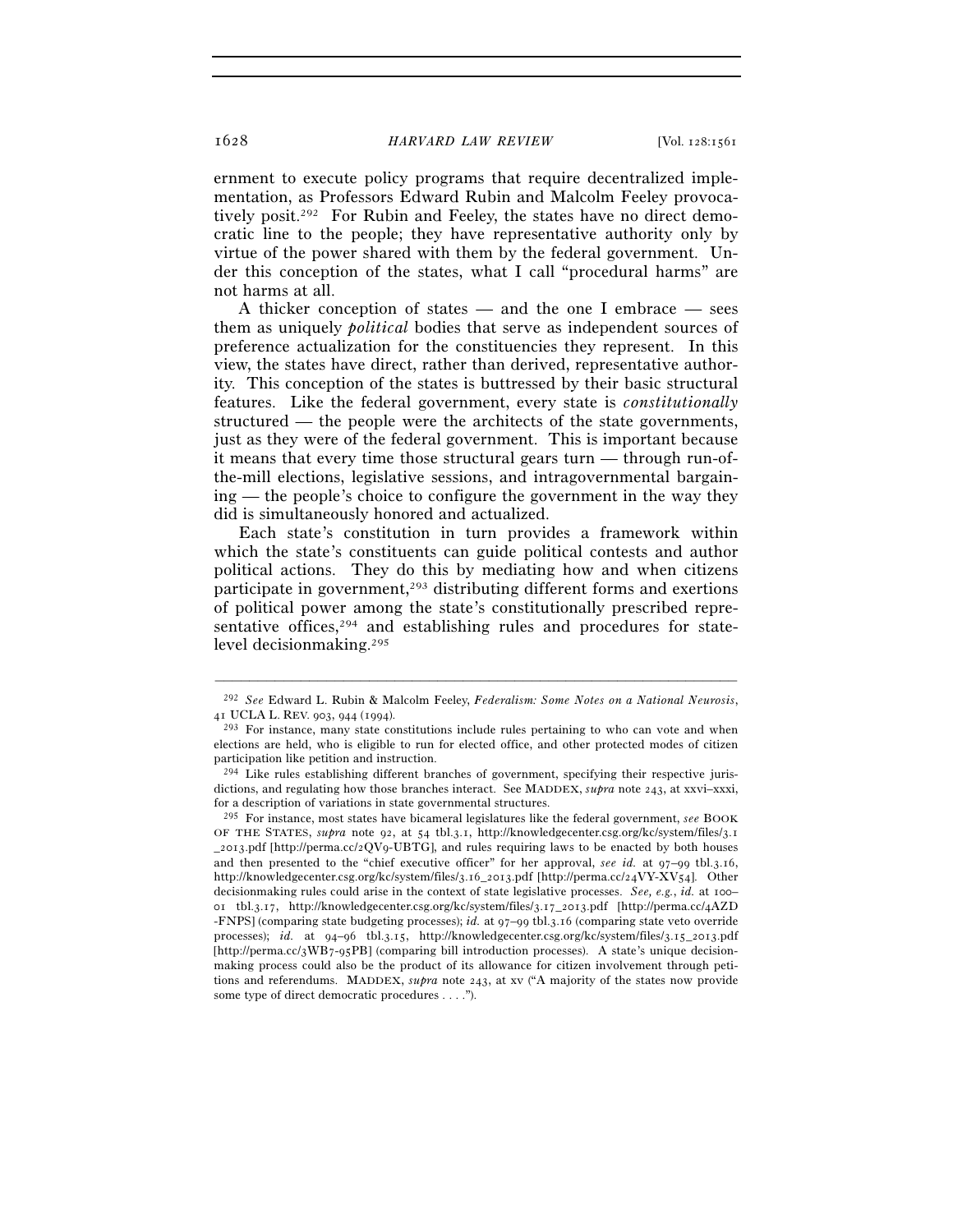ernment to execute policy programs that require decentralized implementation, as Professors Edward Rubin and Malcolm Feeley provocatively posit.[292] For Rubin and Feeley, the states have no direct democratic line to the people; they have representative authority only by virtue of the power shared with them by the federal government. Under this conception of the states, what I call "procedural harms" are not harms at all.

A thicker conception of states — and the one I embrace — sees them as uniquely *political* bodies that serve as independent sources of preference actualization for the constituencies they represent. In this view, the states have direct, rather than derived, representative authority. This conception of the states is buttressed by their basic structural features. Like the federal government, every state is *constitutionally* structured — the people were the architects of the state governments, just as they were of the federal government. This is important because it means that every time those structural gears turn — through run-of-the-mill elections, legislative sessions, and intragovernmental bargaining — the people's choice to configure the government in the way they did is simultaneously honored and actualized.

Each state's constitution in turn provides a framework within which the state's constituents can guide political contests and author political actions. They do this by mediating how and when citizens participate in government,[293] distributing different forms and exertions of political power among the state's constitutionally prescribed representative offices,[294] and establishing rules and procedures for state-level decisionmaking.[295]

---

[292] *See* Edward L. Rubin & Malcolm Feeley, *Federalism: Some Notes on a National Neurosis*, 41 UCLA L. REV. 903, 944 (1994).

[293] For instance, many state constitutions include rules pertaining to who can vote and when elections are held, who is eligible to run for elected office, and other protected modes of citizen participation like petition and instruction.

[294] Like rules establishing different branches of government, specifying their respective jurisdictions, and regulating how those branches interact. See MADDEX, *supra* note 243, at xxvi–xxxi, for a description of variations in state governmental structures.

[295] For instance, most states have bicameral legislatures like the federal government, *see* BOOK OF THE STATES, *supra* note 92, at 54 tbl.3.1, http://knowledgecenter.csg.org/kc/system/files/3.1_2013.pdf [http://perma.cc/2QV9-UBTG], and rules requiring laws to be enacted by both houses and then presented to the "chief executive officer" for her approval, *see id.* at 97–99 tbl.3.16, http://knowledgecenter.csg.org/kc/system/files/3.16_2013.pdf [http://perma.cc/24VY-XV54]. Other decisionmaking rules could arise in the context of state legislative processes. *See, e.g.*, *id.* at 100–01 tbl.3.17, http://knowledgecenter.csg.org/kc/system/files/3.17_2013.pdf [http://perma.cc/4AZD-FNPS] (comparing state budgeting processes); *id.* at 97–99 tbl.3.16 (comparing state veto override processes); *id.* at 94–96 tbl.3.15, http://knowledgecenter.csg.org/kc/system/files/3.15_2013.pdf [http://perma.cc/3WB7-95PB] (comparing bill introduction processes). A state's unique decisionmaking process could also be the product of its allowance for citizen involvement through petitions and referendums. MADDEX, *supra* note 243, at xv ("A majority of the states now provide some type of direct democratic procedures . . . .").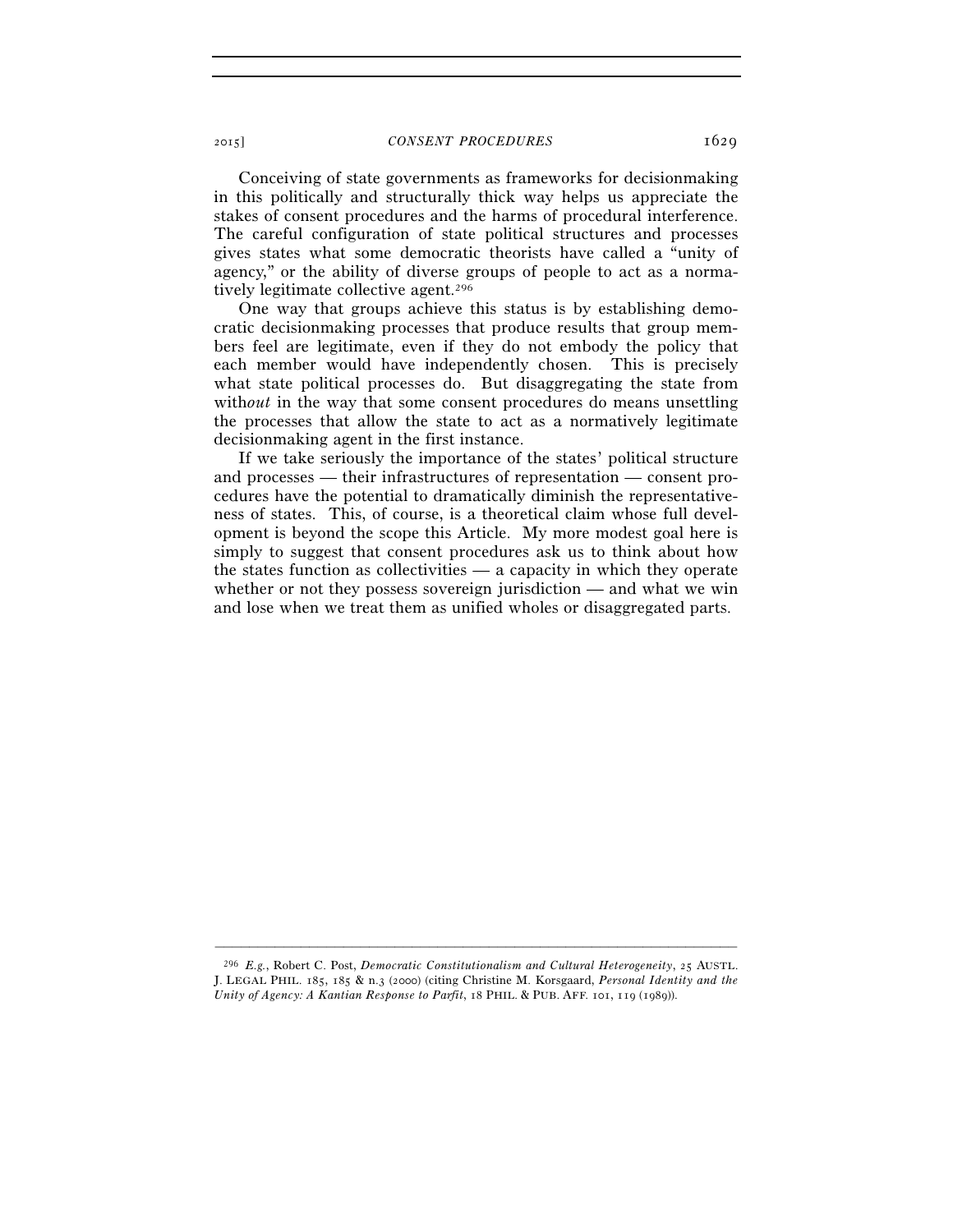Conceiving of state governments as frameworks for decisionmaking in this politically and structurally thick way helps us appreciate the stakes of consent procedures and the harms of procedural interference. The careful configuration of state political structures and processes gives states what some democratic theorists have called a "unity of agency," or the ability of diverse groups of people to act as a normatively legitimate collective agent.[296]

One way that groups achieve this status is by establishing democratic decisionmaking processes that produce results that group members feel are legitimate, even if they do not embody the policy that each member would have independently chosen. This is precisely what state political processes do. But disaggregating the state from with*out* in the way that some consent procedures do means unsettling the processes that allow the state to act as a normatively legitimate decisionmaking agent in the first instance.

If we take seriously the importance of the states' political structure and processes — their infrastructures of representation — consent procedures have the potential to dramatically diminish the representativeness of states. This, of course, is a theoretical claim whose full development is beyond the scope this Article. My more modest goal here is simply to suggest that consent procedures ask us to think about how the states function as collectivities — a capacity in which they operate whether or not they possess sovereign jurisdiction — and what we win and lose when we treat them as unified wholes or disaggregated parts.

---

[296] *E.g.*, Robert C. Post, *Democratic Constitutionalism and Cultural Heterogeneity*, 25 AUSTL. J. LEGAL PHIL. 185, 185 & n.3 (2000) (citing Christine M. Korsgaard, *Personal Identity and the Unity of Agency: A Kantian Response to Parfit*, 18 PHIL. & PUB. AFF. 101, 119 (1989)).